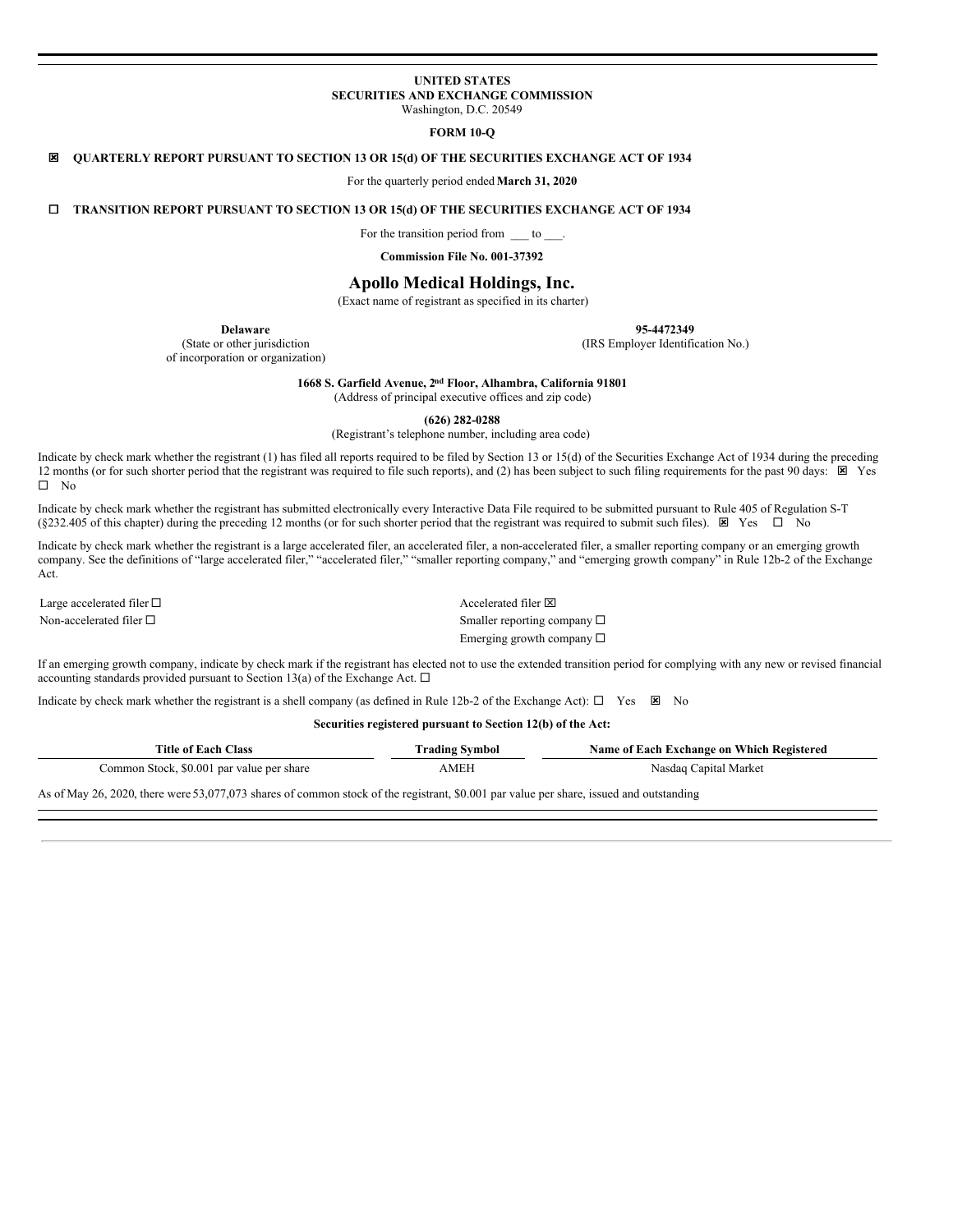**UNITED STATES**
**SECURITIES AND EXCHANGE COMMISSION**
Washington, D.C. 20549

**FORM 10-Q**

☒ **QUARTERLY REPORT PURSUANT TO SECTION 13 OR 15(d) OF THE SECURITIES EXCHANGE ACT OF 1934**

For the quarterly period ended **March 31, 2020**

☐ **TRANSITION REPORT PURSUANT TO SECTION 13 OR 15(d) OF THE SECURITIES EXCHANGE ACT OF 1934**

For the transition period from ___ to ___.

**Commission File No. 001-37392**

# Apollo Medical Holdings, Inc.

(Exact name of registrant as specified in its charter)

| **Delaware** | **95-4472349** |
|---|---|
| (State or other jurisdiction of incorporation or organization) | (IRS Employer Identification No.) |

**1668 S. Garfield Avenue, 2nd Floor, Alhambra, California 91801**
(Address of principal executive offices and zip code)

**(626) 282-0288**
(Registrant's telephone number, including area code)

Indicate by check mark whether the registrant (1) has filed all reports required to be filed by Section 13 or 15(d) of the Securities Exchange Act of 1934 during the preceding 12 months (or for such shorter period that the registrant was required to file such reports), and (2) has been subject to such filing requirements for the past 90 days: ☒ Yes ☐ No

Indicate by check mark whether the registrant has submitted electronically every Interactive Data File required to be submitted pursuant to Rule 405 of Regulation S-T (§232.405 of this chapter) during the preceding 12 months (or for such shorter period that the registrant was required to submit such files). ☒ Yes ☐ No

Indicate by check mark whether the registrant is a large accelerated filer, an accelerated filer, a non-accelerated filer, a smaller reporting company or an emerging growth company. See the definitions of "large accelerated filer," "accelerated filer," "smaller reporting company," and "emerging growth company" in Rule 12b-2 of the Exchange Act.

| | |
|---|---|
| Large accelerated filer ☐ | Accelerated filer ☒ |
| Non-accelerated filer ☐ | Smaller reporting company ☐ |
| | Emerging growth company ☐ |

If an emerging growth company, indicate by check mark if the registrant has elected not to use the extended transition period for complying with any new or revised financial accounting standards provided pursuant to Section 13(a) of the Exchange Act. ☐

Indicate by check mark whether the registrant is a shell company (as defined in Rule 12b-2 of the Exchange Act): ☐ Yes ☒ No

**Securities registered pursuant to Section 12(b) of the Act:**

| Title of Each Class | Trading Symbol | Name of Each Exchange on Which Registered |
|---|---|---|
| Common Stock, $0.001 par value per share | AMEH | Nasdaq Capital Market |

As of May 26, 2020, there were 53,077,073 shares of common stock of the registrant, $0.001 par value per share, issued and outstanding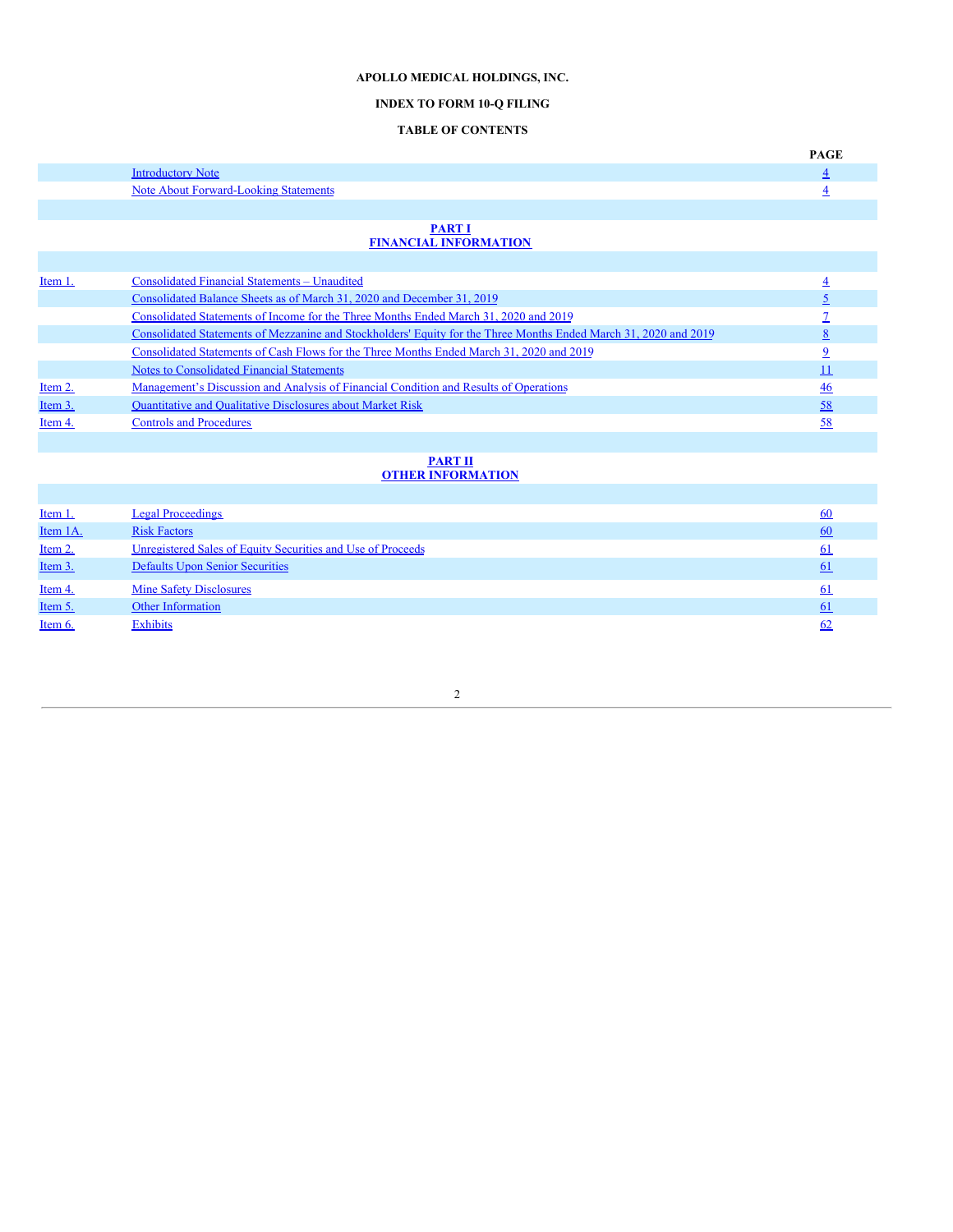**APOLLO MEDICAL HOLDINGS, INC.**

**INDEX TO FORM 10-Q FILING**

**TABLE OF CONTENTS**

| | | PAGE |
|---|---|---|
| | Introductory Note | 4 |
| | Note About Forward-Looking Statements | 4 |
| | | |
| | **PART I**<br>**FINANCIAL INFORMATION** | |
| | | |
| Item 1. | Consolidated Financial Statements – Unaudited | 4 |
| | Consolidated Balance Sheets as of March 31, 2020 and December 31, 2019 | 5 |
| | Consolidated Statements of Income for the Three Months Ended March 31, 2020 and 2019 | 7 |
| | Consolidated Statements of Mezzanine and Stockholders' Equity for the Three Months Ended March 31, 2020 and 2019 | 8 |
| | Consolidated Statements of Cash Flows for the Three Months Ended March 31, 2020 and 2019 | 9 |
| | Notes to Consolidated Financial Statements | 11 |
| Item 2. | Management's Discussion and Analysis of Financial Condition and Results of Operations | 46 |
| Item 3. | Quantitative and Qualitative Disclosures about Market Risk | 58 |
| Item 4. | Controls and Procedures | 58 |
| | | |
| | **PART II**<br>**OTHER INFORMATION** | |
| | | |
| Item 1. | Legal Proceedings | 60 |
| Item 1A. | Risk Factors | 60 |
| Item 2. | Unregistered Sales of Equity Securities and Use of Proceeds | 61 |
| Item 3. | Defaults Upon Senior Securities | 61 |
| Item 4. | Mine Safety Disclosures | 61 |
| Item 5. | Other Information | 61 |
| Item 6. | Exhibits | 62 |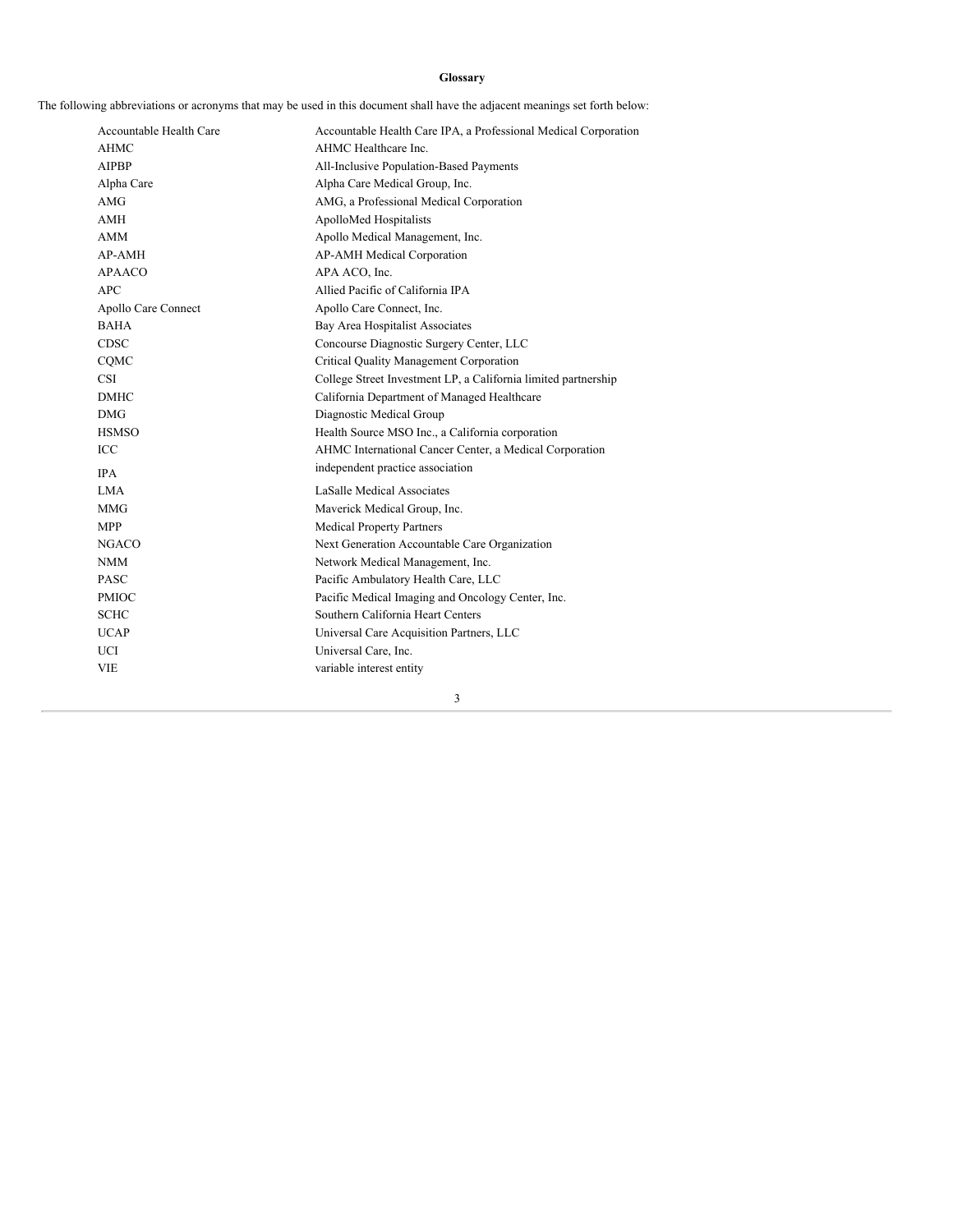**Glossary**

The following abbreviations or acronyms that may be used in this document shall have the adjacent meanings set forth below:

| | |
|---|---|
| Accountable Health Care | Accountable Health Care IPA, a Professional Medical Corporation |
| AHMC | AHMC Healthcare Inc. |
| AIPBP | All-Inclusive Population-Based Payments |
| Alpha Care | Alpha Care Medical Group, Inc. |
| AMG | AMG, a Professional Medical Corporation |
| AMH | ApolloMed Hospitalists |
| AMM | Apollo Medical Management, Inc. |
| AP-AMH | AP-AMH Medical Corporation |
| APAACO | APA ACO, Inc. |
| APC | Allied Pacific of California IPA |
| Apollo Care Connect | Apollo Care Connect, Inc. |
| BAHA | Bay Area Hospitalist Associates |
| CDSC | Concourse Diagnostic Surgery Center, LLC |
| CQMC | Critical Quality Management Corporation |
| CSI | College Street Investment LP, a California limited partnership |
| DMHC | California Department of Managed Healthcare |
| DMG | Diagnostic Medical Group |
| HSMSO | Health Source MSO Inc., a California corporation |
| ICC | AHMC International Cancer Center, a Medical Corporation |
| IPA | independent practice association |
| LMA | LaSalle Medical Associates |
| MMG | Maverick Medical Group, Inc. |
| MPP | Medical Property Partners |
| NGACO | Next Generation Accountable Care Organization |
| NMM | Network Medical Management, Inc. |
| PASC | Pacific Ambulatory Health Care, LLC |
| PMIOC | Pacific Medical Imaging and Oncology Center, Inc. |
| SCHC | Southern California Heart Centers |
| UCAP | Universal Care Acquisition Partners, LLC |
| UCI | Universal Care, Inc. |
| VIE | variable interest entity |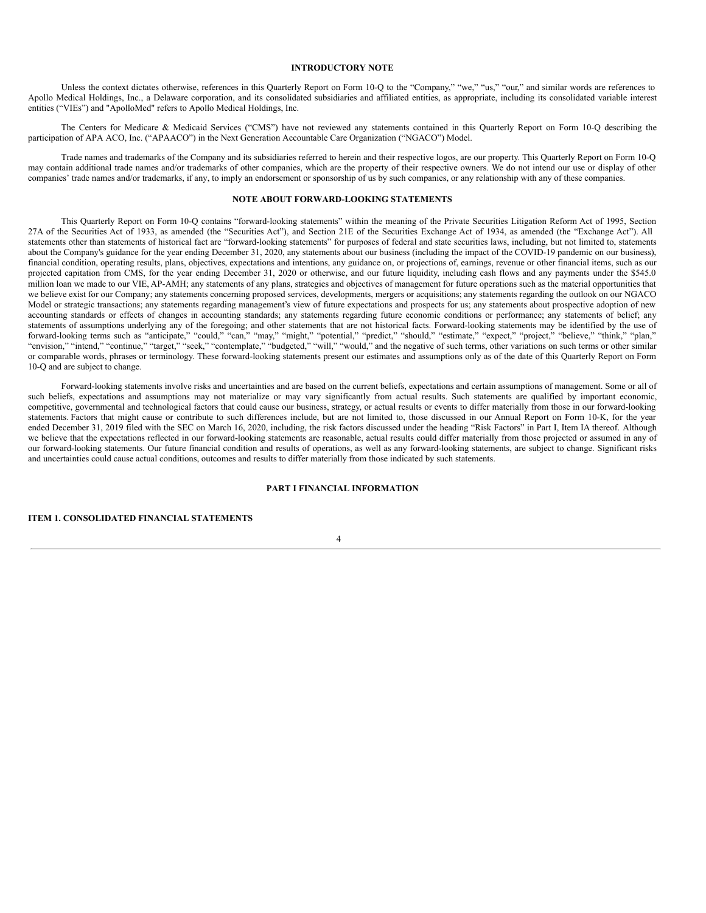## INTRODUCTORY NOTE

Unless the context dictates otherwise, references in this Quarterly Report on Form 10-Q to the "Company," "we," "us," "our," and similar words are references to Apollo Medical Holdings, Inc., a Delaware corporation, and its consolidated subsidiaries and affiliated entities, as appropriate, including its consolidated variable interest entities ("VIEs") and "ApolloMed" refers to Apollo Medical Holdings, Inc.

The Centers for Medicare & Medicaid Services ("CMS") have not reviewed any statements contained in this Quarterly Report on Form 10-Q describing the participation of APA ACO, Inc. ("APAACO") in the Next Generation Accountable Care Organization ("NGACO") Model.

Trade names and trademarks of the Company and its subsidiaries referred to herein and their respective logos, are our property. This Quarterly Report on Form 10-Q may contain additional trade names and/or trademarks of other companies, which are the property of their respective owners. We do not intend our use or display of other companies' trade names and/or trademarks, if any, to imply an endorsement or sponsorship of us by such companies, or any relationship with any of these companies.

## NOTE ABOUT FORWARD-LOOKING STATEMENTS

This Quarterly Report on Form 10-Q contains "forward-looking statements" within the meaning of the Private Securities Litigation Reform Act of 1995, Section 27A of the Securities Act of 1933, as amended (the "Securities Act"), and Section 21E of the Securities Exchange Act of 1934, as amended (the "Exchange Act"). All statements other than statements of historical fact are "forward-looking statements" for purposes of federal and state securities laws, including, but not limited to, statements about the Company's guidance for the year ending December 31, 2020, any statements about our business (including the impact of the COVID-19 pandemic on our business), financial condition, operating results, plans, objectives, expectations and intentions, any guidance on, or projections of, earnings, revenue or other financial items, such as our projected capitation from CMS, for the year ending December 31, 2020 or otherwise, and our future liquidity, including cash flows and any payments under the $545.0 million loan we made to our VIE, AP-AMH; any statements of any plans, strategies and objectives of management for future operations such as the material opportunities that we believe exist for our Company; any statements concerning proposed services, developments, mergers or acquisitions; any statements regarding the outlook on our NGACO Model or strategic transactions; any statements regarding management's view of future expectations and prospects for us; any statements about prospective adoption of new accounting standards or effects of changes in accounting standards; any statements regarding future economic conditions or performance; any statements of belief; any statements of assumptions underlying any of the foregoing; and other statements that are not historical facts. Forward-looking statements may be identified by the use of forward-looking terms such as "anticipate," "could," "can," "may," "might," "potential," "predict," "should," "estimate," "expect," "project," "believe," "think," "plan," "envision," "intend," "continue," "target," "seek," "contemplate," "budgeted," "will," "would," and the negative of such terms, other variations on such terms or other similar or comparable words, phrases or terminology. These forward-looking statements present our estimates and assumptions only as of the date of this Quarterly Report on Form 10-Q and are subject to change.

Forward-looking statements involve risks and uncertainties and are based on the current beliefs, expectations and certain assumptions of management. Some or all of such beliefs, expectations and assumptions may not materialize or may vary significantly from actual results. Such statements are qualified by important economic, competitive, governmental and technological factors that could cause our business, strategy, or actual results or events to differ materially from those in our forward-looking statements. Factors that might cause or contribute to such differences include, but are not limited to, those discussed in our Annual Report on Form 10-K, for the year ended December 31, 2019 filed with the SEC on March 16, 2020, including, the risk factors discussed under the heading "Risk Factors" in Part I, Item IA thereof. Although we believe that the expectations reflected in our forward-looking statements are reasonable, actual results could differ materially from those projected or assumed in any of our forward-looking statements. Our future financial condition and results of operations, as well as any forward-looking statements, are subject to change. Significant risks and uncertainties could cause actual conditions, outcomes and results to differ materially from those indicated by such statements.

# PART I FINANCIAL INFORMATION

## ITEM 1. CONSOLIDATED FINANCIAL STATEMENTS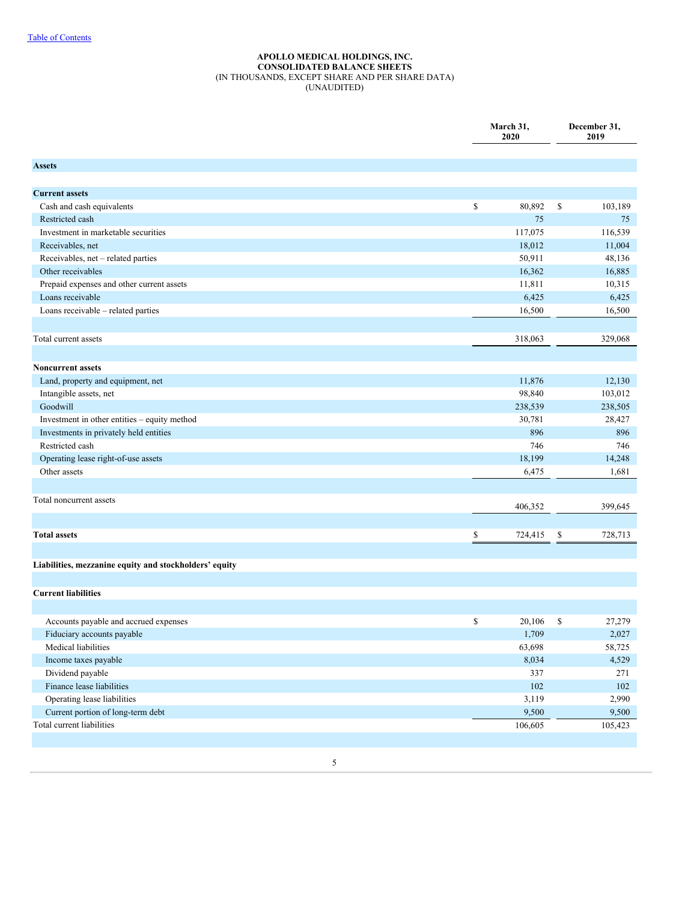**APOLLO MEDICAL HOLDINGS, INC.**
**CONSOLIDATED BALANCE SHEETS**
(IN THOUSANDS, EXCEPT SHARE AND PER SHARE DATA)
(UNAUDITED)

| | March 31, 2020 | December 31, 2019 |
|---|---|---|
| **Assets** | | |
| **Current assets** | | |
| Cash and cash equivalents | $ 80,892 | $ 103,189 |
| Restricted cash | 75 | 75 |
| Investment in marketable securities | 117,075 | 116,539 |
| Receivables, net | 18,012 | 11,004 |
| Receivables, net – related parties | 50,911 | 48,136 |
| Other receivables | 16,362 | 16,885 |
| Prepaid expenses and other current assets | 11,811 | 10,315 |
| Loans receivable | 6,425 | 6,425 |
| Loans receivable – related parties | 16,500 | 16,500 |
| Total current assets | 318,063 | 329,068 |
| **Noncurrent assets** | | |
| Land, property and equipment, net | 11,876 | 12,130 |
| Intangible assets, net | 98,840 | 103,012 |
| Goodwill | 238,539 | 238,505 |
| Investment in other entities – equity method | 30,781 | 28,427 |
| Investments in privately held entities | 896 | 896 |
| Restricted cash | 746 | 746 |
| Operating lease right-of-use assets | 18,199 | 14,248 |
| Other assets | 6,475 | 1,681 |
| Total noncurrent assets | 406,352 | 399,645 |
| **Total assets** | $ 724,415 | $ 728,713 |
| **Liabilities, mezzanine equity and stockholders' equity** | | |
| **Current liabilities** | | |
| Accounts payable and accrued expenses | $ 20,106 | $ 27,279 |
| Fiduciary accounts payable | 1,709 | 2,027 |
| Medical liabilities | 63,698 | 58,725 |
| Income taxes payable | 8,034 | 4,529 |
| Dividend payable | 337 | 271 |
| Finance lease liabilities | 102 | 102 |
| Operating lease liabilities | 3,119 | 2,990 |
| Current portion of long-term debt | 9,500 | 9,500 |
| Total current liabilities | 106,605 | 105,423 |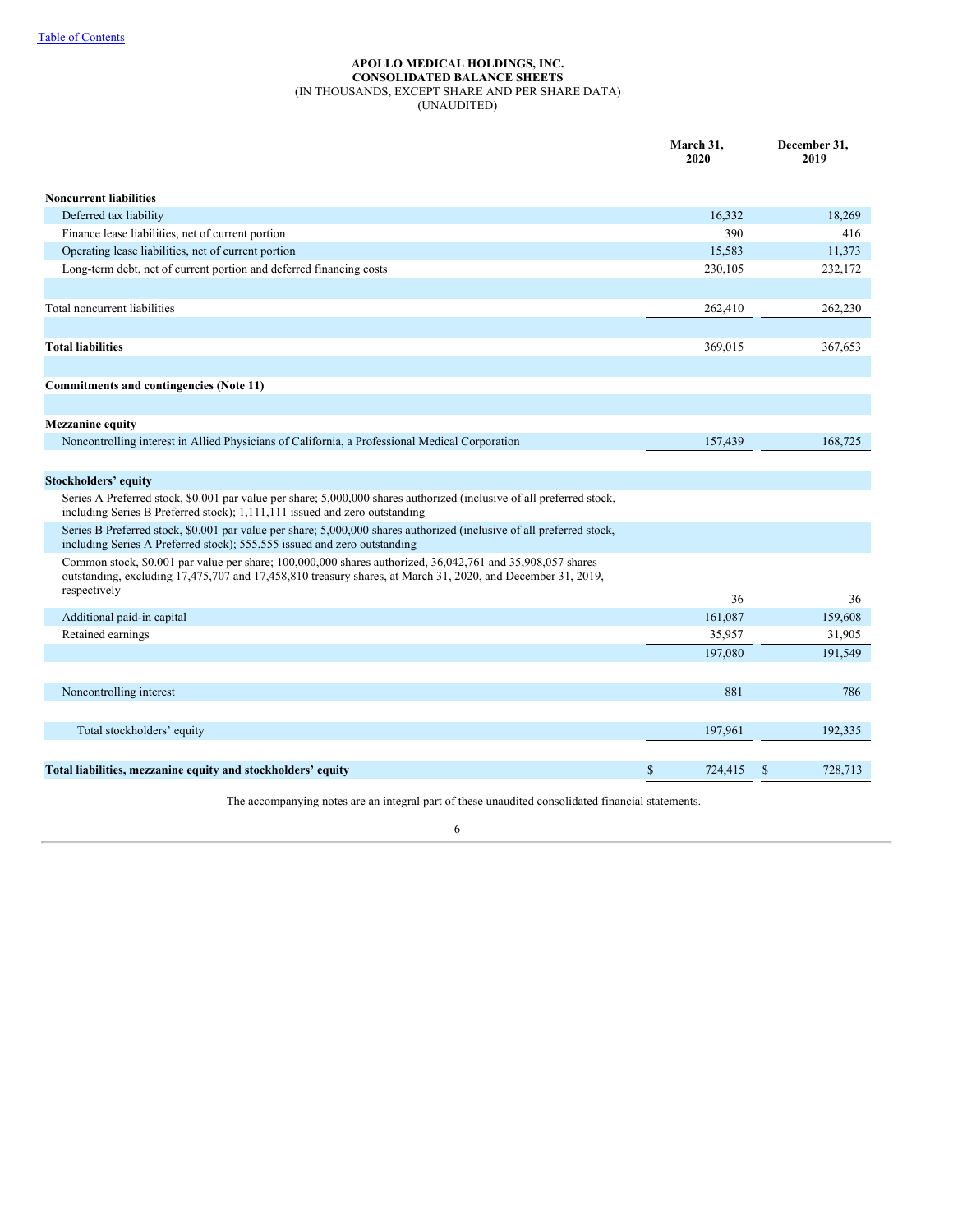[Table of Contents](#)

**APOLLO MEDICAL HOLDINGS, INC.**
**CONSOLIDATED BALANCE SHEETS**
(IN THOUSANDS, EXCEPT SHARE AND PER SHARE DATA)
(UNAUDITED)

| | March 31, 2020 | December 31, 2019 |
|---|---|---|
| **Noncurrent liabilities** | | |
| Deferred tax liability | 16,332 | 18,269 |
| Finance lease liabilities, net of current portion | 390 | 416 |
| Operating lease liabilities, net of current portion | 15,583 | 11,373 |
| Long-term debt, net of current portion and deferred financing costs | 230,105 | 232,172 |
| Total noncurrent liabilities | 262,410 | 262,230 |
| **Total liabilities** | 369,015 | 367,653 |
| **Commitments and contingencies (Note 11)** | | |
| **Mezzanine equity** | | |
| Noncontrolling interest in Allied Physicians of California, a Professional Medical Corporation | 157,439 | 168,725 |
| **Stockholders' equity** | | |
| Series A Preferred stock, $0.001 par value per share; 5,000,000 shares authorized (inclusive of all preferred stock, including Series B Preferred stock); 1,111,111 issued and zero outstanding | — | — |
| Series B Preferred stock, $0.001 par value per share; 5,000,000 shares authorized (inclusive of all preferred stock, including Series A Preferred stock); 555,555 issued and zero outstanding | — | — |
| Common stock, $0.001 par value per share; 100,000,000 shares authorized, 36,042,761 and 35,908,057 shares outstanding, excluding 17,475,707 and 17,458,810 treasury shares, at March 31, 2020, and December 31, 2019, respectively | 36 | 36 |
| Additional paid-in capital | 161,087 | 159,608 |
| Retained earnings | 35,957 | 31,905 |
| | 197,080 | 191,549 |
| Noncontrolling interest | 881 | 786 |
| Total stockholders' equity | 197,961 | 192,335 |
| **Total liabilities, mezzanine equity and stockholders' equity** | $ 724,415 | $ 728,713 |

The accompanying notes are an integral part of these unaudited consolidated financial statements.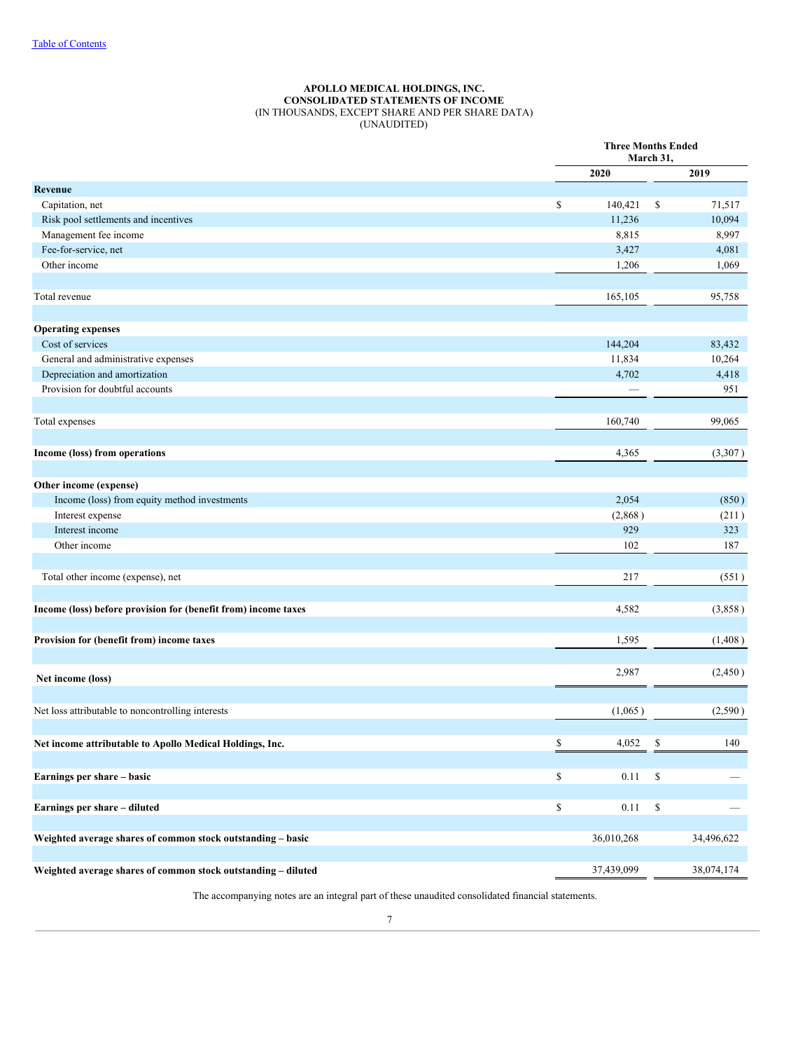[Table of Contents](#)

**APOLLO MEDICAL HOLDINGS, INC.**
**CONSOLIDATED STATEMENTS OF INCOME**
(IN THOUSANDS, EXCEPT SHARE AND PER SHARE DATA)
(UNAUDITED)

| | Three Months Ended March 31, | |
|---|---|---|
| | **2020** | **2019** |
| **Revenue** | | |
| Capitation, net | $ 140,421 | $ 71,517 |
| Risk pool settlements and incentives | 11,236 | 10,094 |
| Management fee income | 8,815 | 8,997 |
| Fee-for-service, net | 3,427 | 4,081 |
| Other income | 1,206 | 1,069 |
| Total revenue | 165,105 | 95,758 |
| **Operating expenses** | | |
| Cost of services | 144,204 | 83,432 |
| General and administrative expenses | 11,834 | 10,264 |
| Depreciation and amortization | 4,702 | 4,418 |
| Provision for doubtful accounts | — | 951 |
| Total expenses | 160,740 | 99,065 |
| **Income (loss) from operations** | 4,365 | (3,307) |
| **Other income (expense)** | | |
| Income (loss) from equity method investments | 2,054 | (850) |
| Interest expense | (2,868) | (211) |
| Interest income | 929 | 323 |
| Other income | 102 | 187 |
| Total other income (expense), net | 217 | (551) |
| **Income (loss) before provision for (benefit from) income taxes** | 4,582 | (3,858) |
| **Provision for (benefit from) income taxes** | 1,595 | (1,408) |
| **Net income (loss)** | 2,987 | (2,450) |
| Net loss attributable to noncontrolling interests | (1,065) | (2,590) |
| **Net income attributable to Apollo Medical Holdings, Inc.** | $ 4,052 | $ 140 |
| **Earnings per share – basic** | $ 0.11 | $ — |
| **Earnings per share – diluted** | $ 0.11 | $ — |
| **Weighted average shares of common stock outstanding – basic** | 36,010,268 | 34,496,622 |
| **Weighted average shares of common stock outstanding – diluted** | 37,439,099 | 38,074,174 |

The accompanying notes are an integral part of these unaudited consolidated financial statements.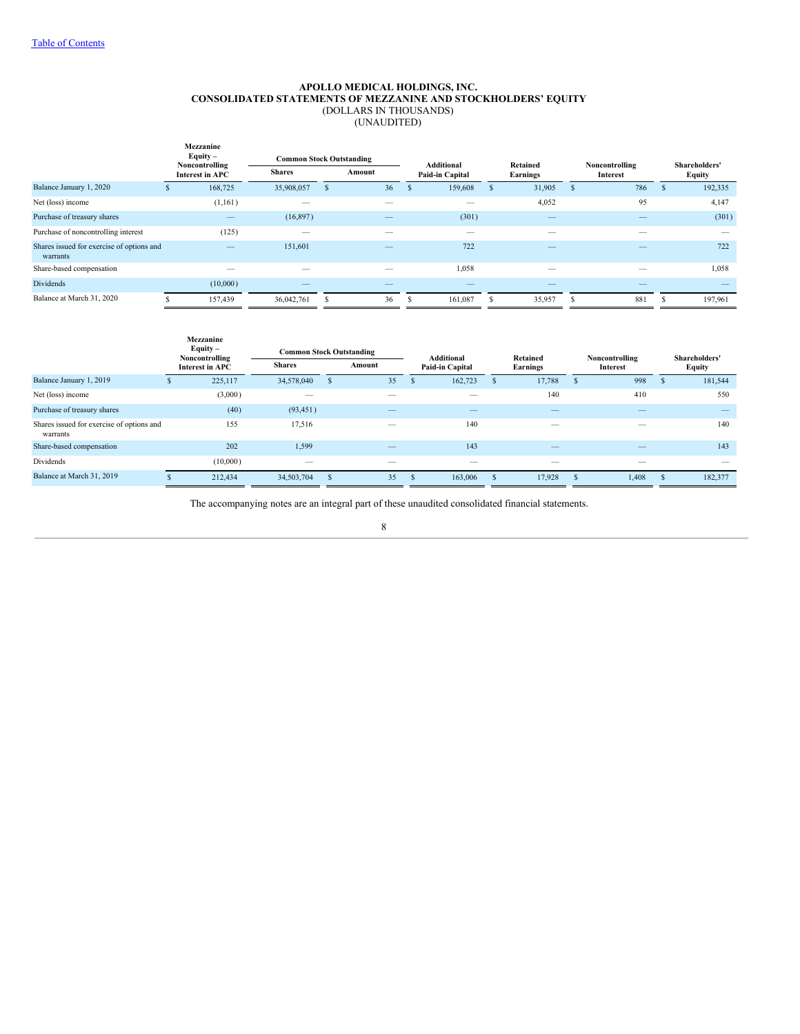# APOLLO MEDICAL HOLDINGS, INC.
## CONSOLIDATED STATEMENTS OF MEZZANINE AND STOCKHOLDERS' EQUITY
(DOLLARS IN THOUSANDS)
(UNAUDITED)

| | Mezzanine Equity – Noncontrolling Interest in APC | Common Stock Outstanding | | Additional Paid-in Capital | Retained Earnings | Noncontrolling Interest | Shareholders' Equity |
|---|---|---|---|---|---|---|---|
| | | Shares | Amount | | | | |
| Balance January 1, 2020 | $ 168,725 | 35,908,057 | $ 36 | $ 159,608 | $ 31,905 | $ 786 | $ 192,335 |
| Net (loss) income | (1,161) | — | — | — | 4,052 | 95 | 4,147 |
| Purchase of treasury shares | — | (16,897) | — | (301) | — | — | (301) |
| Purchase of noncontrolling interest | (125) | — | — | — | — | — | — |
| Shares issued for exercise of options and warrants | — | 151,601 | — | 722 | — | — | 722 |
| Share-based compensation | — | — | — | 1,058 | — | — | 1,058 |
| Dividends | (10,000) | — | — | — | — | — | — |
| Balance at March 31, 2020 | $ 157,439 | 36,042,761 | $ 36 | $ 161,087 | $ 35,957 | $ 881 | $ 197,961 |

| | Mezzanine Equity – Noncontrolling Interest in APC | Common Stock Outstanding | | Additional Paid-in Capital | Retained Earnings | Noncontrolling Interest | Shareholders' Equity |
|---|---|---|---|---|---|---|---|
| | | Shares | Amount | | | | |
| Balance January 1, 2019 | $ 225,117 | 34,578,040 | $ 35 | $ 162,723 | $ 17,788 | $ 998 | $ 181,544 |
| Net (loss) income | (3,000) | — | — | — | 140 | 410 | 550 |
| Purchase of treasury shares | (40) | (93,451) | — | — | — | — | — |
| Shares issued for exercise of options and warrants | 155 | 17,516 | — | 140 | — | — | 140 |
| Share-based compensation | 202 | 1,599 | — | 143 | — | — | 143 |
| Dividends | (10,000) | — | — | — | — | — | — |
| Balance at March 31, 2019 | $ 212,434 | 34,503,704 | $ 35 | $ 163,006 | $ 17,928 | $ 1,408 | $ 182,377 |

The accompanying notes are an integral part of these unaudited consolidated financial statements.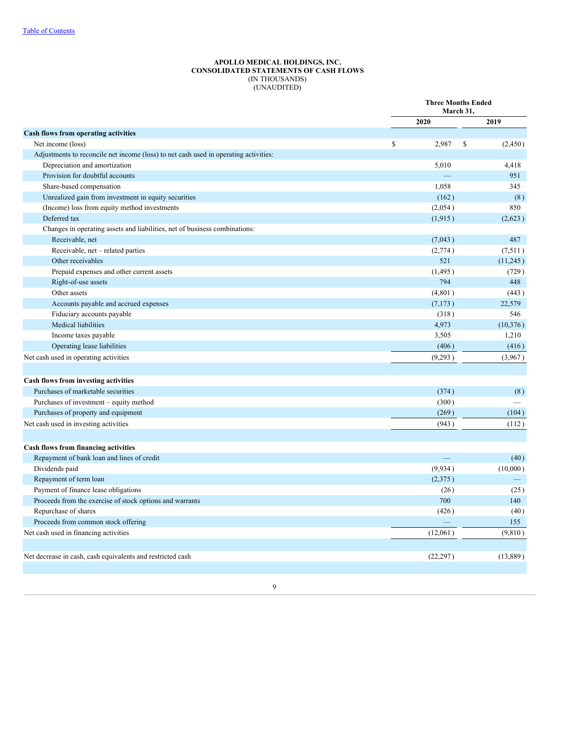[Table of Contents](#)

**APOLLO MEDICAL HOLDINGS, INC.**
**CONSOLIDATED STATEMENTS OF CASH FLOWS**
(IN THOUSANDS)
(UNAUDITED)

| | Three Months Ended March 31, | |
|---|---|---|
| | **2020** | **2019** |
| **Cash flows from operating activities** | | |
| Net income (loss) | $ 2,987 | $ (2,450) |
| Adjustments to reconcile net income (loss) to net cash used in operating activities: | | |
| Depreciation and amortization | 5,010 | 4,418 |
| Provision for doubtful accounts | — | 951 |
| Share-based compensation | 1,058 | 345 |
| Unrealized gain from investment in equity securities | (162) | (8) |
| (Income) loss from equity method investments | (2,054) | 850 |
| Deferred tax | (1,915) | (2,623) |
| Changes in operating assets and liabilities, net of business combinations: | | |
| Receivable, net | (7,043) | 487 |
| Receivable, net – related parties | (2,774) | (7,511) |
| Other receivables | 521 | (11,245) |
| Prepaid expenses and other current assets | (1,495) | (729) |
| Right-of-use assets | 794 | 448 |
| Other assets | (4,801) | (443) |
| Accounts payable and accrued expenses | (7,173) | 22,579 |
| Fiduciary accounts payable | (318) | 546 |
| Medical liabilities | 4,973 | (10,376) |
| Income taxes payable | 3,505 | 1,210 |
| Operating lease liabilities | (406) | (416) |
| Net cash used in operating activities | (9,293) | (3,967) |
| | | |
| **Cash flows from investing activities** | | |
| Purchases of marketable securities | (374) | (8) |
| Purchases of investment – equity method | (300) | — |
| Purchases of property and equipment | (269) | (104) |
| Net cash used in investing activities | (943) | (112) |
| | | |
| **Cash flows from financing activities** | | |
| Repayment of bank loan and lines of credit | — | (40) |
| Dividends paid | (9,934) | (10,000) |
| Repayment of term loan | (2,375) | — |
| Payment of finance lease obligations | (26) | (25) |
| Proceeds from the exercise of stock options and warrants | 700 | 140 |
| Repurchase of shares | (426) | (40) |
| Proceeds from common stock offering | — | 155 |
| Net cash used in financing activities | (12,061) | (9,810) |
| | | |
| Net decrease in cash, cash equivalents and restricted cash | (22,297) | (13,889) |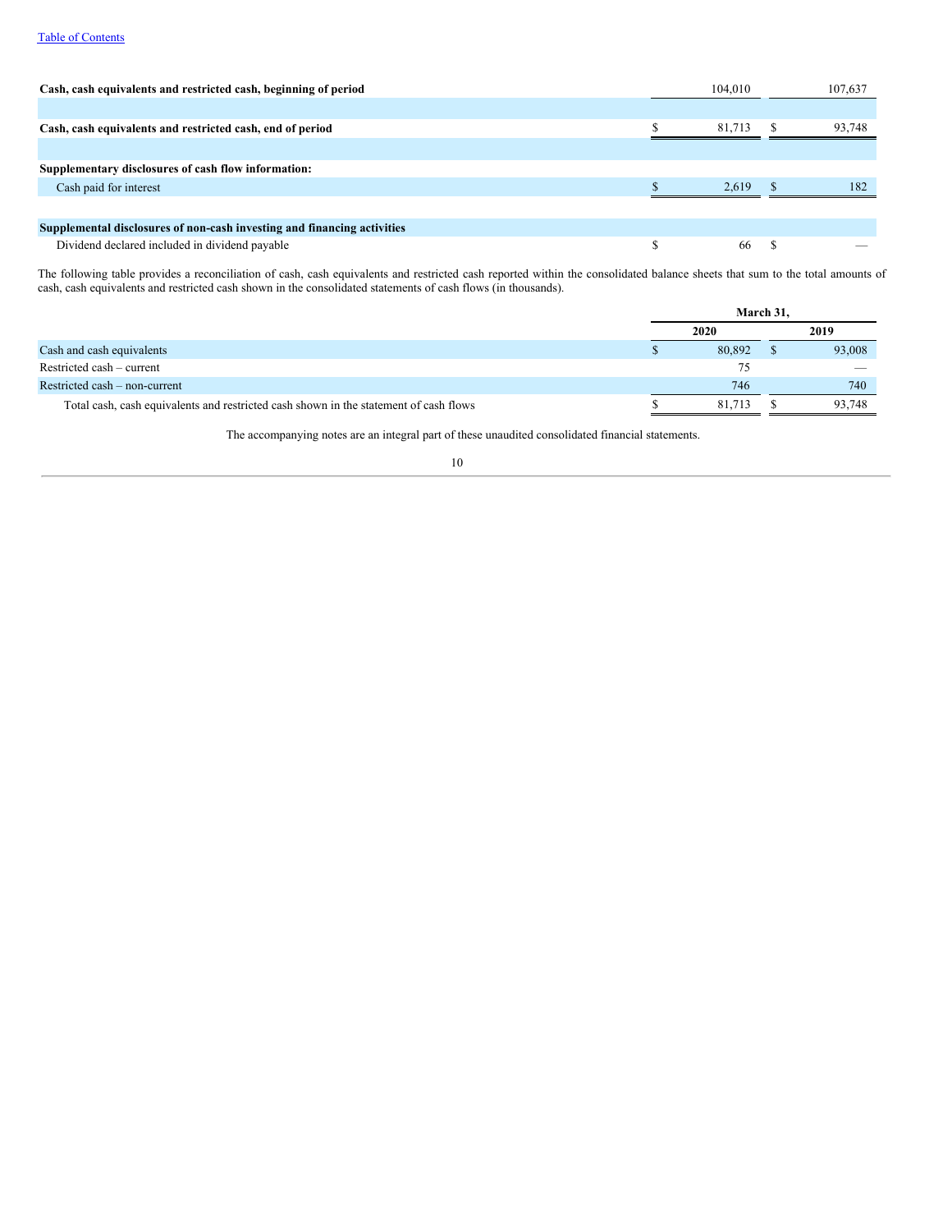| | | |
|---|---|---|
| **Cash, cash equivalents and restricted cash, beginning of period** | 104,010 | 107,637 |
| | | |
| **Cash, cash equivalents and restricted cash, end of period** | $ 81,713 | $ 93,748 |
| | | |
| **Supplementary disclosures of cash flow information:** | | |
| Cash paid for interest | $ 2,619 | $ 182 |
| | | |
| **Supplemental disclosures of non-cash investing and financing activities** | | |
| Dividend declared included in dividend payable | $ 66 | $ — |

The following table provides a reconciliation of cash, cash equivalents and restricted cash reported within the consolidated balance sheets that sum to the total amounts of cash, cash equivalents and restricted cash shown in the consolidated statements of cash flows (in thousands).

| | March 31, | |
|---|---|---|
| | 2020 | 2019 |
| Cash and cash equivalents | $ 80,892 | $ 93,008 |
| Restricted cash – current | 75 | — |
| Restricted cash – non-current | 746 | 740 |
| Total cash, cash equivalents and restricted cash shown in the statement of cash flows | $ 81,713 | $ 93,748 |

The accompanying notes are an integral part of these unaudited consolidated financial statements.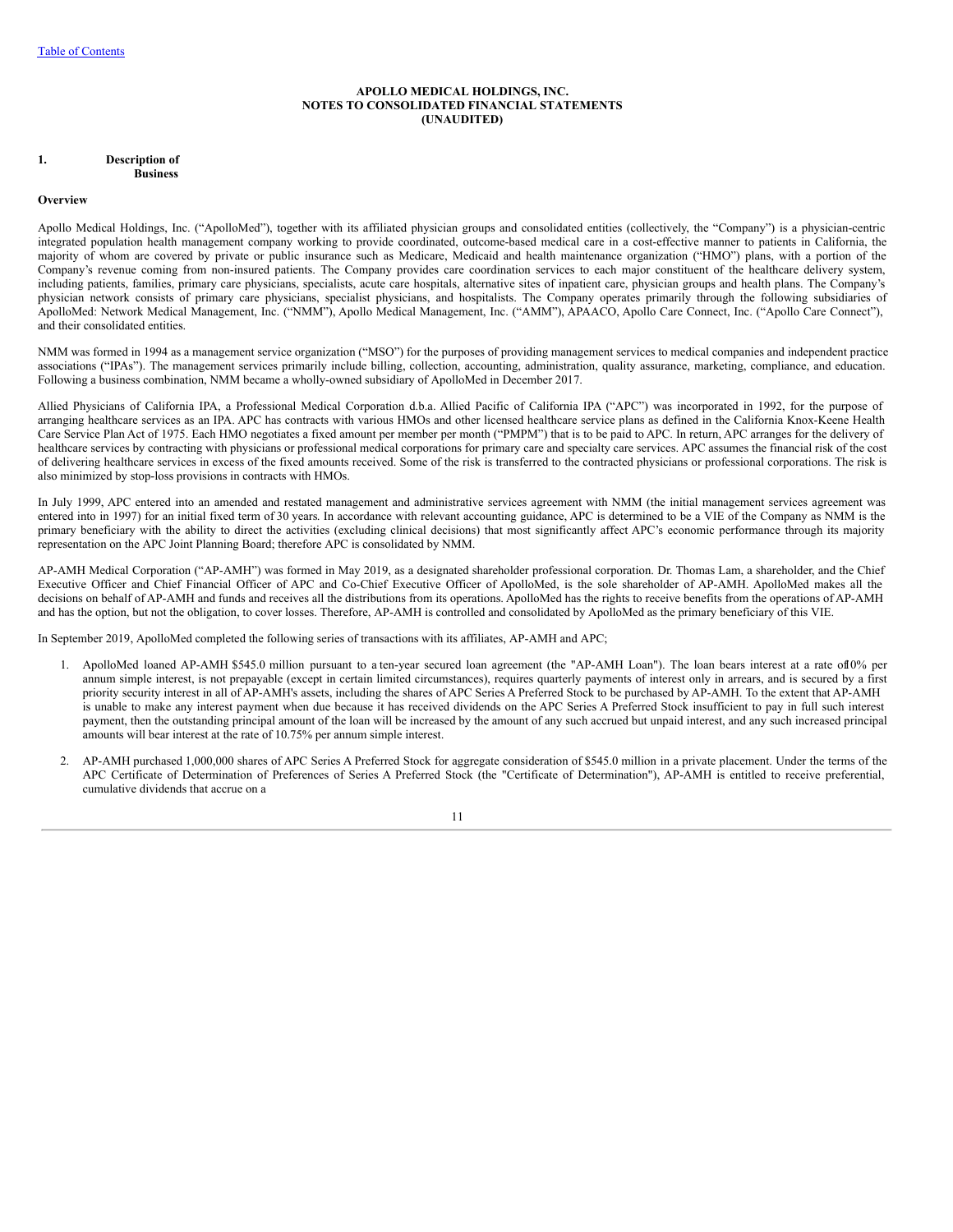[Table of Contents](#)

**APOLLO MEDICAL HOLDINGS, INC.**
**NOTES TO CONSOLIDATED FINANCIAL STATEMENTS**
**(UNAUDITED)**

## 1. Description of Business

### Overview

Apollo Medical Holdings, Inc. ("ApolloMed"), together with its affiliated physician groups and consolidated entities (collectively, the "Company") is a physician-centric integrated population health management company working to provide coordinated, outcome-based medical care in a cost-effective manner to patients in California, the majority of whom are covered by private or public insurance such as Medicare, Medicaid and health maintenance organization ("HMO") plans, with a portion of the Company's revenue coming from non-insured patients. The Company provides care coordination services to each major constituent of the healthcare delivery system, including patients, families, primary care physicians, specialists, acute care hospitals, alternative sites of inpatient care, physician groups and health plans. The Company's physician network consists of primary care physicians, specialist physicians, and hospitalists. The Company operates primarily through the following subsidiaries of ApolloMed: Network Medical Management, Inc. ("NMM"), Apollo Medical Management, Inc. ("AMM"), APAACO, Apollo Care Connect, Inc. ("Apollo Care Connect"), and their consolidated entities.

NMM was formed in 1994 as a management service organization ("MSO") for the purposes of providing management services to medical companies and independent practice associations ("IPAs"). The management services primarily include billing, collection, accounting, administration, quality assurance, marketing, compliance, and education. Following a business combination, NMM became a wholly-owned subsidiary of ApolloMed in December 2017.

Allied Physicians of California IPA, a Professional Medical Corporation d.b.a. Allied Pacific of California IPA ("APC") was incorporated in 1992, for the purpose of arranging healthcare services as an IPA. APC has contracts with various HMOs and other licensed healthcare service plans as defined in the California Knox-Keene Health Care Service Plan Act of 1975. Each HMO negotiates a fixed amount per member per month ("PMPM") that is to be paid to APC. In return, APC arranges for the delivery of healthcare services by contracting with physicians or professional medical corporations for primary care and specialty care services. APC assumes the financial risk of the cost of delivering healthcare services in excess of the fixed amounts received. Some of the risk is transferred to the contracted physicians or professional corporations. The risk is also minimized by stop-loss provisions in contracts with HMOs.

In July 1999, APC entered into an amended and restated management and administrative services agreement with NMM (the initial management services agreement was entered into in 1997) for an initial fixed term of 30 years. In accordance with relevant accounting guidance, APC is determined to be a VIE of the Company as NMM is the primary beneficiary with the ability to direct the activities (excluding clinical decisions) that most significantly affect APC's economic performance through its majority representation on the APC Joint Planning Board; therefore APC is consolidated by NMM.

AP-AMH Medical Corporation ("AP-AMH") was formed in May 2019, as a designated shareholder professional corporation. Dr. Thomas Lam, a shareholder, and the Chief Executive Officer and Chief Financial Officer of APC and Co-Chief Executive Officer of ApolloMed, is the sole shareholder of AP-AMH. ApolloMed makes all the decisions on behalf of AP-AMH and funds and receives all the distributions from its operations. ApolloMed has the rights to receive benefits from the operations of AP-AMH and has the option, but not the obligation, to cover losses. Therefore, AP-AMH is controlled and consolidated by ApolloMed as the primary beneficiary of this VIE.

In September 2019, ApolloMed completed the following series of transactions with its affiliates, AP-AMH and APC;

1. ApolloMed loaned AP-AMH $545.0 million pursuant to a ten-year secured loan agreement (the "AP-AMH Loan"). The loan bears interest at a rate of 10% per annum simple interest, is not prepayable (except in certain limited circumstances), requires quarterly payments of interest only in arrears, and is secured by a first priority security interest in all of AP-AMH's assets, including the shares of APC Series A Preferred Stock to be purchased by AP-AMH. To the extent that AP-AMH is unable to make any interest payment when due because it has received dividends on the APC Series A Preferred Stock insufficient to pay in full such interest payment, then the outstanding principal amount of the loan will be increased by the amount of any such accrued but unpaid interest, and any such increased principal amounts will bear interest at the rate of 10.75% per annum simple interest.

2. AP-AMH purchased 1,000,000 shares of APC Series A Preferred Stock for aggregate consideration of $545.0 million in a private placement. Under the terms of the APC Certificate of Determination of Preferences of Series A Preferred Stock (the "Certificate of Determination"), AP-AMH is entitled to receive preferential, cumulative dividends that accrue on a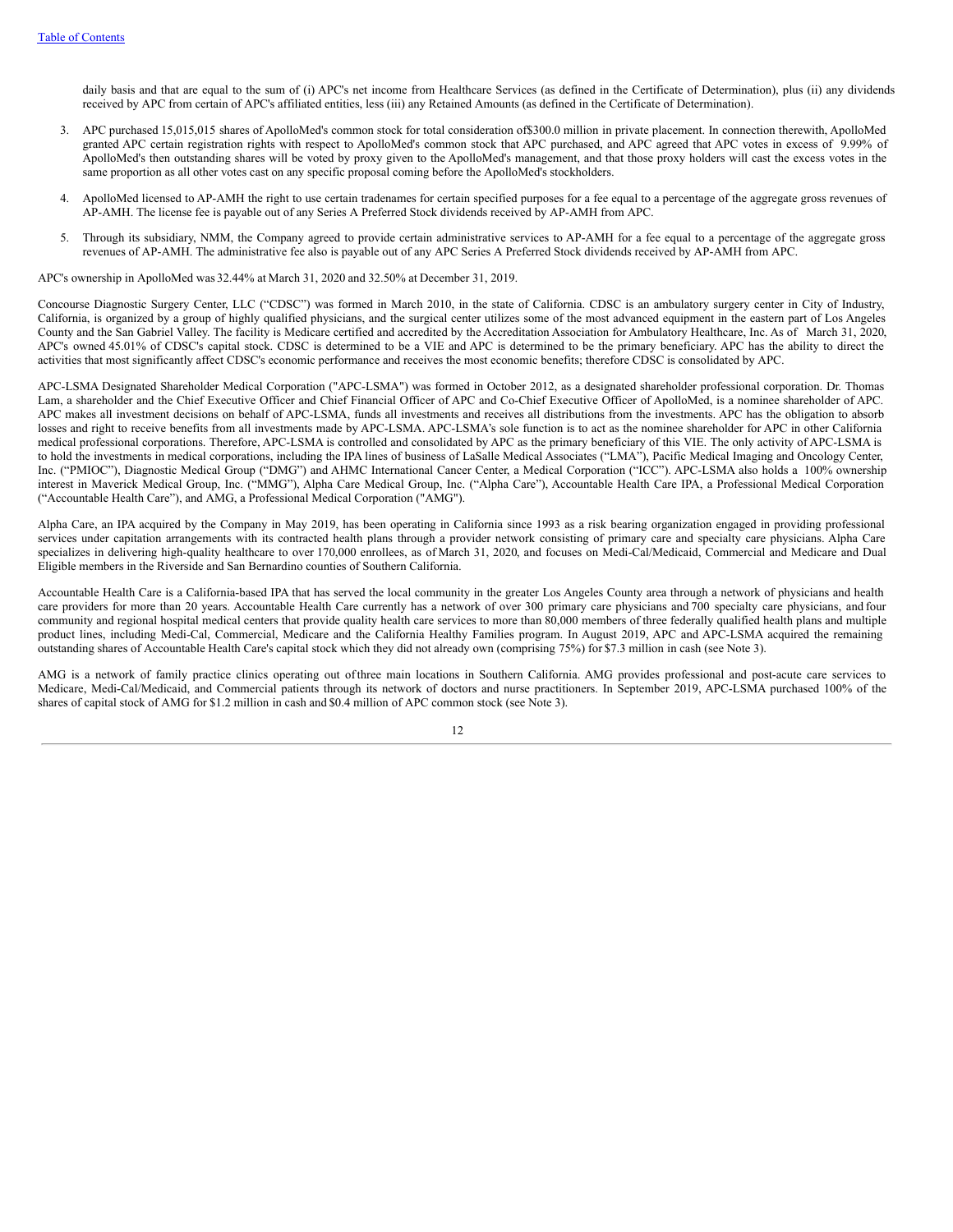daily basis and that are equal to the sum of (i) APC's net income from Healthcare Services (as defined in the Certificate of Determination), plus (ii) any dividends received by APC from certain of APC's affiliated entities, less (iii) any Retained Amounts (as defined in the Certificate of Determination).

3. APC purchased 15,015,015 shares of ApolloMed's common stock for total consideration of $300.0 million in private placement. In connection therewith, ApolloMed granted APC certain registration rights with respect to ApolloMed's common stock that APC purchased, and APC agreed that APC votes in excess of 9.99% of ApolloMed's then outstanding shares will be voted by proxy given to the ApolloMed's management, and that those proxy holders will cast the excess votes in the same proportion as all other votes cast on any specific proposal coming before the ApolloMed's stockholders.

4. ApolloMed licensed to AP-AMH the right to use certain tradenames for certain specified purposes for a fee equal to a percentage of the aggregate gross revenues of AP-AMH. The license fee is payable out of any Series A Preferred Stock dividends received by AP-AMH from APC.

5. Through its subsidiary, NMM, the Company agreed to provide certain administrative services to AP-AMH for a fee equal to a percentage of the aggregate gross revenues of AP-AMH. The administrative fee also is payable out of any APC Series A Preferred Stock dividends received by AP-AMH from APC.

APC's ownership in ApolloMed was 32.44% at March 31, 2020 and 32.50% at December 31, 2019.

Concourse Diagnostic Surgery Center, LLC ("CDSC") was formed in March 2010, in the state of California. CDSC is an ambulatory surgery center in City of Industry, California, is organized by a group of highly qualified physicians, and the surgical center utilizes some of the most advanced equipment in the eastern part of Los Angeles County and the San Gabriel Valley. The facility is Medicare certified and accredited by the Accreditation Association for Ambulatory Healthcare, Inc. As of March 31, 2020, APC's owned 45.01% of CDSC's capital stock. CDSC is determined to be a VIE and APC is determined to be the primary beneficiary. APC has the ability to direct the activities that most significantly affect CDSC's economic performance and receives the most economic benefits; therefore CDSC is consolidated by APC.

APC-LSMA Designated Shareholder Medical Corporation ("APC-LSMA") was formed in October 2012, as a designated shareholder professional corporation. Dr. Thomas Lam, a shareholder and the Chief Executive Officer and Chief Financial Officer of APC and Co-Chief Executive Officer of ApolloMed, is a nominee shareholder of APC. APC makes all investment decisions on behalf of APC-LSMA, funds all investments and receives all distributions from the investments. APC has the obligation to absorb losses and right to receive benefits from all investments made by APC-LSMA. APC-LSMA's sole function is to act as the nominee shareholder for APC in other California medical professional corporations. Therefore, APC-LSMA is controlled and consolidated by APC as the primary beneficiary of this VIE. The only activity of APC-LSMA is to hold the investments in medical corporations, including the IPA lines of business of LaSalle Medical Associates ("LMA"), Pacific Medical Imaging and Oncology Center, Inc. ("PMIOC"), Diagnostic Medical Group ("DMG") and AHMC International Cancer Center, a Medical Corporation ("ICC"). APC-LSMA also holds a 100% ownership interest in Maverick Medical Group, Inc. ("MMG"), Alpha Care Medical Group, Inc. ("Alpha Care"), Accountable Health Care IPA, a Professional Medical Corporation ("Accountable Health Care"), and AMG, a Professional Medical Corporation ("AMG").

Alpha Care, an IPA acquired by the Company in May 2019, has been operating in California since 1993 as a risk bearing organization engaged in providing professional services under capitation arrangements with its contracted health plans through a provider network consisting of primary care and specialty care physicians. Alpha Care specializes in delivering high-quality healthcare to over 170,000 enrollees, as of March 31, 2020, and focuses on Medi-Cal/Medicaid, Commercial and Medicare and Dual Eligible members in the Riverside and San Bernardino counties of Southern California.

Accountable Health Care is a California-based IPA that has served the local community in the greater Los Angeles County area through a network of physicians and health care providers for more than 20 years. Accountable Health Care currently has a network of over 300 primary care physicians and 700 specialty care physicians, and four community and regional hospital medical centers that provide quality health care services to more than 80,000 members of three federally qualified health plans and multiple product lines, including Medi-Cal, Commercial, Medicare and the California Healthy Families program. In August 2019, APC and APC-LSMA acquired the remaining outstanding shares of Accountable Health Care's capital stock which they did not already own (comprising 75%) for $7.3 million in cash (see Note 3).

AMG is a network of family practice clinics operating out of three main locations in Southern California. AMG provides professional and post-acute care services to Medicare, Medi-Cal/Medicaid, and Commercial patients through its network of doctors and nurse practitioners. In September 2019, APC-LSMA purchased 100% of the shares of capital stock of AMG for $1.2 million in cash and $0.4 million of APC common stock (see Note 3).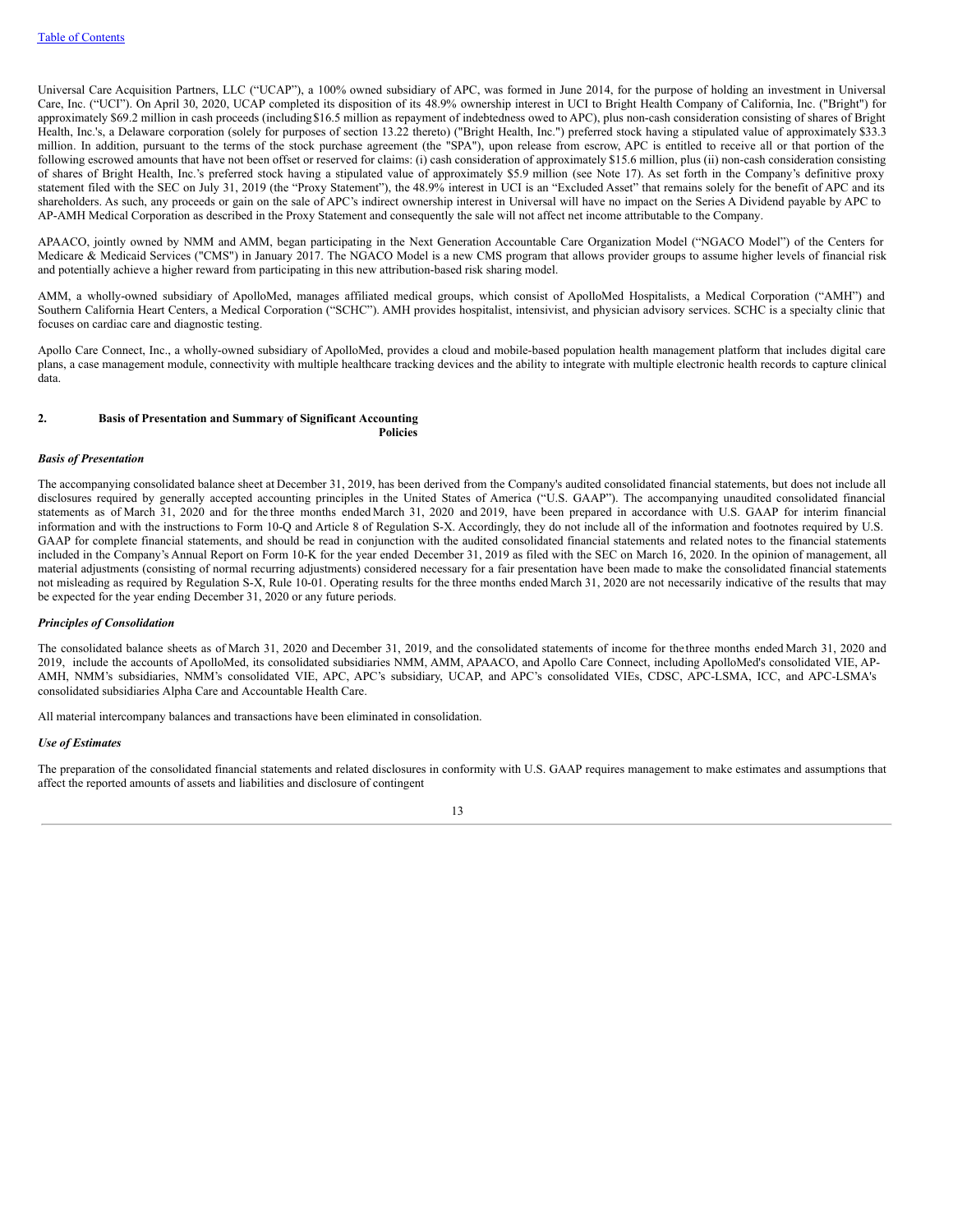Universal Care Acquisition Partners, LLC (“UCAP”), a 100% owned subsidiary of APC, was formed in June 2014, for the purpose of holding an investment in Universal Care, Inc. (“UCI”). On April 30, 2020, UCAP completed its disposition of its 48.9% ownership interest in UCI to Bright Health Company of California, Inc. ("Bright") for approximately $69.2 million in cash proceeds (including $16.5 million as repayment of indebtedness owed to APC), plus non-cash consideration consisting of shares of Bright Health, Inc.'s, a Delaware corporation (solely for purposes of section 13.22 thereto) ("Bright Health, Inc.") preferred stock having a stipulated value of approximately $33.3 million. In addition, pursuant to the terms of the stock purchase agreement (the "SPA"), upon release from escrow, APC is entitled to receive all or that portion of the following escrowed amounts that have not been offset or reserved for claims: (i) cash consideration of approximately $15.6 million, plus (ii) non-cash consideration consisting of shares of Bright Health, Inc.’s preferred stock having a stipulated value of approximately $5.9 million (see Note 17). As set forth in the Company’s definitive proxy statement filed with the SEC on July 31, 2019 (the “Proxy Statement”), the 48.9% interest in UCI is an “Excluded Asset” that remains solely for the benefit of APC and its shareholders. As such, any proceeds or gain on the sale of APC’s indirect ownership interest in Universal will have no impact on the Series A Dividend payable by APC to AP-AMH Medical Corporation as described in the Proxy Statement and consequently the sale will not affect net income attributable to the Company.

APAACO, jointly owned by NMM and AMM, began participating in the Next Generation Accountable Care Organization Model (“NGACO Model”) of the Centers for Medicare & Medicaid Services ("CMS") in January 2017. The NGACO Model is a new CMS program that allows provider groups to assume higher levels of financial risk and potentially achieve a higher reward from participating in this new attribution-based risk sharing model.

AMM, a wholly-owned subsidiary of ApolloMed, manages affiliated medical groups, which consist of ApolloMed Hospitalists, a Medical Corporation (“AMH”) and Southern California Heart Centers, a Medical Corporation (“SCHC”). AMH provides hospitalist, intensivist, and physician advisory services. SCHC is a specialty clinic that focuses on cardiac care and diagnostic testing.

Apollo Care Connect, Inc., a wholly-owned subsidiary of ApolloMed, provides a cloud and mobile-based population health management platform that includes digital care plans, a case management module, connectivity with multiple healthcare tracking devices and the ability to integrate with multiple electronic health records to capture clinical data.

## 2. Basis of Presentation and Summary of Significant Accounting Policies

***Basis of Presentation***

The accompanying consolidated balance sheet at December 31, 2019, has been derived from the Company's audited consolidated financial statements, but does not include all disclosures required by generally accepted accounting principles in the United States of America (“U.S. GAAP”). The accompanying unaudited consolidated financial statements as of March 31, 2020 and for the three months ended March 31, 2020 and 2019, have been prepared in accordance with U.S. GAAP for interim financial information and with the instructions to Form 10-Q and Article 8 of Regulation S-X. Accordingly, they do not include all of the information and footnotes required by U.S. GAAP for complete financial statements, and should be read in conjunction with the audited consolidated financial statements and related notes to the financial statements included in the Company’s Annual Report on Form 10-K for the year ended December 31, 2019 as filed with the SEC on March 16, 2020. In the opinion of management, all material adjustments (consisting of normal recurring adjustments) considered necessary for a fair presentation have been made to make the consolidated financial statements not misleading as required by Regulation S-X, Rule 10-01. Operating results for the three months ended March 31, 2020 are not necessarily indicative of the results that may be expected for the year ending December 31, 2020 or any future periods.

***Principles of Consolidation***

The consolidated balance sheets as of March 31, 2020 and December 31, 2019, and the consolidated statements of income for the three months ended March 31, 2020 and 2019, include the accounts of ApolloMed, its consolidated subsidiaries NMM, AMM, APAACO, and Apollo Care Connect, including ApolloMed's consolidated VIE, AP-AMH, NMM’s subsidiaries, NMM’s consolidated VIE, APC, APC’s subsidiary, UCAP, and APC’s consolidated VIEs, CDSC, APC-LSMA, ICC, and APC-LSMA's consolidated subsidiaries Alpha Care and Accountable Health Care.

All material intercompany balances and transactions have been eliminated in consolidation.

***Use of Estimates***

The preparation of the consolidated financial statements and related disclosures in conformity with U.S. GAAP requires management to make estimates and assumptions that affect the reported amounts of assets and liabilities and disclosure of contingent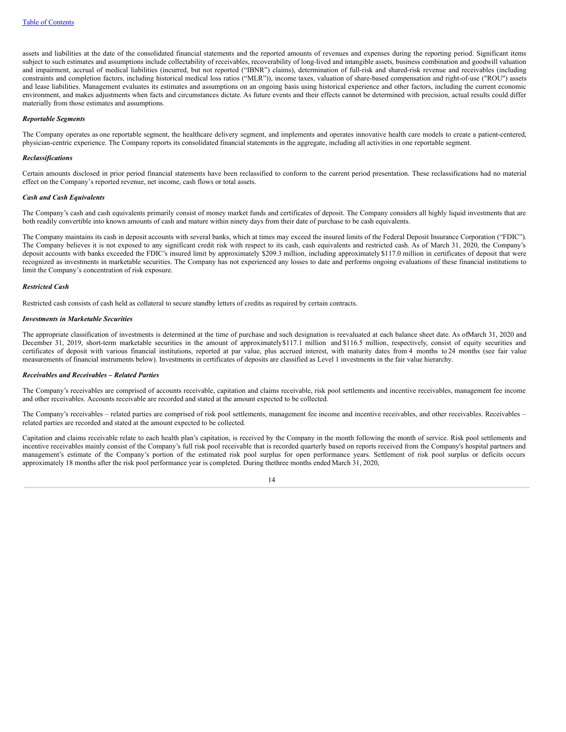assets and liabilities at the date of the consolidated financial statements and the reported amounts of revenues and expenses during the reporting period. Significant items subject to such estimates and assumptions include collectability of receivables, recoverability of long-lived and intangible assets, business combination and goodwill valuation and impairment, accrual of medical liabilities (incurred, but not reported ("IBNR") claims), determination of full-risk and shared-risk revenue and receivables (including constraints and completion factors, including historical medical loss ratios ("MLR")), income taxes, valuation of share-based compensation and right-of-use ("ROU") assets and lease liabilities. Management evaluates its estimates and assumptions on an ongoing basis using historical experience and other factors, including the current economic environment, and makes adjustments when facts and circumstances dictate. As future events and their effects cannot be determined with precision, actual results could differ materially from those estimates and assumptions.

***Reportable Segments***

The Company operates as one reportable segment, the healthcare delivery segment, and implements and operates innovative health care models to create a patient-centered, physician-centric experience. The Company reports its consolidated financial statements in the aggregate, including all activities in one reportable segment.

***Reclassifications***

Certain amounts disclosed in prior period financial statements have been reclassified to conform to the current period presentation. These reclassifications had no material effect on the Company's reported revenue, net income, cash flows or total assets.

***Cash and Cash Equivalents***

The Company's cash and cash equivalents primarily consist of money market funds and certificates of deposit. The Company considers all highly liquid investments that are both readily convertible into known amounts of cash and mature within ninety days from their date of purchase to be cash equivalents.

The Company maintains its cash in deposit accounts with several banks, which at times may exceed the insured limits of the Federal Deposit Insurance Corporation ("FDIC"). The Company believes it is not exposed to any significant credit risk with respect to its cash, cash equivalents and restricted cash. As of March 31, 2020, the Company's deposit accounts with banks exceeded the FDIC's insured limit by approximately $209.3 million, including approximately $117.0 million in certificates of deposit that were recognized as investments in marketable securities. The Company has not experienced any losses to date and performs ongoing evaluations of these financial institutions to limit the Company's concentration of risk exposure.

***Restricted Cash***

Restricted cash consists of cash held as collateral to secure standby letters of credits as required by certain contracts.

***Investments in Marketable Securities***

The appropriate classification of investments is determined at the time of purchase and such designation is reevaluated at each balance sheet date. As ofMarch 31, 2020 and December 31, 2019, short-term marketable securities in the amount of approximately$117.1 million and $116.5 million, respectively, consist of equity securities and certificates of deposit with various financial institutions, reported at par value, plus accrued interest, with maturity dates from 4 months to 24 months (see fair value measurements of financial instruments below). Investments in certificates of deposits are classified as Level 1 investments in the fair value hierarchy.

***Receivables and Receivables – Related Parties***

The Company's receivables are comprised of accounts receivable, capitation and claims receivable, risk pool settlements and incentive receivables, management fee income and other receivables. Accounts receivable are recorded and stated at the amount expected to be collected.

The Company's receivables – related parties are comprised of risk pool settlements, management fee income and incentive receivables, and other receivables. Receivables – related parties are recorded and stated at the amount expected to be collected.

Capitation and claims receivable relate to each health plan's capitation, is received by the Company in the month following the month of service. Risk pool settlements and incentive receivables mainly consist of the Company's full risk pool receivable that is recorded quarterly based on reports received from the Company's hospital partners and management's estimate of the Company's portion of the estimated risk pool surplus for open performance years. Settlement of risk pool surplus or deficits occurs approximately 18 months after the risk pool performance year is completed. During thethree months ended March 31, 2020,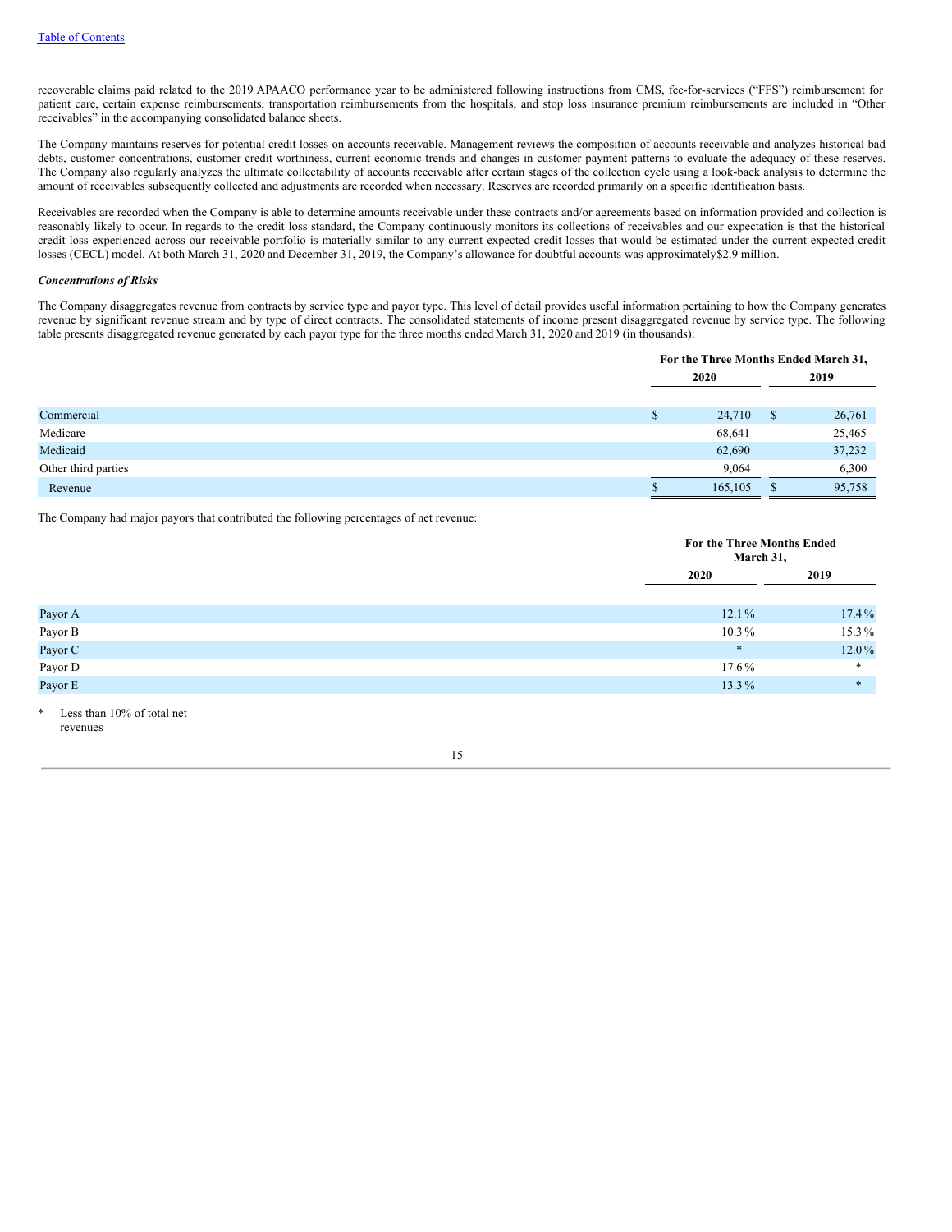recoverable claims paid related to the 2019 APAACO performance year to be administered following instructions from CMS, fee-for-services ("FFS") reimbursement for patient care, certain expense reimbursements, transportation reimbursements from the hospitals, and stop loss insurance premium reimbursements are included in "Other receivables" in the accompanying consolidated balance sheets.

The Company maintains reserves for potential credit losses on accounts receivable. Management reviews the composition of accounts receivable and analyzes historical bad debts, customer concentrations, customer credit worthiness, current economic trends and changes in customer payment patterns to evaluate the adequacy of these reserves. The Company also regularly analyzes the ultimate collectability of accounts receivable after certain stages of the collection cycle using a look-back analysis to determine the amount of receivables subsequently collected and adjustments are recorded when necessary. Reserves are recorded primarily on a specific identification basis.

Receivables are recorded when the Company is able to determine amounts receivable under these contracts and/or agreements based on information provided and collection is reasonably likely to occur. In regards to the credit loss standard, the Company continuously monitors its collections of receivables and our expectation is that the historical credit loss experienced across our receivable portfolio is materially similar to any current expected credit losses that would be estimated under the current expected credit losses (CECL) model. At both March 31, 2020 and December 31, 2019, the Company's allowance for doubtful accounts was approximately$2.9 million.

***Concentrations of Risks***

The Company disaggregates revenue from contracts by service type and payor type. This level of detail provides useful information pertaining to how the Company generates revenue by significant revenue stream and by type of direct contracts. The consolidated statements of income present disaggregated revenue by service type. The following table presents disaggregated revenue generated by each payor type for the three months ended March 31, 2020 and 2019 (in thousands):

| | For the Three Months Ended March 31, | |
|---|---|---|
| | 2020 | 2019 |
| Commercial | $ 24,710 | $ 26,761 |
| Medicare | 68,641 | 25,465 |
| Medicaid | 62,690 | 37,232 |
| Other third parties | 9,064 | 6,300 |
| Revenue | $ 165,105 | $ 95,758 |

The Company had major payors that contributed the following percentages of net revenue:

| | For the Three Months Ended March 31, | |
|---|---|---|
| | 2020 | 2019 |
| Payor A | 12.1 % | 17.4 % |
| Payor B | 10.3 % | 15.3 % |
| Payor C | * | 12.0 % |
| Payor D | 17.6 % | * |
| Payor E | 13.3 % | * |

\* Less than 10% of total net revenues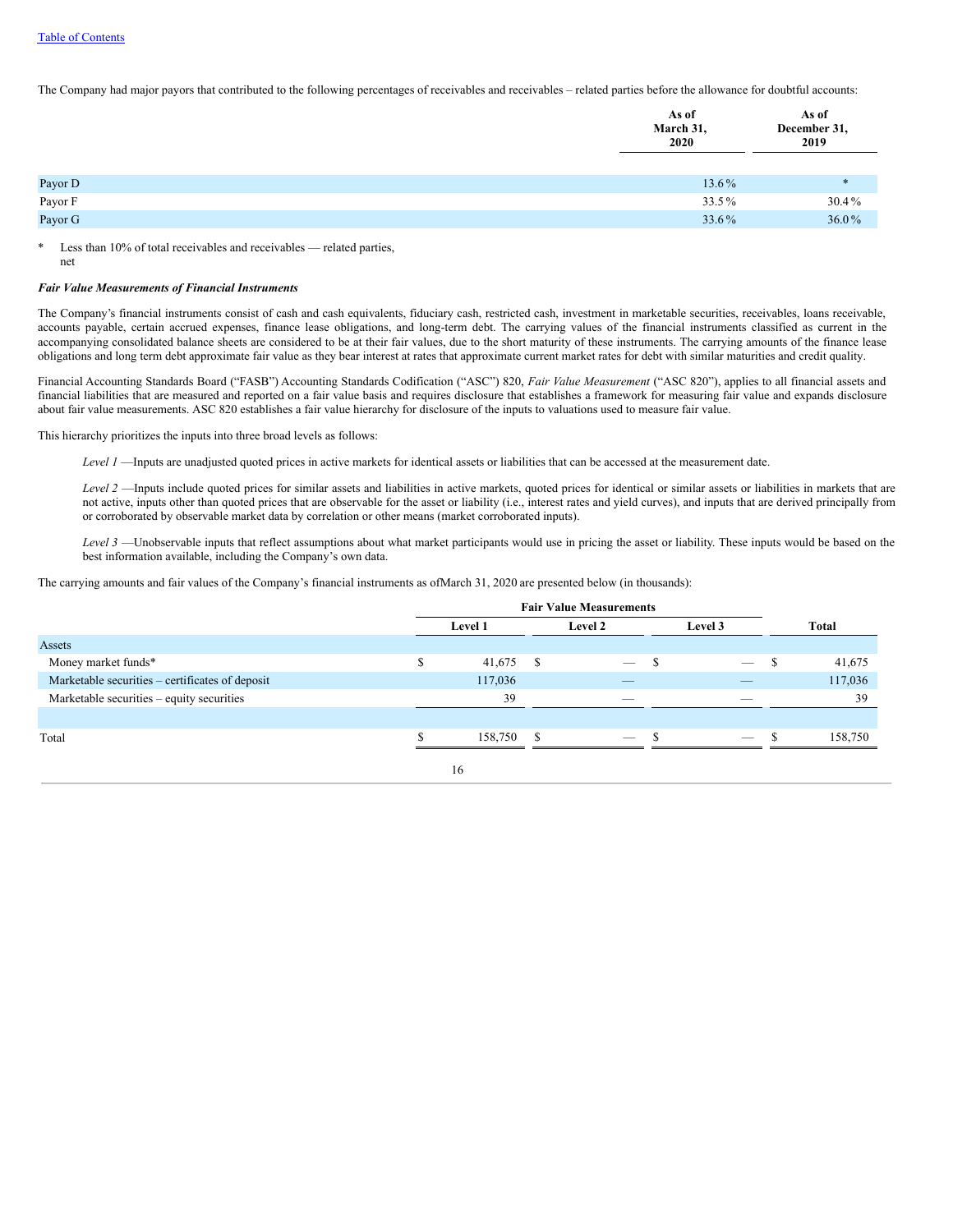The Company had major payors that contributed to the following percentages of receivables and receivables – related parties before the allowance for doubtful accounts:

| | As of March 31, 2020 | As of December 31, 2019 |
|---|---|---|
| Payor D | 13.6% | * |
| Payor F | 33.5% | 30.4% |
| Payor G | 33.6% | 36.0% |

\* Less than 10% of total receivables and receivables — related parties, net

***Fair Value Measurements of Financial Instruments***

The Company's financial instruments consist of cash and cash equivalents, fiduciary cash, restricted cash, investment in marketable securities, receivables, loans receivable, accounts payable, certain accrued expenses, finance lease obligations, and long-term debt. The carrying values of the financial instruments classified as current in the accompanying consolidated balance sheets are considered to be at their fair values, due to the short maturity of these instruments. The carrying amounts of the finance lease obligations and long term debt approximate fair value as they bear interest at rates that approximate current market rates for debt with similar maturities and credit quality.

Financial Accounting Standards Board ("FASB") Accounting Standards Codification ("ASC") 820, *Fair Value Measurement* ("ASC 820"), applies to all financial assets and financial liabilities that are measured and reported on a fair value basis and requires disclosure that establishes a framework for measuring fair value and expands disclosure about fair value measurements. ASC 820 establishes a fair value hierarchy for disclosure of the inputs to valuations used to measure fair value.

This hierarchy prioritizes the inputs into three broad levels as follows:

*Level 1* —Inputs are unadjusted quoted prices in active markets for identical assets or liabilities that can be accessed at the measurement date.

*Level 2* —Inputs include quoted prices for similar assets and liabilities in active markets, quoted prices for identical or similar assets or liabilities in markets that are not active, inputs other than quoted prices that are observable for the asset or liability (i.e., interest rates and yield curves), and inputs that are derived principally from or corroborated by observable market data by correlation or other means (market corroborated inputs).

*Level 3* —Unobservable inputs that reflect assumptions about what market participants would use in pricing the asset or liability. These inputs would be based on the best information available, including the Company's own data.

The carrying amounts and fair values of the Company's financial instruments as ofMarch 31, 2020 are presented below (in thousands):

| | Fair Value Measurements | | | |
|---|---|---|---|---|
| | Level 1 | Level 2 | Level 3 | Total |
| Assets | | | | |
| Money market funds* | $ 41,675 | $ — | $ — | $ 41,675 |
| Marketable securities – certificates of deposit | 117,036 | — | — | 117,036 |
| Marketable securities – equity securities | 39 | — | — | 39 |
| Total | $ 158,750 | $ — | $ — | $ 158,750 |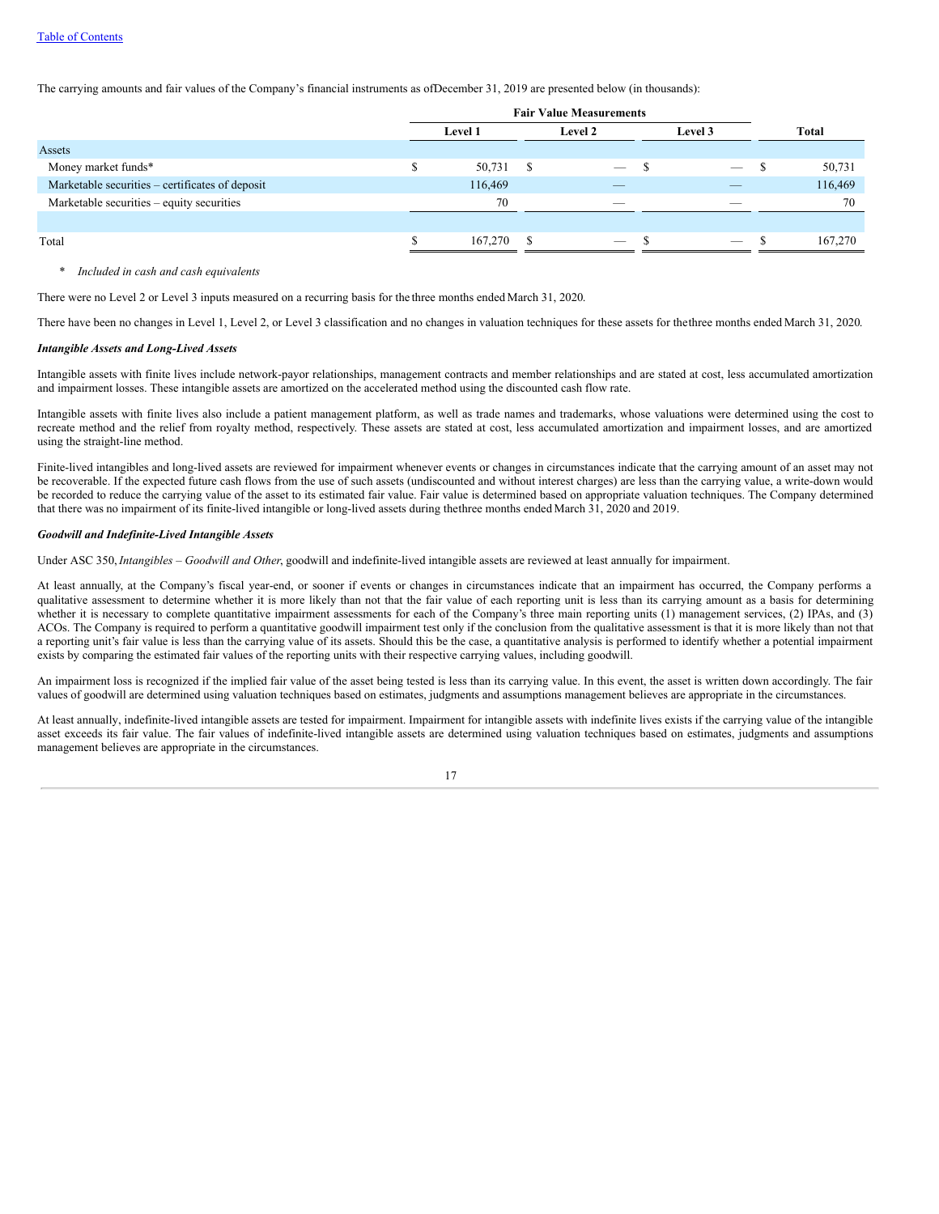The carrying amounts and fair values of the Company's financial instruments as of December 31, 2019 are presented below (in thousands):

| | Fair Value Measurements | | | |
|---|---|---|---|---|
| | Level 1 | Level 2 | Level 3 | Total |
| Assets | | | | |
| Money market funds* | $ 50,731 | $ — | $ — | $ 50,731 |
| Marketable securities – certificates of deposit | 116,469 | — | — | 116,469 |
| Marketable securities – equity securities | 70 | — | — | 70 |
| Total | $ 167,270 | $ — | $ — | $ 167,270 |

\* *Included in cash and cash equivalents*

There were no Level 2 or Level 3 inputs measured on a recurring basis for the three months ended March 31, 2020.

There have been no changes in Level 1, Level 2, or Level 3 classification and no changes in valuation techniques for these assets for the three months ended March 31, 2020.

***Intangible Assets and Long-Lived Assets***

Intangible assets with finite lives include network-payor relationships, management contracts and member relationships and are stated at cost, less accumulated amortization and impairment losses. These intangible assets are amortized on the accelerated method using the discounted cash flow rate.

Intangible assets with finite lives also include a patient management platform, as well as trade names and trademarks, whose valuations were determined using the cost to recreate method and the relief from royalty method, respectively. These assets are stated at cost, less accumulated amortization and impairment losses, and are amortized using the straight-line method.

Finite-lived intangibles and long-lived assets are reviewed for impairment whenever events or changes in circumstances indicate that the carrying amount of an asset may not be recoverable. If the expected future cash flows from the use of such assets (undiscounted and without interest charges) are less than the carrying value, a write-down would be recorded to reduce the carrying value of the asset to its estimated fair value. Fair value is determined based on appropriate valuation techniques. The Company determined that there was no impairment of its finite-lived intangible or long-lived assets during the three months ended March 31, 2020 and 2019.

***Goodwill and Indefinite-Lived Intangible Assets***

Under ASC 350, *Intangibles – Goodwill and Other*, goodwill and indefinite-lived intangible assets are reviewed at least annually for impairment.

At least annually, at the Company's fiscal year-end, or sooner if events or changes in circumstances indicate that an impairment has occurred, the Company performs a qualitative assessment to determine whether it is more likely than not that the fair value of each reporting unit is less than its carrying amount as a basis for determining whether it is necessary to complete quantitative impairment assessments for each of the Company's three main reporting units (1) management services, (2) IPAs, and (3) ACOs. The Company is required to perform a quantitative goodwill impairment test only if the conclusion from the qualitative assessment is that it is more likely than not that a reporting unit's fair value is less than the carrying value of its assets. Should this be the case, a quantitative analysis is performed to identify whether a potential impairment exists by comparing the estimated fair values of the reporting units with their respective carrying values, including goodwill.

An impairment loss is recognized if the implied fair value of the asset being tested is less than its carrying value. In this event, the asset is written down accordingly. The fair values of goodwill are determined using valuation techniques based on estimates, judgments and assumptions management believes are appropriate in the circumstances.

At least annually, indefinite-lived intangible assets are tested for impairment. Impairment for intangible assets with indefinite lives exists if the carrying value of the intangible asset exceeds its fair value. The fair values of indefinite-lived intangible assets are determined using valuation techniques based on estimates, judgments and assumptions management believes are appropriate in the circumstances.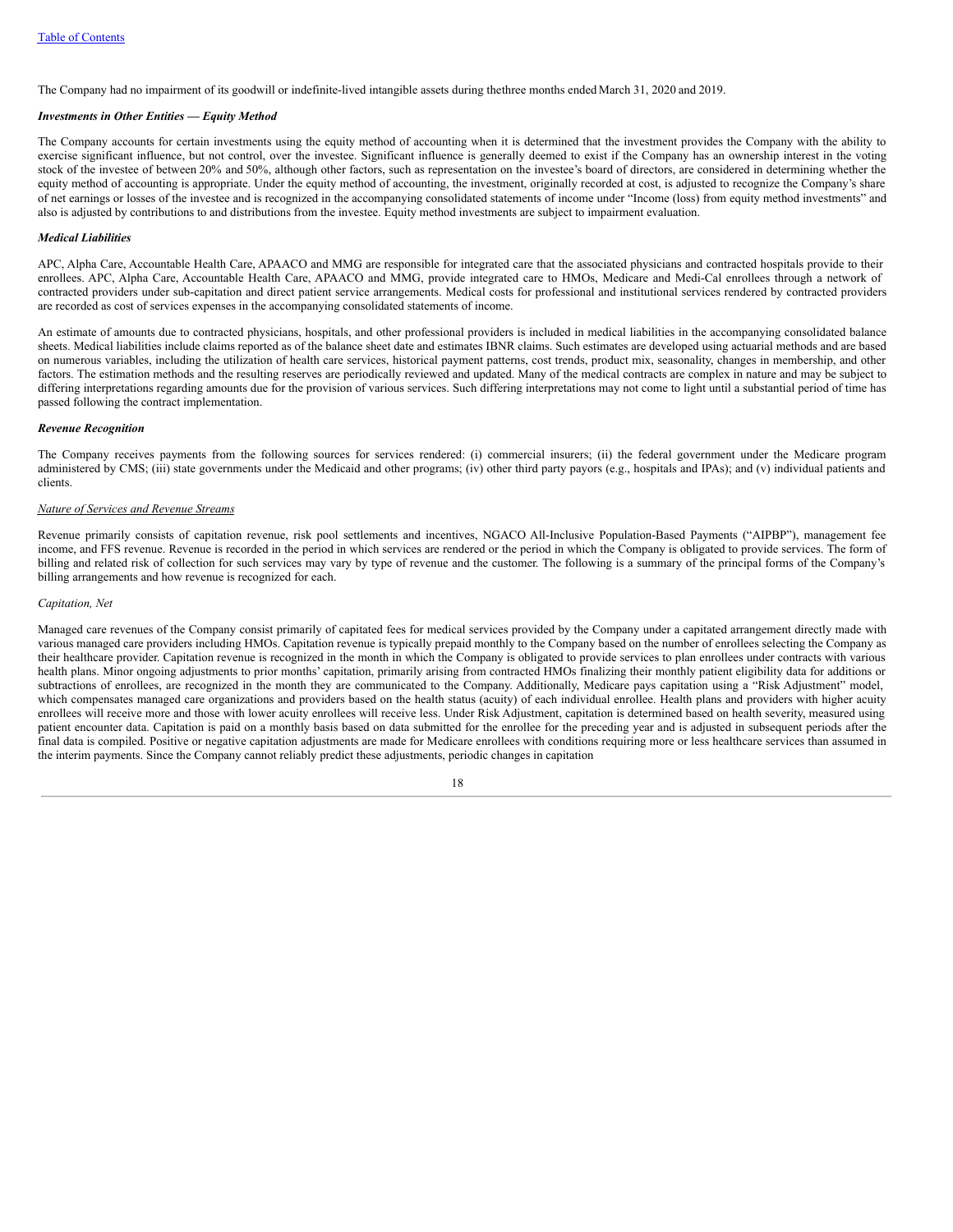The Company had no impairment of its goodwill or indefinite-lived intangible assets during thethree months ended March 31, 2020 and 2019.

***Investments in Other Entities — Equity Method***

The Company accounts for certain investments using the equity method of accounting when it is determined that the investment provides the Company with the ability to exercise significant influence, but not control, over the investee. Significant influence is generally deemed to exist if the Company has an ownership interest in the voting stock of the investee of between 20% and 50%, although other factors, such as representation on the investee's board of directors, are considered in determining whether the equity method of accounting is appropriate. Under the equity method of accounting, the investment, originally recorded at cost, is adjusted to recognize the Company's share of net earnings or losses of the investee and is recognized in the accompanying consolidated statements of income under "Income (loss) from equity method investments" and also is adjusted by contributions to and distributions from the investee. Equity method investments are subject to impairment evaluation.

***Medical Liabilities***

APC, Alpha Care, Accountable Health Care, APAACO and MMG are responsible for integrated care that the associated physicians and contracted hospitals provide to their enrollees. APC, Alpha Care, Accountable Health Care, APAACO and MMG, provide integrated care to HMOs, Medicare and Medi-Cal enrollees through a network of contracted providers under sub-capitation and direct patient service arrangements. Medical costs for professional and institutional services rendered by contracted providers are recorded as cost of services expenses in the accompanying consolidated statements of income.

An estimate of amounts due to contracted physicians, hospitals, and other professional providers is included in medical liabilities in the accompanying consolidated balance sheets. Medical liabilities include claims reported as of the balance sheet date and estimates IBNR claims. Such estimates are developed using actuarial methods and are based on numerous variables, including the utilization of health care services, historical payment patterns, cost trends, product mix, seasonality, changes in membership, and other factors. The estimation methods and the resulting reserves are periodically reviewed and updated. Many of the medical contracts are complex in nature and may be subject to differing interpretations regarding amounts due for the provision of various services. Such differing interpretations may not come to light until a substantial period of time has passed following the contract implementation.

***Revenue Recognition***

The Company receives payments from the following sources for services rendered: (i) commercial insurers; (ii) the federal government under the Medicare program administered by CMS; (iii) state governments under the Medicaid and other programs; (iv) other third party payors (e.g., hospitals and IPAs); and (v) individual patients and clients.

<u>Nature of Services and Revenue Streams</u>

Revenue primarily consists of capitation revenue, risk pool settlements and incentives, NGACO All-Inclusive Population-Based Payments ("AIPBP"), management fee income, and FFS revenue. Revenue is recorded in the period in which services are rendered or the period in which the Company is obligated to provide services. The form of billing and related risk of collection for such services may vary by type of revenue and the customer. The following is a summary of the principal forms of the Company's billing arrangements and how revenue is recognized for each.

*Capitation, Net*

Managed care revenues of the Company consist primarily of capitated fees for medical services provided by the Company under a capitated arrangement directly made with various managed care providers including HMOs. Capitation revenue is typically prepaid monthly to the Company based on the number of enrollees selecting the Company as their healthcare provider. Capitation revenue is recognized in the month in which the Company is obligated to provide services to plan enrollees under contracts with various health plans. Minor ongoing adjustments to prior months' capitation, primarily arising from contracted HMOs finalizing their monthly patient eligibility data for additions or subtractions of enrollees, are recognized in the month they are communicated to the Company. Additionally, Medicare pays capitation using a "Risk Adjustment" model, which compensates managed care organizations and providers based on the health status (acuity) of each individual enrollee. Health plans and providers with higher acuity enrollees will receive more and those with lower acuity enrollees will receive less. Under Risk Adjustment, capitation is determined based on health severity, measured using patient encounter data. Capitation is paid on a monthly basis based on data submitted for the enrollee for the preceding year and is adjusted in subsequent periods after the final data is compiled. Positive or negative capitation adjustments are made for Medicare enrollees with conditions requiring more or less healthcare services than assumed in the interim payments. Since the Company cannot reliably predict these adjustments, periodic changes in capitation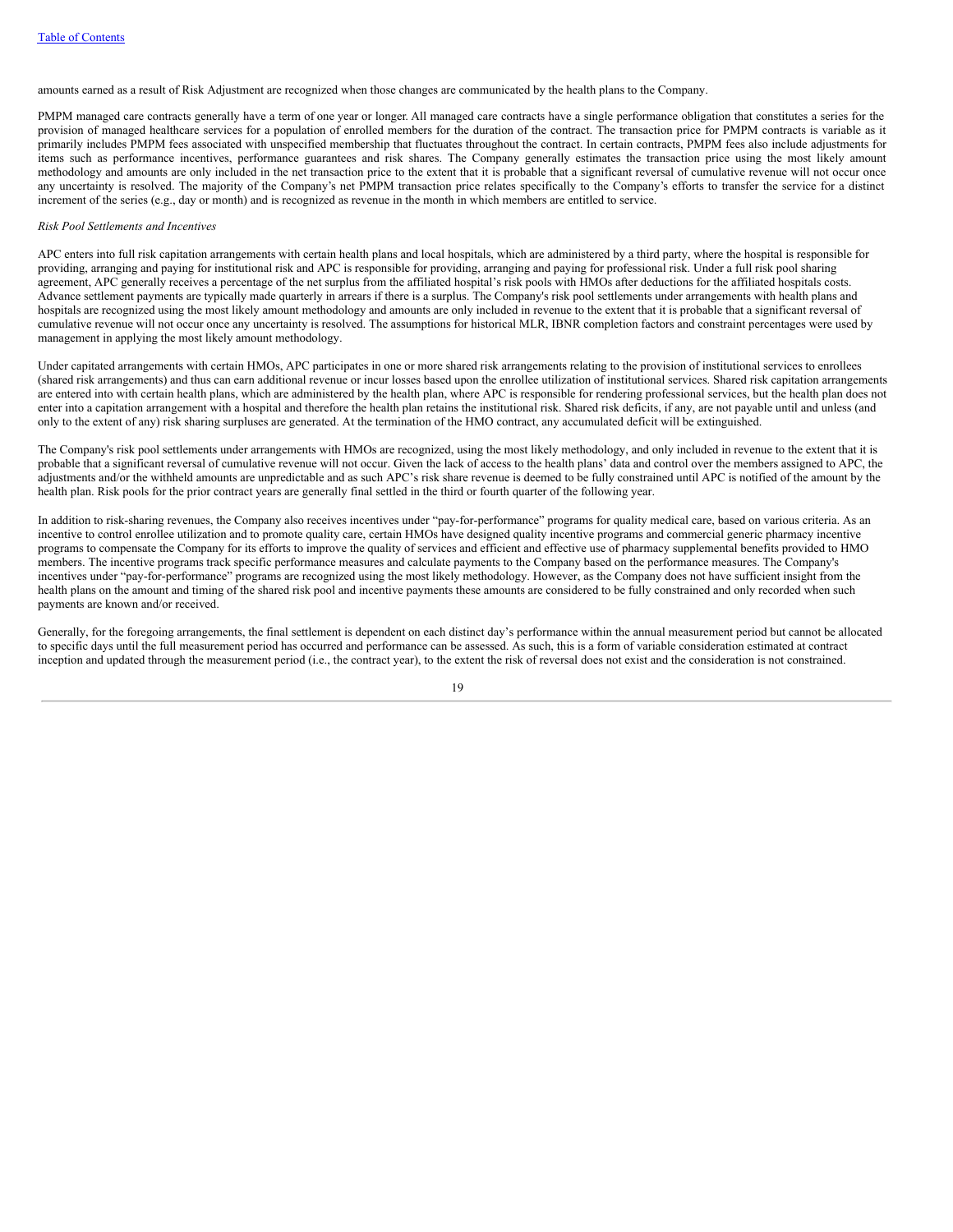amounts earned as a result of Risk Adjustment are recognized when those changes are communicated by the health plans to the Company.

PMPM managed care contracts generally have a term of one year or longer. All managed care contracts have a single performance obligation that constitutes a series for the provision of managed healthcare services for a population of enrolled members for the duration of the contract. The transaction price for PMPM contracts is variable as it primarily includes PMPM fees associated with unspecified membership that fluctuates throughout the contract. In certain contracts, PMPM fees also include adjustments for items such as performance incentives, performance guarantees and risk shares. The Company generally estimates the transaction price using the most likely amount methodology and amounts are only included in the net transaction price to the extent that it is probable that a significant reversal of cumulative revenue will not occur once any uncertainty is resolved. The majority of the Company's net PMPM transaction price relates specifically to the Company's efforts to transfer the service for a distinct increment of the series (e.g., day or month) and is recognized as revenue in the month in which members are entitled to service.

*Risk Pool Settlements and Incentives*

APC enters into full risk capitation arrangements with certain health plans and local hospitals, which are administered by a third party, where the hospital is responsible for providing, arranging and paying for institutional risk and APC is responsible for providing, arranging and paying for professional risk. Under a full risk pool sharing agreement, APC generally receives a percentage of the net surplus from the affiliated hospital's risk pools with HMOs after deductions for the affiliated hospitals costs. Advance settlement payments are typically made quarterly in arrears if there is a surplus. The Company's risk pool settlements under arrangements with health plans and hospitals are recognized using the most likely amount methodology and amounts are only included in revenue to the extent that it is probable that a significant reversal of cumulative revenue will not occur once any uncertainty is resolved. The assumptions for historical MLR, IBNR completion factors and constraint percentages were used by management in applying the most likely amount methodology.

Under capitated arrangements with certain HMOs, APC participates in one or more shared risk arrangements relating to the provision of institutional services to enrollees (shared risk arrangements) and thus can earn additional revenue or incur losses based upon the enrollee utilization of institutional services. Shared risk capitation arrangements are entered into with certain health plans, which are administered by the health plan, where APC is responsible for rendering professional services, but the health plan does not enter into a capitation arrangement with a hospital and therefore the health plan retains the institutional risk. Shared risk deficits, if any, are not payable until and unless (and only to the extent of any) risk sharing surpluses are generated. At the termination of the HMO contract, any accumulated deficit will be extinguished.

The Company's risk pool settlements under arrangements with HMOs are recognized, using the most likely methodology, and only included in revenue to the extent that it is probable that a significant reversal of cumulative revenue will not occur. Given the lack of access to the health plans' data and control over the members assigned to APC, the adjustments and/or the withheld amounts are unpredictable and as such APC's risk share revenue is deemed to be fully constrained until APC is notified of the amount by the health plan. Risk pools for the prior contract years are generally final settled in the third or fourth quarter of the following year.

In addition to risk-sharing revenues, the Company also receives incentives under "pay-for-performance" programs for quality medical care, based on various criteria. As an incentive to control enrollee utilization and to promote quality care, certain HMOs have designed quality incentive programs and commercial generic pharmacy incentive programs to compensate the Company for its efforts to improve the quality of services and efficient and effective use of pharmacy supplemental benefits provided to HMO members. The incentive programs track specific performance measures and calculate payments to the Company based on the performance measures. The Company's incentives under "pay-for-performance" programs are recognized using the most likely methodology. However, as the Company does not have sufficient insight from the health plans on the amount and timing of the shared risk pool and incentive payments these amounts are considered to be fully constrained and only recorded when such payments are known and/or received.

Generally, for the foregoing arrangements, the final settlement is dependent on each distinct day's performance within the annual measurement period but cannot be allocated to specific days until the full measurement period has occurred and performance can be assessed. As such, this is a form of variable consideration estimated at contract inception and updated through the measurement period (i.e., the contract year), to the extent the risk of reversal does not exist and the consideration is not constrained.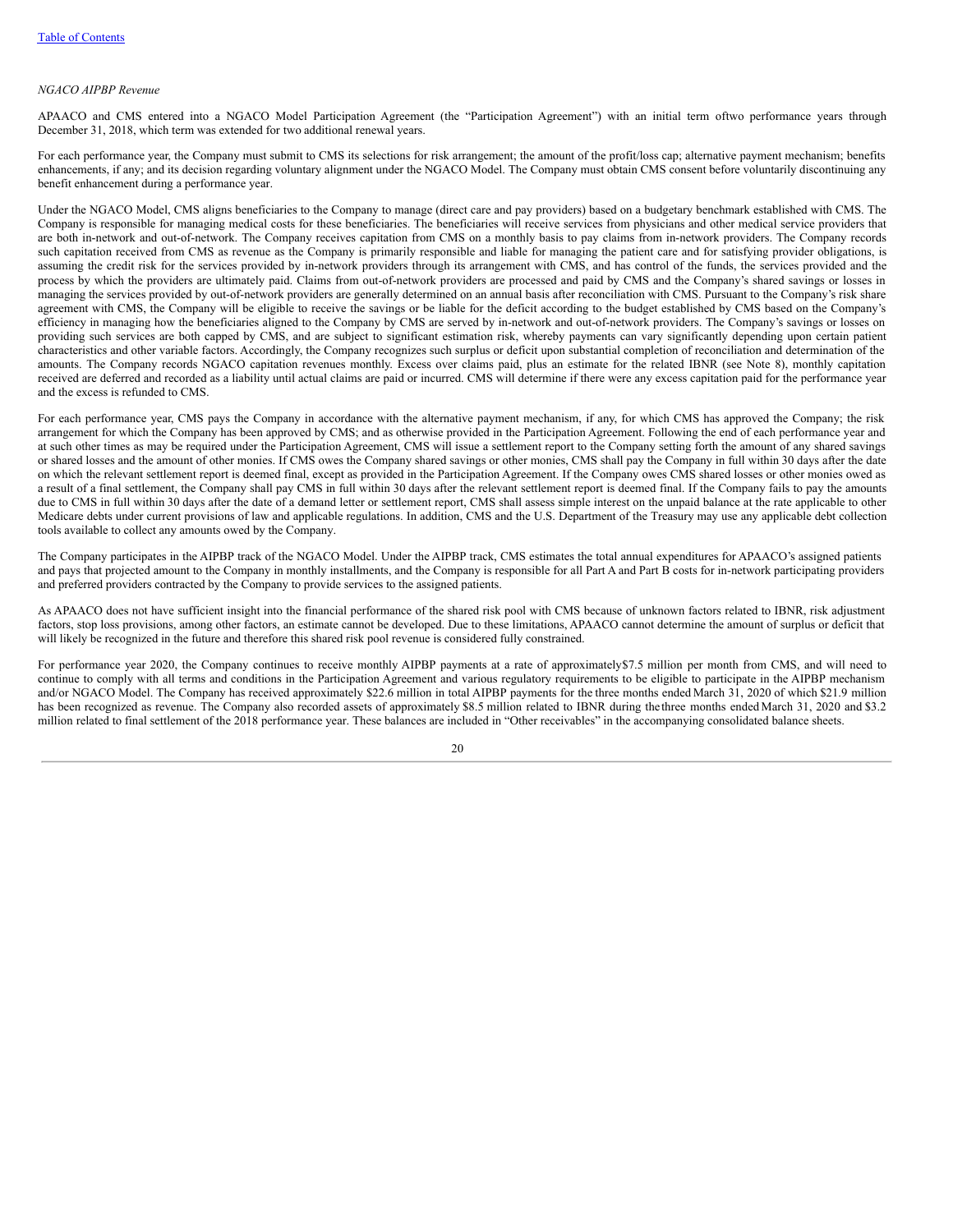[Table of Contents](#)

*NGACO AIPBP Revenue*

APAACO and CMS entered into a NGACO Model Participation Agreement (the "Participation Agreement") with an initial term oftwo performance years through December 31, 2018, which term was extended for two additional renewal years.

For each performance year, the Company must submit to CMS its selections for risk arrangement; the amount of the profit/loss cap; alternative payment mechanism; benefits enhancements, if any; and its decision regarding voluntary alignment under the NGACO Model. The Company must obtain CMS consent before voluntarily discontinuing any benefit enhancement during a performance year.

Under the NGACO Model, CMS aligns beneficiaries to the Company to manage (direct care and pay providers) based on a budgetary benchmark established with CMS. The Company is responsible for managing medical costs for these beneficiaries. The beneficiaries will receive services from physicians and other medical service providers that are both in-network and out-of-network. The Company receives capitation from CMS on a monthly basis to pay claims from in-network providers. The Company records such capitation received from CMS as revenue as the Company is primarily responsible and liable for managing the patient care and for satisfying provider obligations, is assuming the credit risk for the services provided by in-network providers through its arrangement with CMS, and has control of the funds, the services provided and the process by which the providers are ultimately paid. Claims from out-of-network providers are processed and paid by CMS and the Company's shared savings or losses in managing the services provided by out-of-network providers are generally determined on an annual basis after reconciliation with CMS. Pursuant to the Company's risk share agreement with CMS, the Company will be eligible to receive the savings or be liable for the deficit according to the budget established by CMS based on the Company's efficiency in managing how the beneficiaries aligned to the Company by CMS are served by in-network and out-of-network providers. The Company's savings or losses on providing such services are both capped by CMS, and are subject to significant estimation risk, whereby payments can vary significantly depending upon certain patient characteristics and other variable factors. Accordingly, the Company recognizes such surplus or deficit upon substantial completion of reconciliation and determination of the amounts. The Company records NGACO capitation revenues monthly. Excess over claims paid, plus an estimate for the related IBNR (see Note 8), monthly capitation received are deferred and recorded as a liability until actual claims are paid or incurred. CMS will determine if there were any excess capitation paid for the performance year and the excess is refunded to CMS.

For each performance year, CMS pays the Company in accordance with the alternative payment mechanism, if any, for which CMS has approved the Company; the risk arrangement for which the Company has been approved by CMS; and as otherwise provided in the Participation Agreement. Following the end of each performance year and at such other times as may be required under the Participation Agreement, CMS will issue a settlement report to the Company setting forth the amount of any shared savings or shared losses and the amount of other monies. If CMS owes the Company shared savings or other monies, CMS shall pay the Company in full within 30 days after the date on which the relevant settlement report is deemed final, except as provided in the Participation Agreement. If the Company owes CMS shared losses or other monies owed as a result of a final settlement, the Company shall pay CMS in full within 30 days after the relevant settlement report is deemed final. If the Company fails to pay the amounts due to CMS in full within 30 days after the date of a demand letter or settlement report, CMS shall assess simple interest on the unpaid balance at the rate applicable to other Medicare debts under current provisions of law and applicable regulations. In addition, CMS and the U.S. Department of the Treasury may use any applicable debt collection tools available to collect any amounts owed by the Company.

The Company participates in the AIPBP track of the NGACO Model. Under the AIPBP track, CMS estimates the total annual expenditures for APAACO's assigned patients and pays that projected amount to the Company in monthly installments, and the Company is responsible for all Part A and Part B costs for in-network participating providers and preferred providers contracted by the Company to provide services to the assigned patients.

As APAACO does not have sufficient insight into the financial performance of the shared risk pool with CMS because of unknown factors related to IBNR, risk adjustment factors, stop loss provisions, among other factors, an estimate cannot be developed. Due to these limitations, APAACO cannot determine the amount of surplus or deficit that will likely be recognized in the future and therefore this shared risk pool revenue is considered fully constrained.

For performance year 2020, the Company continues to receive monthly AIPBP payments at a rate of approximately$7.5 million per month from CMS, and will need to continue to comply with all terms and conditions in the Participation Agreement and various regulatory requirements to be eligible to participate in the AIPBP mechanism and/or NGACO Model. The Company has received approximately $22.6 million in total AIPBP payments for the three months ended March 31, 2020 of which $21.9 million has been recognized as revenue. The Company also recorded assets of approximately $8.5 million related to IBNR during the three months ended March 31, 2020 and $3.2 million related to final settlement of the 2018 performance year. These balances are included in "Other receivables" in the accompanying consolidated balance sheets.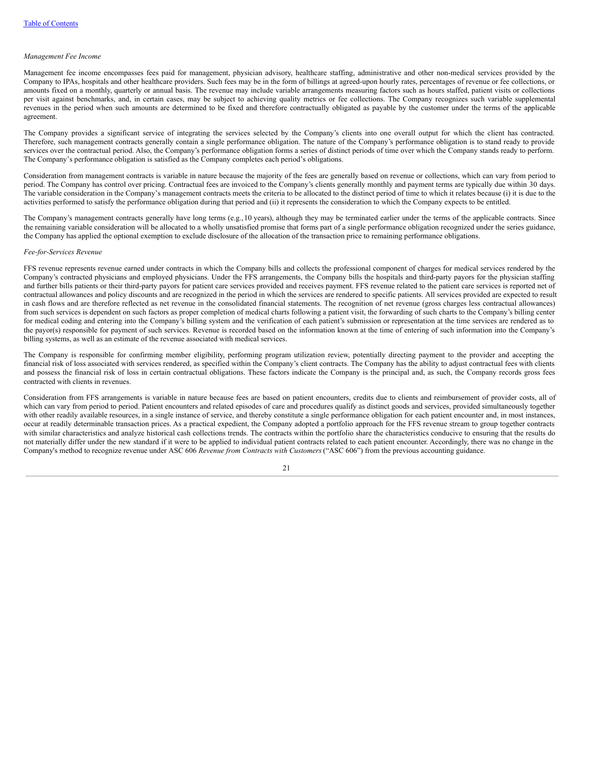*Management Fee Income*

Management fee income encompasses fees paid for management, physician advisory, healthcare staffing, administrative and other non-medical services provided by the Company to IPAs, hospitals and other healthcare providers. Such fees may be in the form of billings at agreed-upon hourly rates, percentages of revenue or fee collections, or amounts fixed on a monthly, quarterly or annual basis. The revenue may include variable arrangements measuring factors such as hours staffed, patient visits or collections per visit against benchmarks, and, in certain cases, may be subject to achieving quality metrics or fee collections. The Company recognizes such variable supplemental revenues in the period when such amounts are determined to be fixed and therefore contractually obligated as payable by the customer under the terms of the applicable agreement.

The Company provides a significant service of integrating the services selected by the Company's clients into one overall output for which the client has contracted. Therefore, such management contracts generally contain a single performance obligation. The nature of the Company's performance obligation is to stand ready to provide services over the contractual period. Also, the Company's performance obligation forms a series of distinct periods of time over which the Company stands ready to perform. The Company's performance obligation is satisfied as the Company completes each period's obligations.

Consideration from management contracts is variable in nature because the majority of the fees are generally based on revenue or collections, which can vary from period to period. The Company has control over pricing. Contractual fees are invoiced to the Company's clients generally monthly and payment terms are typically due within 30 days. The variable consideration in the Company's management contracts meets the criteria to be allocated to the distinct period of time to which it relates because (i) it is due to the activities performed to satisfy the performance obligation during that period and (ii) it represents the consideration to which the Company expects to be entitled.

The Company's management contracts generally have long terms (e.g., 10 years), although they may be terminated earlier under the terms of the applicable contracts. Since the remaining variable consideration will be allocated to a wholly unsatisfied promise that forms part of a single performance obligation recognized under the series guidance, the Company has applied the optional exemption to exclude disclosure of the allocation of the transaction price to remaining performance obligations.

*Fee-for-Services Revenue*

FFS revenue represents revenue earned under contracts in which the Company bills and collects the professional component of charges for medical services rendered by the Company's contracted physicians and employed physicians. Under the FFS arrangements, the Company bills the hospitals and third-party payors for the physician staffing and further bills patients or their third-party payors for patient care services provided and receives payment. FFS revenue related to the patient care services is reported net of contractual allowances and policy discounts and are recognized in the period in which the services are rendered to specific patients. All services provided are expected to result in cash flows and are therefore reflected as net revenue in the consolidated financial statements. The recognition of net revenue (gross charges less contractual allowances) from such services is dependent on such factors as proper completion of medical charts following a patient visit, the forwarding of such charts to the Company's billing center for medical coding and entering into the Company's billing system and the verification of each patient's submission or representation at the time services are rendered as to the payor(s) responsible for payment of such services. Revenue is recorded based on the information known at the time of entering of such information into the Company's billing systems, as well as an estimate of the revenue associated with medical services.

The Company is responsible for confirming member eligibility, performing program utilization review, potentially directing payment to the provider and accepting the financial risk of loss associated with services rendered, as specified within the Company's client contracts. The Company has the ability to adjust contractual fees with clients and possess the financial risk of loss in certain contractual obligations. These factors indicate the Company is the principal and, as such, the Company records gross fees contracted with clients in revenues.

Consideration from FFS arrangements is variable in nature because fees are based on patient encounters, credits due to clients and reimbursement of provider costs, all of which can vary from period to period. Patient encounters and related episodes of care and procedures qualify as distinct goods and services, provided simultaneously together with other readily available resources, in a single instance of service, and thereby constitute a single performance obligation for each patient encounter and, in most instances, occur at readily determinable transaction prices. As a practical expedient, the Company adopted a portfolio approach for the FFS revenue stream to group together contracts with similar characteristics and analyze historical cash collections trends. The contracts within the portfolio share the characteristics conducive to ensuring that the results do not materially differ under the new standard if it were to be applied to individual patient contracts related to each patient encounter. Accordingly, there was no change in the Company's method to recognize revenue under ASC 606 *Revenue from Contracts with Customers* ("ASC 606") from the previous accounting guidance.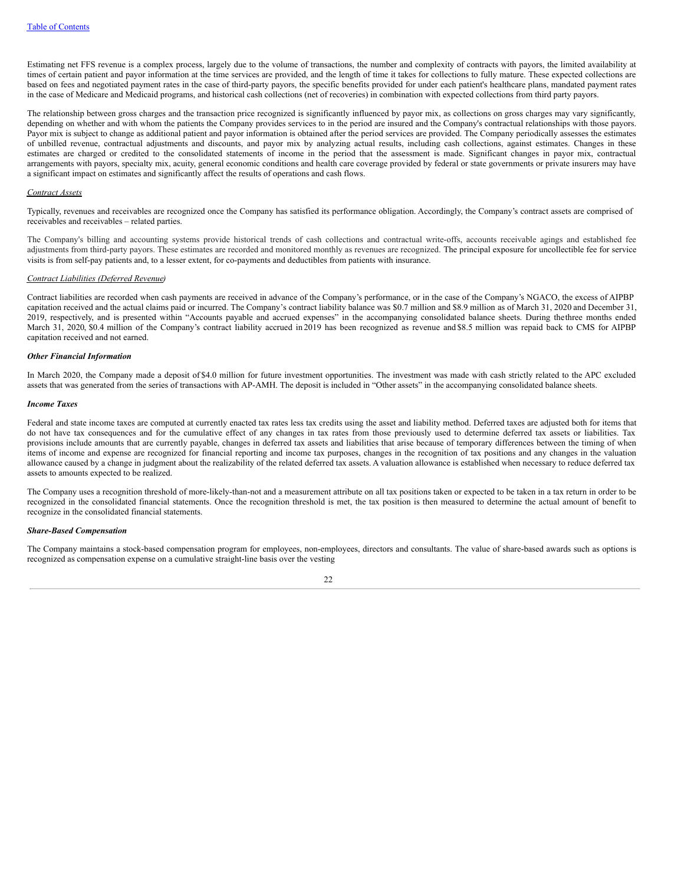Estimating net FFS revenue is a complex process, largely due to the volume of transactions, the number and complexity of contracts with payors, the limited availability at times of certain patient and payor information at the time services are provided, and the length of time it takes for collections to fully mature. These expected collections are based on fees and negotiated payment rates in the case of third-party payors, the specific benefits provided for under each patient's healthcare plans, mandated payment rates in the case of Medicare and Medicaid programs, and historical cash collections (net of recoveries) in combination with expected collections from third party payors.

The relationship between gross charges and the transaction price recognized is significantly influenced by payor mix, as collections on gross charges may vary significantly, depending on whether and with whom the patients the Company provides services to in the period are insured and the Company's contractual relationships with those payors. Payor mix is subject to change as additional patient and payor information is obtained after the period services are provided. The Company periodically assesses the estimates of unbilled revenue, contractual adjustments and discounts, and payor mix by analyzing actual results, including cash collections, against estimates. Changes in these estimates are charged or credited to the consolidated statements of income in the period that the assessment is made. Significant changes in payor mix, contractual arrangements with payors, specialty mix, acuity, general economic conditions and health care coverage provided by federal or state governments or private insurers may have a significant impact on estimates and significantly affect the results of operations and cash flows.

*Contract Assets*

Typically, revenues and receivables are recognized once the Company has satisfied its performance obligation. Accordingly, the Company's contract assets are comprised of receivables and receivables – related parties.

The Company's billing and accounting systems provide historical trends of cash collections and contractual write-offs, accounts receivable agings and established fee adjustments from third-party payors. These estimates are recorded and monitored monthly as revenues are recognized. The principal exposure for uncollectible fee for service visits is from self-pay patients and, to a lesser extent, for co-payments and deductibles from patients with insurance.

*Contract Liabilities (Deferred Revenue)*

Contract liabilities are recorded when cash payments are received in advance of the Company's performance, or in the case of the Company's NGACO, the excess of AIPBP capitation received and the actual claims paid or incurred. The Company's contract liability balance was $0.7 million and $8.9 million as of March 31, 2020 and December 31, 2019, respectively, and is presented within "Accounts payable and accrued expenses" in the accompanying consolidated balance sheets. During the three months ended March 31, 2020, $0.4 million of the Company's contract liability accrued in 2019 has been recognized as revenue and $8.5 million was repaid back to CMS for AIPBP capitation received and not earned.

***Other Financial Information***

In March 2020, the Company made a deposit of $4.0 million for future investment opportunities. The investment was made with cash strictly related to the APC excluded assets that was generated from the series of transactions with AP-AMH. The deposit is included in "Other assets" in the accompanying consolidated balance sheets.

***Income Taxes***

Federal and state income taxes are computed at currently enacted tax rates less tax credits using the asset and liability method. Deferred taxes are adjusted both for items that do not have tax consequences and for the cumulative effect of any changes in tax rates from those previously used to determine deferred tax assets or liabilities. Tax provisions include amounts that are currently payable, changes in deferred tax assets and liabilities that arise because of temporary differences between the timing of when items of income and expense are recognized for financial reporting and income tax purposes, changes in the recognition of tax positions and any changes in the valuation allowance caused by a change in judgment about the realizability of the related deferred tax assets. A valuation allowance is established when necessary to reduce deferred tax assets to amounts expected to be realized.

The Company uses a recognition threshold of more-likely-than-not and a measurement attribute on all tax positions taken or expected to be taken in a tax return in order to be recognized in the consolidated financial statements. Once the recognition threshold is met, the tax position is then measured to determine the actual amount of benefit to recognize in the consolidated financial statements.

***Share-Based Compensation***

The Company maintains a stock-based compensation program for employees, non-employees, directors and consultants. The value of share-based awards such as options is recognized as compensation expense on a cumulative straight-line basis over the vesting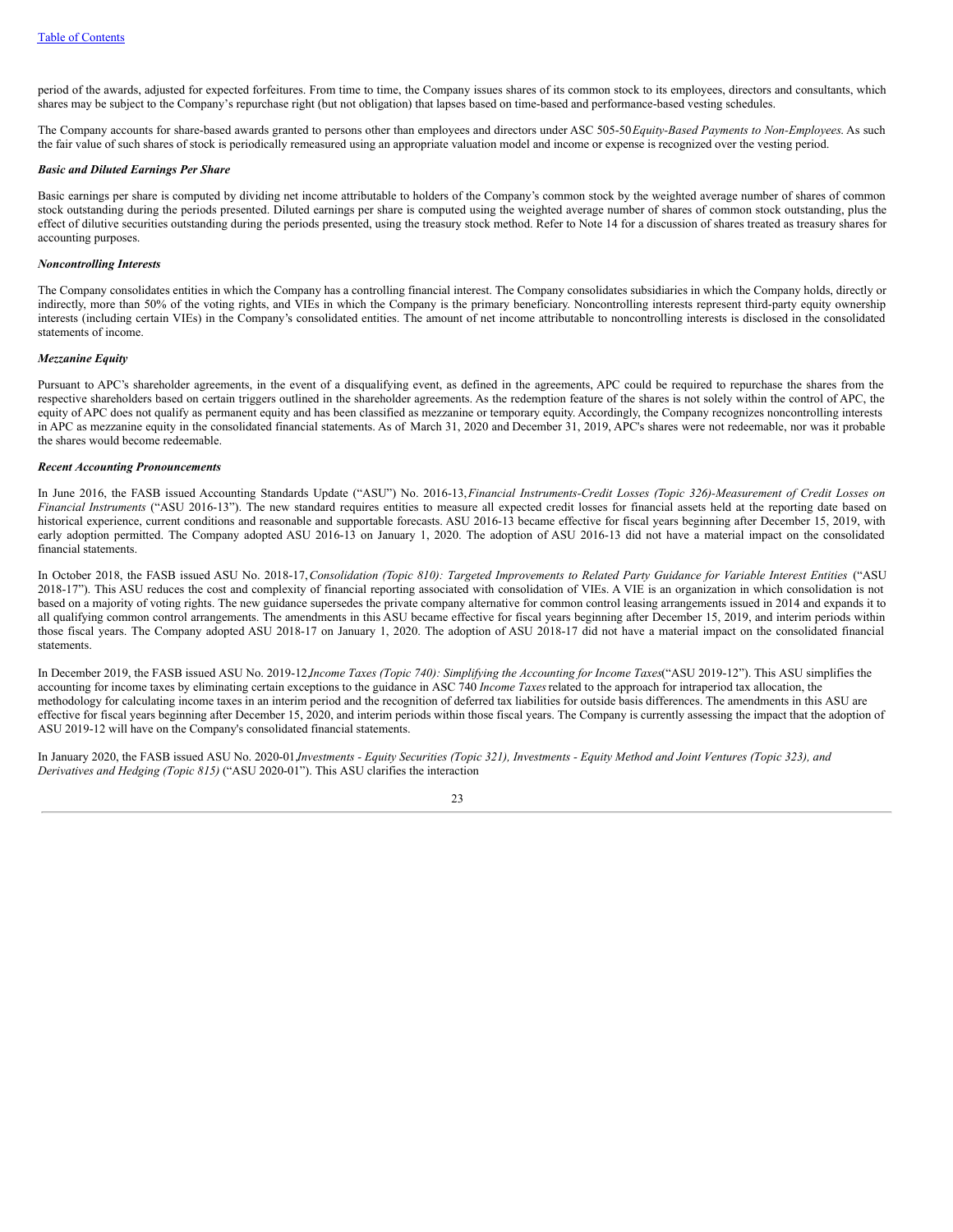period of the awards, adjusted for expected forfeitures. From time to time, the Company issues shares of its common stock to its employees, directors and consultants, which shares may be subject to the Company's repurchase right (but not obligation) that lapses based on time-based and performance-based vesting schedules.

The Company accounts for share-based awards granted to persons other than employees and directors under ASC 505-50 *Equity-Based Payments to Non-Employees*. As such the fair value of such shares of stock is periodically remeasured using an appropriate valuation model and income or expense is recognized over the vesting period.

***Basic and Diluted Earnings Per Share***

Basic earnings per share is computed by dividing net income attributable to holders of the Company's common stock by the weighted average number of shares of common stock outstanding during the periods presented. Diluted earnings per share is computed using the weighted average number of shares of common stock outstanding, plus the effect of dilutive securities outstanding during the periods presented, using the treasury stock method. Refer to Note 14 for a discussion of shares treated as treasury shares for accounting purposes.

***Noncontrolling Interests***

The Company consolidates entities in which the Company has a controlling financial interest. The Company consolidates subsidiaries in which the Company holds, directly or indirectly, more than 50% of the voting rights, and VIEs in which the Company is the primary beneficiary. Noncontrolling interests represent third-party equity ownership interests (including certain VIEs) in the Company's consolidated entities. The amount of net income attributable to noncontrolling interests is disclosed in the consolidated statements of income.

***Mezzanine Equity***

Pursuant to APC's shareholder agreements, in the event of a disqualifying event, as defined in the agreements, APC could be required to repurchase the shares from the respective shareholders based on certain triggers outlined in the shareholder agreements. As the redemption feature of the shares is not solely within the control of APC, the equity of APC does not qualify as permanent equity and has been classified as mezzanine or temporary equity. Accordingly, the Company recognizes noncontrolling interests in APC as mezzanine equity in the consolidated financial statements. As of March 31, 2020 and December 31, 2019, APC's shares were not redeemable, nor was it probable the shares would become redeemable.

***Recent Accounting Pronouncements***

In June 2016, the FASB issued Accounting Standards Update ("ASU") No. 2016-13, *Financial Instruments-Credit Losses (Topic 326)-Measurement of Credit Losses on Financial Instruments* ("ASU 2016-13"). The new standard requires entities to measure all expected credit losses for financial assets held at the reporting date based on historical experience, current conditions and reasonable and supportable forecasts. ASU 2016-13 became effective for fiscal years beginning after December 15, 2019, with early adoption permitted. The Company adopted ASU 2016-13 on January 1, 2020. The adoption of ASU 2016-13 did not have a material impact on the consolidated financial statements.

In October 2018, the FASB issued ASU No. 2018-17, *Consolidation (Topic 810): Targeted Improvements to Related Party Guidance for Variable Interest Entities* ("ASU 2018-17"). This ASU reduces the cost and complexity of financial reporting associated with consolidation of VIEs. A VIE is an organization in which consolidation is not based on a majority of voting rights. The new guidance supersedes the private company alternative for common control leasing arrangements issued in 2014 and expands it to all qualifying common control arrangements. The amendments in this ASU became effective for fiscal years beginning after December 15, 2019, and interim periods within those fiscal years. The Company adopted ASU 2018-17 on January 1, 2020. The adoption of ASU 2018-17 did not have a material impact on the consolidated financial statements.

In December 2019, the FASB issued ASU No. 2019-12, *Income Taxes (Topic 740): Simplifying the Accounting for Income Taxes* ("ASU 2019-12"). This ASU simplifies the accounting for income taxes by eliminating certain exceptions to the guidance in ASC 740 *Income Taxes* related to the approach for intraperiod tax allocation, the methodology for calculating income taxes in an interim period and the recognition of deferred tax liabilities for outside basis differences. The amendments in this ASU are effective for fiscal years beginning after December 15, 2020, and interim periods within those fiscal years. The Company is currently assessing the impact that the adoption of ASU 2019-12 will have on the Company's consolidated financial statements.

In January 2020, the FASB issued ASU No. 2020-01, *Investments - Equity Securities (Topic 321), Investments - Equity Method and Joint Ventures (Topic 323), and Derivatives and Hedging (Topic 815)* ("ASU 2020-01"). This ASU clarifies the interaction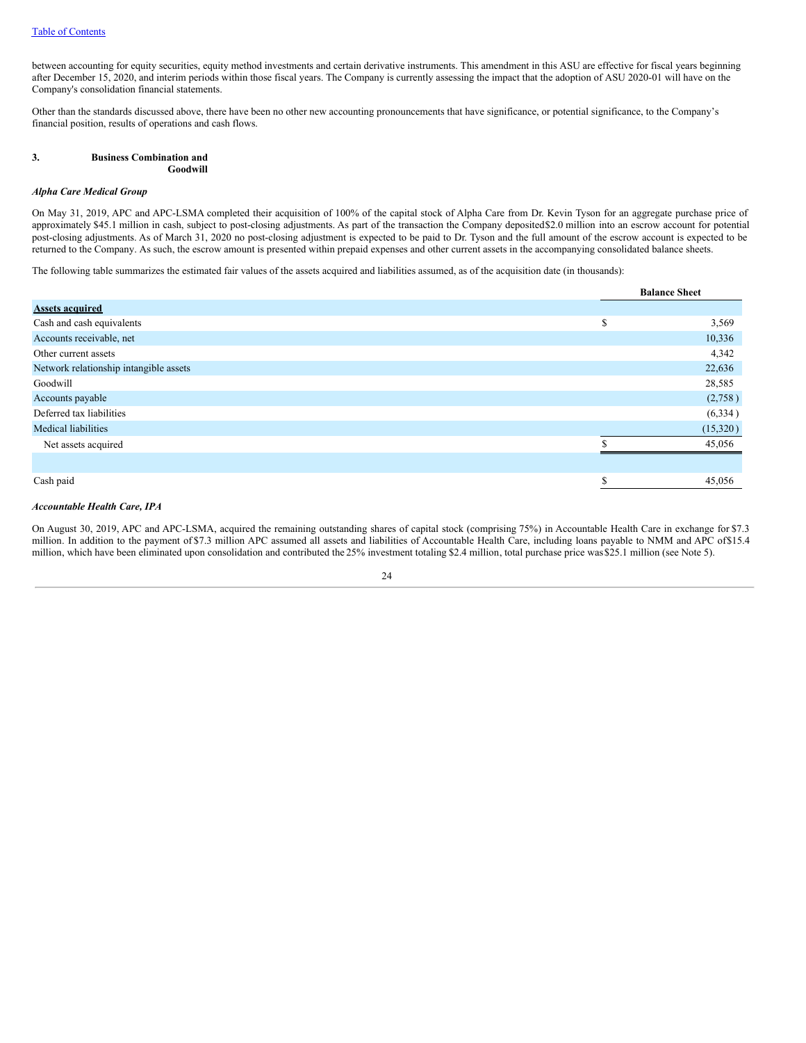between accounting for equity securities, equity method investments and certain derivative instruments. This amendment in this ASU are effective for fiscal years beginning after December 15, 2020, and interim periods within those fiscal years. The Company is currently assessing the impact that the adoption of ASU 2020-01 will have on the Company's consolidation financial statements.

Other than the standards discussed above, there have been no other new accounting pronouncements that have significance, or potential significance, to the Company's financial position, results of operations and cash flows.

## 3. Business Combination and Goodwill

***Alpha Care Medical Group***

On May 31, 2019, APC and APC-LSMA completed their acquisition of 100% of the capital stock of Alpha Care from Dr. Kevin Tyson for an aggregate purchase price of approximately $45.1 million in cash, subject to post-closing adjustments. As part of the transaction the Company deposited $2.0 million into an escrow account for potential post-closing adjustments. As of March 31, 2020 no post-closing adjustment is expected to be paid to Dr. Tyson and the full amount of the escrow account is expected to be returned to the Company. As such, the escrow amount is presented within prepaid expenses and other current assets in the accompanying consolidated balance sheets.

The following table summarizes the estimated fair values of the assets acquired and liabilities assumed, as of the acquisition date (in thousands):

| | Balance Sheet |
|---|---|
| **Assets acquired** | |
| Cash and cash equivalents | $ 3,569 |
| Accounts receivable, net | 10,336 |
| Other current assets | 4,342 |
| Network relationship intangible assets | 22,636 |
| Goodwill | 28,585 |
| Accounts payable | (2,758) |
| Deferred tax liabilities | (6,334) |
| Medical liabilities | (15,320) |
| Net assets acquired | $ 45,056 |
| | |
| Cash paid | $ 45,056 |

***Accountable Health Care, IPA***

On August 30, 2019, APC and APC-LSMA, acquired the remaining outstanding shares of capital stock (comprising 75%) in Accountable Health Care in exchange for $7.3 million. In addition to the payment of $7.3 million APC assumed all assets and liabilities of Accountable Health Care, including loans payable to NMM and APC of $15.4 million, which have been eliminated upon consolidation and contributed the 25% investment totaling $2.4 million, total purchase price was $25.1 million (see Note 5).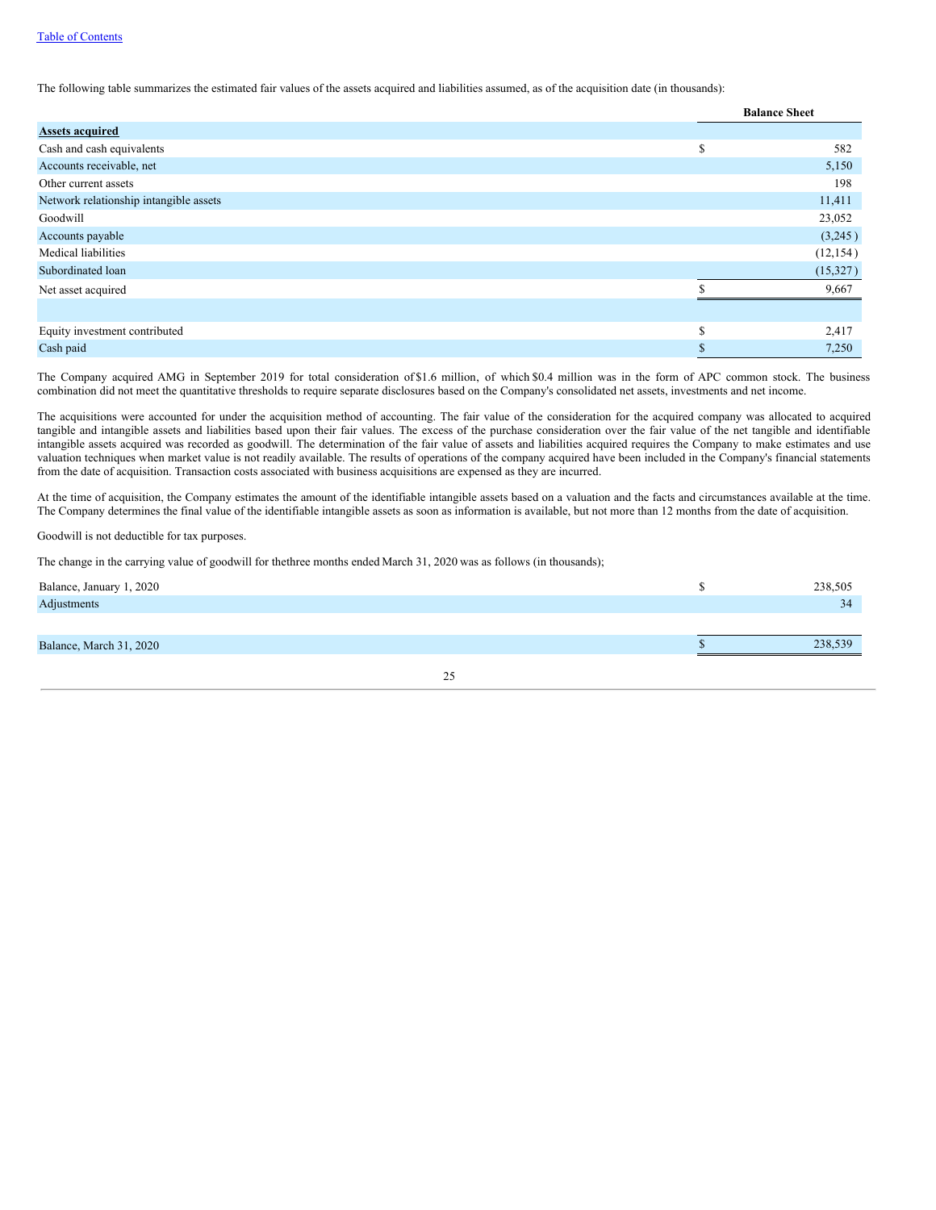The following table summarizes the estimated fair values of the assets acquired and liabilities assumed, as of the acquisition date (in thousands):

| | Balance Sheet |
|---|---|
| **Assets acquired** | |
| Cash and cash equivalents | $ 582 |
| Accounts receivable, net | 5,150 |
| Other current assets | 198 |
| Network relationship intangible assets | 11,411 |
| Goodwill | 23,052 |
| Accounts payable | (3,245 ) |
| Medical liabilities | (12,154 ) |
| Subordinated loan | (15,327 ) |
| Net asset acquired | $ 9,667 |
| | |
| Equity investment contributed | $ 2,417 |
| Cash paid | $ 7,250 |

The Company acquired AMG in September 2019 for total consideration of $1.6 million, of which $0.4 million was in the form of APC common stock. The business combination did not meet the quantitative thresholds to require separate disclosures based on the Company's consolidated net assets, investments and net income.

The acquisitions were accounted for under the acquisition method of accounting. The fair value of the consideration for the acquired company was allocated to acquired tangible and intangible assets and liabilities based upon their fair values. The excess of the purchase consideration over the fair value of the net tangible and identifiable intangible assets acquired was recorded as goodwill. The determination of the fair value of assets and liabilities acquired requires the Company to make estimates and use valuation techniques when market value is not readily available. The results of operations of the company acquired have been included in the Company's financial statements from the date of acquisition. Transaction costs associated with business acquisitions are expensed as they are incurred.

At the time of acquisition, the Company estimates the amount of the identifiable intangible assets based on a valuation and the facts and circumstances available at the time. The Company determines the final value of the identifiable intangible assets as soon as information is available, but not more than 12 months from the date of acquisition.

Goodwill is not deductible for tax purposes.

The change in the carrying value of goodwill for thethree months ended March 31, 2020 was as follows (in thousands);

| | |
|---|---|
| Balance, January 1, 2020 | $ 238,505 |
| Adjustments | 34 |
| | |
| Balance, March 31, 2020 | $ 238,539 |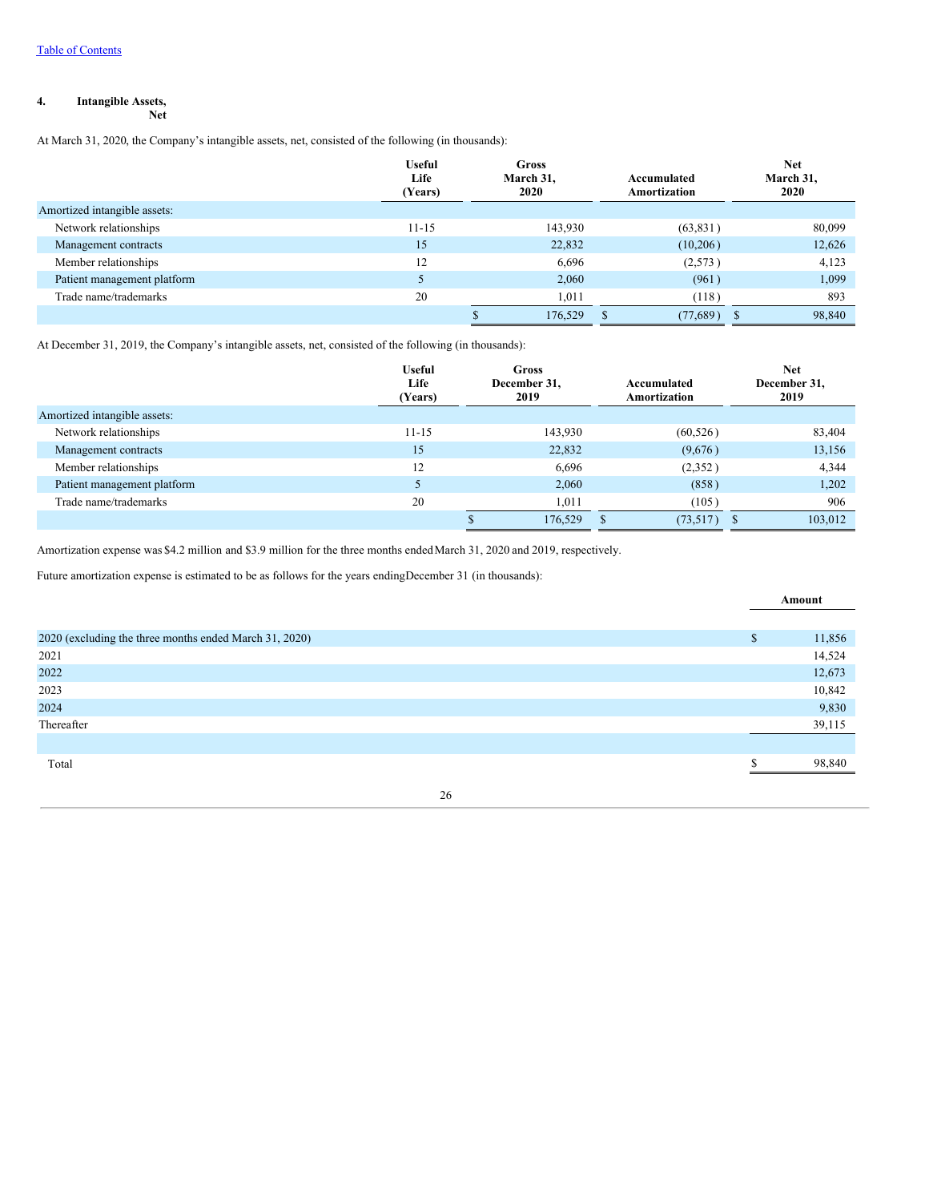[Table of Contents](#)

#### 4. Intangible Assets, Net

At March 31, 2020, the Company's intangible assets, net, consisted of the following (in thousands):

| | Useful Life (Years) | Gross March 31, 2020 | Accumulated Amortization | Net March 31, 2020 |
|---|---|---|---|---|
| Amortized intangible assets: | | | | |
| Network relationships | 11-15 | 143,930 | (63,831 ) | 80,099 |
| Management contracts | 15 | 22,832 | (10,206 ) | 12,626 |
| Member relationships | 12 | 6,696 | (2,573 ) | 4,123 |
| Patient management platform | 5 | 2,060 | (961 ) | 1,099 |
| Trade name/trademarks | 20 | 1,011 | (118 ) | 893 |
| | | $ 176,529 | $ (77,689 ) | $ 98,840 |

At December 31, 2019, the Company's intangible assets, net, consisted of the following (in thousands):

| | Useful Life (Years) | Gross December 31, 2019 | Accumulated Amortization | Net December 31, 2019 |
|---|---|---|---|---|
| Amortized intangible assets: | | | | |
| Network relationships | 11-15 | 143,930 | (60,526 ) | 83,404 |
| Management contracts | 15 | 22,832 | (9,676 ) | 13,156 |
| Member relationships | 12 | 6,696 | (2,352 ) | 4,344 |
| Patient management platform | 5 | 2,060 | (858 ) | 1,202 |
| Trade name/trademarks | 20 | 1,011 | (105 ) | 906 |
| | | $ 176,529 | $ (73,517 ) | $ 103,012 |

Amortization expense was $4.2 million and $3.9 million for the three months ended March 31, 2020 and 2019, respectively.

Future amortization expense is estimated to be as follows for the years ending December 31 (in thousands):

| | Amount |
|---|---|
| 2020 (excluding the three months ended March 31, 2020) | $ 11,856 |
| 2021 | 14,524 |
| 2022 | 12,673 |
| 2023 | 10,842 |
| 2024 | 9,830 |
| Thereafter | 39,115 |
| Total | $ 98,840 |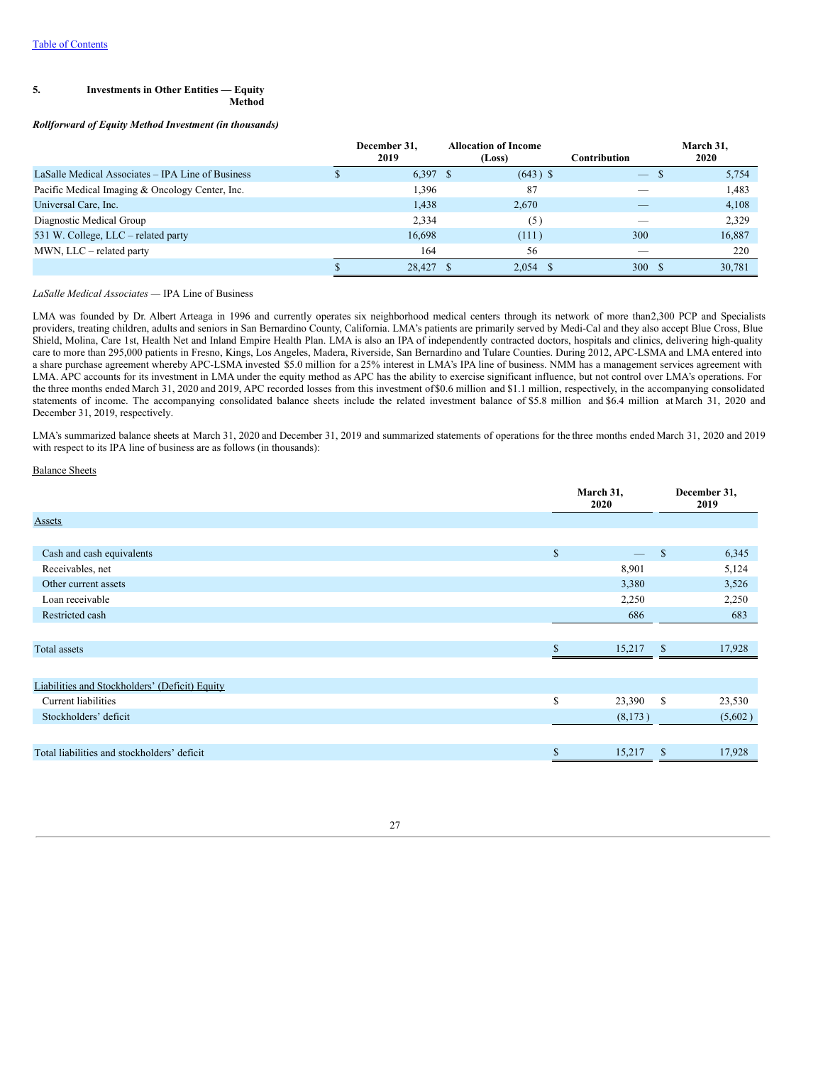Table of Contents

## 5. Investments in Other Entities — Equity Method

***Rollforward of Equity Method Investment (in thousands)***

| | December 31, 2019 | Allocation of Income (Loss) | Contribution | March 31, 2020 |
|---|---|---|---|---|
| LaSalle Medical Associates – IPA Line of Business | $ 6,397 | $ (643) | $ — | $ 5,754 |
| Pacific Medical Imaging & Oncology Center, Inc. | 1,396 | 87 | — | 1,483 |
| Universal Care, Inc. | 1,438 | 2,670 | — | 4,108 |
| Diagnostic Medical Group | 2,334 | (5) | — | 2,329 |
| 531 W. College, LLC – related party | 16,698 | (111) | 300 | 16,887 |
| MWN, LLC – related party | 164 | 56 | — | 220 |
| | $ 28,427 | $ 2,054 | $ 300 | $ 30,781 |

*LaSalle Medical Associates* — IPA Line of Business

LMA was founded by Dr. Albert Arteaga in 1996 and currently operates six neighborhood medical centers through its network of more than2,300 PCP and Specialists providers, treating children, adults and seniors in San Bernardino County, California. LMA's patients are primarily served by Medi-Cal and they also accept Blue Cross, Blue Shield, Molina, Care 1st, Health Net and Inland Empire Health Plan. LMA is also an IPA of independently contracted doctors, hospitals and clinics, delivering high-quality care to more than 295,000 patients in Fresno, Kings, Los Angeles, Madera, Riverside, San Bernardino and Tulare Counties. During 2012, APC-LSMA and LMA entered into a share purchase agreement whereby APC-LSMA invested $5.0 million for a 25% interest in LMA's IPA line of business. NMM has a management services agreement with LMA. APC accounts for its investment in LMA under the equity method as APC has the ability to exercise significant influence, but not control over LMA's operations. For the three months ended March 31, 2020 and 2019, APC recorded losses from this investment of$0.6 million and $1.1 million, respectively, in the accompanying consolidated statements of income. The accompanying consolidated balance sheets include the related investment balance of $5.8 million and $6.4 million at March 31, 2020 and December 31, 2019, respectively.

LMA's summarized balance sheets at March 31, 2020 and December 31, 2019 and summarized statements of operations for the three months ended March 31, 2020 and 2019 with respect to its IPA line of business are as follows (in thousands):

Balance Sheets

| | March 31, 2020 | December 31, 2019 |
|---|---|---|
| Assets | | |
| Cash and cash equivalents | $ — | $ 6,345 |
| Receivables, net | 8,901 | 5,124 |
| Other current assets | 3,380 | 3,526 |
| Loan receivable | 2,250 | 2,250 |
| Restricted cash | 686 | 683 |
| Total assets | $ 15,217 | $ 17,928 |
| Liabilities and Stockholders' (Deficit) Equity | | |
| Current liabilities | $ 23,390 | $ 23,530 |
| Stockholders' deficit | (8,173) | (5,602) |
| Total liabilities and stockholders' deficit | $ 15,217 | $ 17,928 |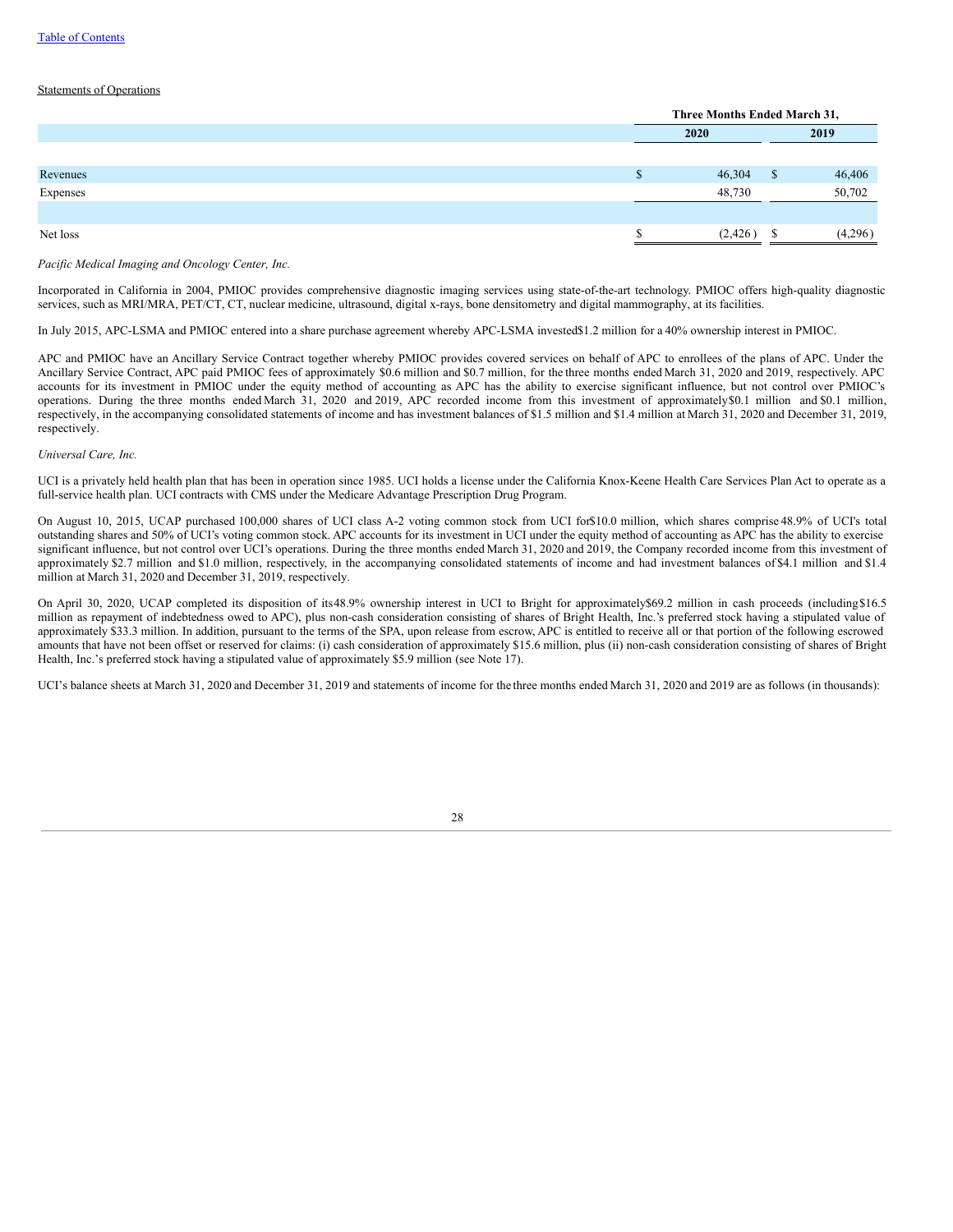Statements of Operations

| | Three Months Ended March 31, | |
|---|---|---|
| | 2020 | 2019 |
| Revenues | $ 46,304 | $ 46,406 |
| Expenses | 48,730 | 50,702 |
| Net loss | $ (2,426) | $ (4,296) |

*Pacific Medical Imaging and Oncology Center, Inc.*

Incorporated in California in 2004, PMIOC provides comprehensive diagnostic imaging services using state-of-the-art technology. PMIOC offers high-quality diagnostic services, such as MRI/MRA, PET/CT, CT, nuclear medicine, ultrasound, digital x-rays, bone densitometry and digital mammography, at its facilities.

In July 2015, APC-LSMA and PMIOC entered into a share purchase agreement whereby APC-LSMA invested $1.2 million for a 40% ownership interest in PMIOC.

APC and PMIOC have an Ancillary Service Contract together whereby PMIOC provides covered services on behalf of APC to enrollees of the plans of APC. Under the Ancillary Service Contract, APC paid PMIOC fees of approximately $0.6 million and $0.7 million, for the three months ended March 31, 2020 and 2019, respectively. APC accounts for its investment in PMIOC under the equity method of accounting as APC has the ability to exercise significant influence, but not control over PMIOC's operations. During the three months ended March 31, 2020 and 2019, APC recorded income from this investment of approximately $0.1 million and $0.1 million, respectively, in the accompanying consolidated statements of income and has investment balances of $1.5 million and $1.4 million at March 31, 2020 and December 31, 2019, respectively.

*Universal Care, Inc.*

UCI is a privately held health plan that has been in operation since 1985. UCI holds a license under the California Knox-Keene Health Care Services Plan Act to operate as a full-service health plan. UCI contracts with CMS under the Medicare Advantage Prescription Drug Program.

On August 10, 2015, UCAP purchased 100,000 shares of UCI class A-2 voting common stock from UCI for $10.0 million, which shares comprise 48.9% of UCI's total outstanding shares and 50% of UCI's voting common stock. APC accounts for its investment in UCI under the equity method of accounting as APC has the ability to exercise significant influence, but not control over UCI's operations. During the three months ended March 31, 2020 and 2019, the Company recorded income from this investment of approximately $2.7 million and $1.0 million, respectively, in the accompanying consolidated statements of income and had investment balances of $4.1 million and $1.4 million at March 31, 2020 and December 31, 2019, respectively.

On April 30, 2020, UCAP completed its disposition of its 48.9% ownership interest in UCI to Bright for approximately $69.2 million in cash proceeds (including $16.5 million as repayment of indebtedness owed to APC), plus non-cash consideration consisting of shares of Bright Health, Inc.'s preferred stock having a stipulated value of approximately $33.3 million. In addition, pursuant to the terms of the SPA, upon release from escrow, APC is entitled to receive all or that portion of the following escrowed amounts that have not been offset or reserved for claims: (i) cash consideration of approximately $15.6 million, plus (ii) non-cash consideration consisting of shares of Bright Health, Inc.'s preferred stock having a stipulated value of approximately $5.9 million (see Note 17).

UCI's balance sheets at March 31, 2020 and December 31, 2019 and statements of income for the three months ended March 31, 2020 and 2019 are as follows (in thousands):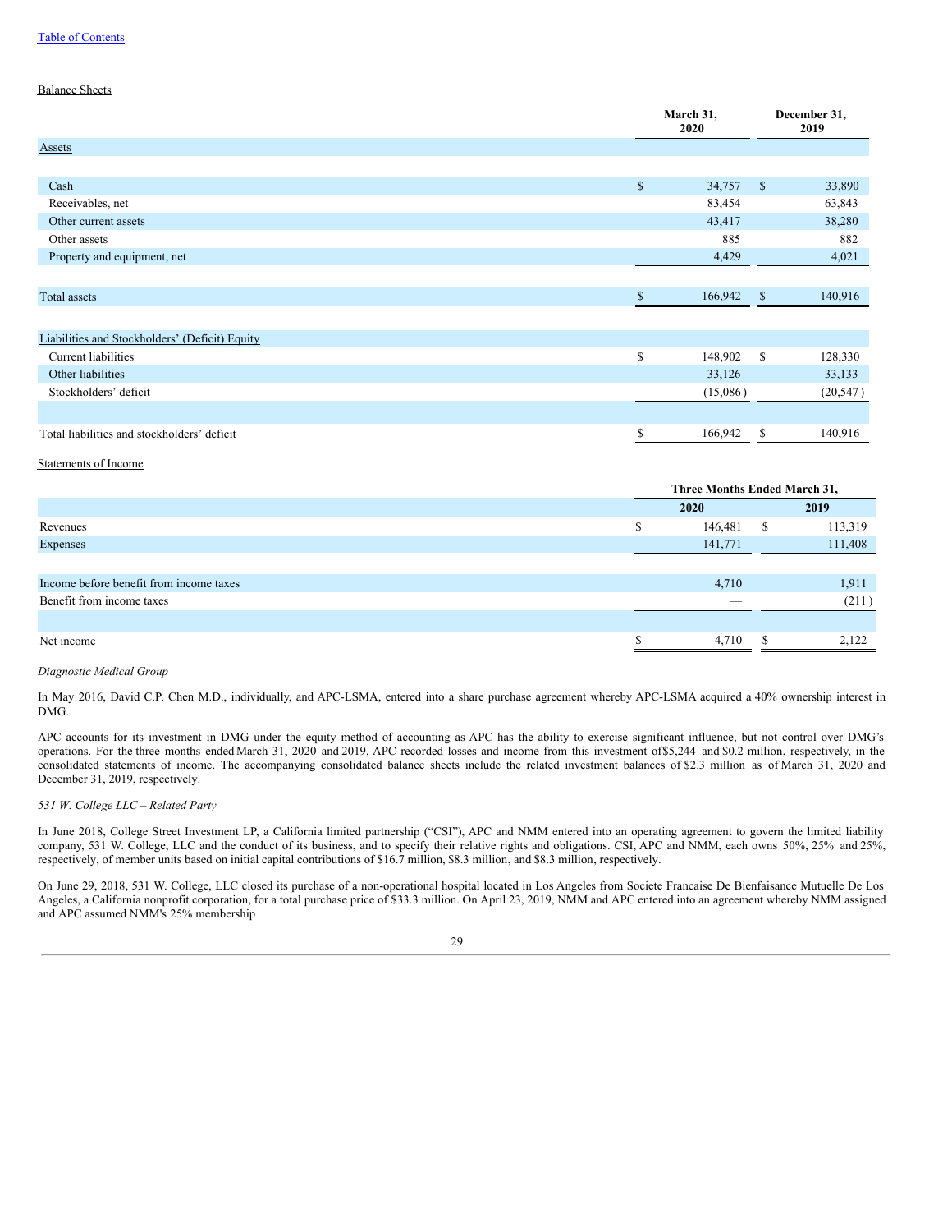Balance Sheets

| | March 31, 2020 | December 31, 2019 |
|---|---|---|
| **Assets** | | |
| Cash | $ 34,757 | $ 33,890 |
| Receivables, net | 83,454 | 63,843 |
| Other current assets | 43,417 | 38,280 |
| Other assets | 885 | 882 |
| Property and equipment, net | 4,429 | 4,021 |
| Total assets | $ 166,942 | $ 140,916 |
| **Liabilities and Stockholders' (Deficit) Equity** | | |
| Current liabilities | $ 148,902 | $ 128,330 |
| Other liabilities | 33,126 | 33,133 |
| Stockholders' deficit | (15,086) | (20,547) |
| Total liabilities and stockholders' deficit | $ 166,942 | $ 140,916 |

Statements of Income

| | Three Months Ended March 31, | |
|---|---|---|
| | 2020 | 2019 |
| Revenues | $ 146,481 | $ 113,319 |
| Expenses | 141,771 | 111,408 |
| Income before benefit from income taxes | 4,710 | 1,911 |
| Benefit from income taxes | — | (211) |
| Net income | $ 4,710 | $ 2,122 |

*Diagnostic Medical Group*

In May 2016, David C.P. Chen M.D., individually, and APC-LSMA, entered into a share purchase agreement whereby APC-LSMA acquired a 40% ownership interest in DMG.

APC accounts for its investment in DMG under the equity method of accounting as APC has the ability to exercise significant influence, but not control over DMG's operations. For the three months ended March 31, 2020 and 2019, APC recorded losses and income from this investment of$5,244 and $0.2 million, respectively, in the consolidated statements of income. The accompanying consolidated balance sheets include the related investment balances of $2.3 million as of March 31, 2020 and December 31, 2019, respectively.

*531 W. College LLC – Related Party*

In June 2018, College Street Investment LP, a California limited partnership ("CSI"), APC and NMM entered into an operating agreement to govern the limited liability company, 531 W. College, LLC and the conduct of its business, and to specify their relative rights and obligations. CSI, APC and NMM, each owns 50%, 25% and 25%, respectively, of member units based on initial capital contributions of $16.7 million, $8.3 million, and $8.3 million, respectively.

On June 29, 2018, 531 W. College, LLC closed its purchase of a non-operational hospital located in Los Angeles from Societe Francaise De Bienfaisance Mutuelle De Los Angeles, a California nonprofit corporation, for a total purchase price of $33.3 million. On April 23, 2019, NMM and APC entered into an agreement whereby NMM assigned and APC assumed NMM's 25% membership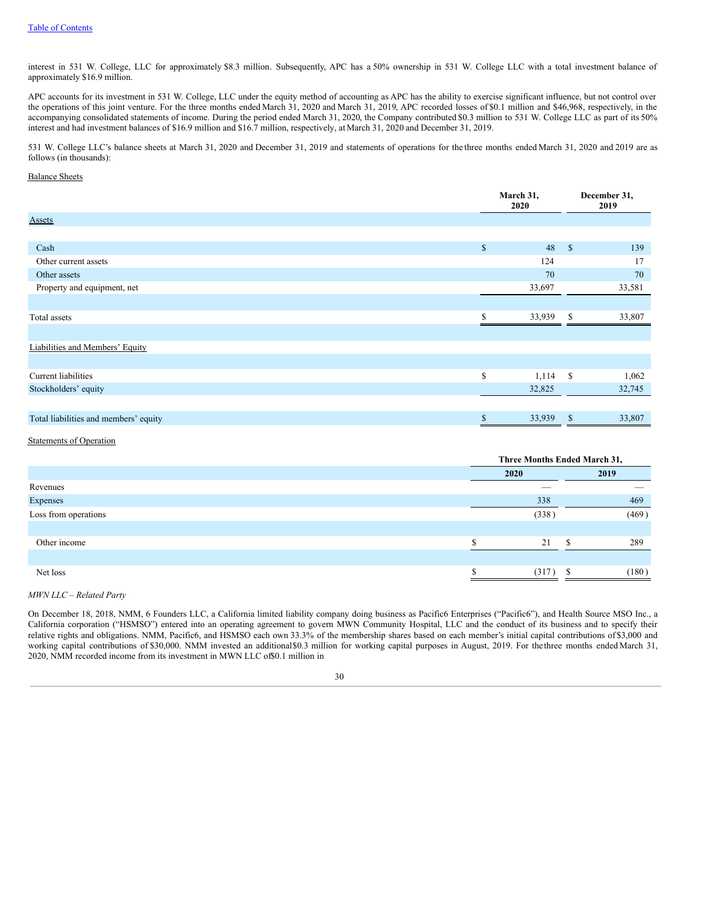interest in 531 W. College, LLC for approximately $8.3 million. Subsequently, APC has a 50% ownership in 531 W. College LLC with a total investment balance of approximately $16.9 million.

APC accounts for its investment in 531 W. College, LLC under the equity method of accounting as APC has the ability to exercise significant influence, but not control over the operations of this joint venture. For the three months ended March 31, 2020 and March 31, 2019, APC recorded losses of $0.1 million and $46,968, respectively, in the accompanying consolidated statements of income. During the period ended March 31, 2020, the Company contributed $0.3 million to 531 W. College LLC as part of its 50% interest and had investment balances of $16.9 million and $16.7 million, respectively, at March 31, 2020 and December 31, 2019.

531 W. College LLC's balance sheets at March 31, 2020 and December 31, 2019 and statements of operations for the three months ended March 31, 2020 and 2019 are as follows (in thousands):

Balance Sheets

| | March 31, 2020 | December 31, 2019 |
|---|---|---|
| Assets | | |
| Cash | $ 48 | $ 139 |
| Other current assets | 124 | 17 |
| Other assets | 70 | 70 |
| Property and equipment, net | 33,697 | 33,581 |
| Total assets | $ 33,939 | $ 33,807 |
| Liabilities and Members' Equity | | |
| Current liabilities | $ 1,114 | $ 1,062 |
| Stockholders' equity | 32,825 | 32,745 |
| Total liabilities and members' equity | $ 33,939 | $ 33,807 |

Statements of Operation

| | Three Months Ended March 31, | |
|---|---|---|
| | 2020 | 2019 |
| Revenues | — | — |
| Expenses | 338 | 469 |
| Loss from operations | (338) | (469) |
| Other income | $ 21 | $ 289 |
| Net loss | $ (317) | $ (180) |

*MWN LLC – Related Party*

On December 18, 2018, NMM, 6 Founders LLC, a California limited liability company doing business as Pacific6 Enterprises ("Pacific6"), and Health Source MSO Inc., a California corporation ("HSMSO") entered into an operating agreement to govern MWN Community Hospital, LLC and the conduct of its business and to specify their relative rights and obligations. NMM, Pacific6, and HSMSO each own 33.3% of the membership shares based on each member's initial capital contributions of $3,000 and working capital contributions of $30,000. NMM invested an additional $0.3 million for working capital purposes in August, 2019. For the three months ended March 31, 2020, NMM recorded income from its investment in MWN LLC of $0.1 million in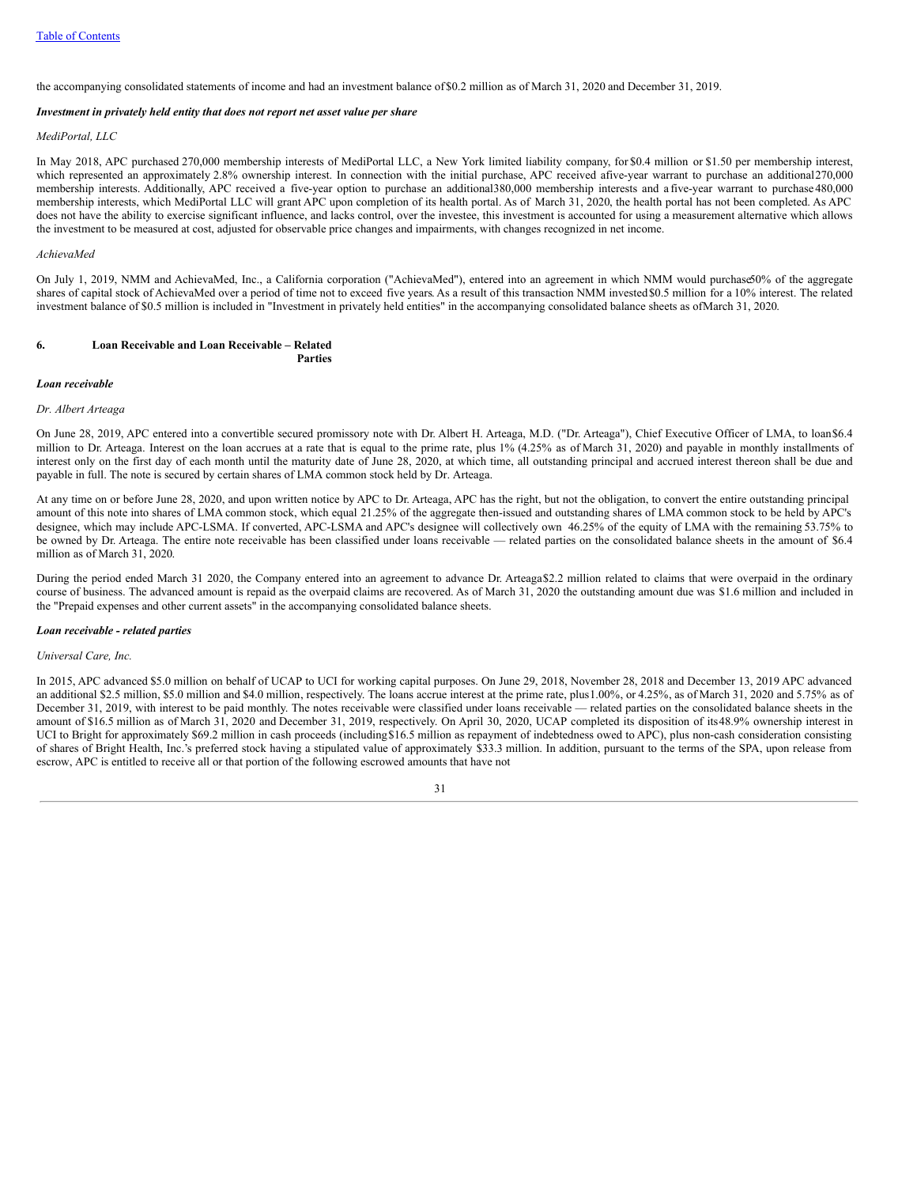the accompanying consolidated statements of income and had an investment balance of $0.2 million as of March 31, 2020 and December 31, 2019.

***Investment in privately held entity that does not report net asset value per share***

*MediPortal, LLC*

In May 2018, APC purchased 270,000 membership interests of MediPortal LLC, a New York limited liability company, for $0.4 million or $1.50 per membership interest, which represented an approximately 2.8% ownership interest. In connection with the initial purchase, APC received a five-year warrant to purchase an additional 270,000 membership interests. Additionally, APC received a five-year option to purchase an additional 380,000 membership interests and a five-year warrant to purchase 480,000 membership interests, which MediPortal LLC will grant APC upon completion of its health portal. As of March 31, 2020, the health portal has not been completed. As APC does not have the ability to exercise significant influence, and lacks control, over the investee, this investment is accounted for using a measurement alternative which allows the investment to be measured at cost, adjusted for observable price changes and impairments, with changes recognized in net income.

*AchievaMed*

On July 1, 2019, NMM and AchievaMed, Inc., a California corporation ("AchievaMed"), entered into an agreement in which NMM would purchase 50% of the aggregate shares of capital stock of AchievaMed over a period of time not to exceed five years. As a result of this transaction NMM invested $0.5 million for a 10% interest. The related investment balance of $0.5 million is included in "Investment in privately held entities" in the accompanying consolidated balance sheets as of March 31, 2020.

## 6. Loan Receivable and Loan Receivable – Related Parties

***Loan receivable***

*Dr. Albert Arteaga*

On June 28, 2019, APC entered into a convertible secured promissory note with Dr. Albert H. Arteaga, M.D. ("Dr. Arteaga"), Chief Executive Officer of LMA, to loan $6.4 million to Dr. Arteaga. Interest on the loan accrues at a rate that is equal to the prime rate, plus 1% (4.25% as of March 31, 2020) and payable in monthly installments of interest only on the first day of each month until the maturity date of June 28, 2020, at which time, all outstanding principal and accrued interest thereon shall be due and payable in full. The note is secured by certain shares of LMA common stock held by Dr. Arteaga.

At any time on or before June 28, 2020, and upon written notice by APC to Dr. Arteaga, APC has the right, but not the obligation, to convert the entire outstanding principal amount of this note into shares of LMA common stock, which equal 21.25% of the aggregate then-issued and outstanding shares of LMA common stock to be held by APC's designee, which may include APC-LSMA. If converted, APC-LSMA and APC's designee will collectively own 46.25% of the equity of LMA with the remaining 53.75% to be owned by Dr. Arteaga. The entire note receivable has been classified under loans receivable — related parties on the consolidated balance sheets in the amount of $6.4 million as of March 31, 2020.

During the period ended March 31 2020, the Company entered into an agreement to advance Dr. Arteaga $2.2 million related to claims that were overpaid in the ordinary course of business. The advanced amount is repaid as the overpaid claims are recovered. As of March 31, 2020 the outstanding amount due was $1.6 million and included in the "Prepaid expenses and other current assets" in the accompanying consolidated balance sheets.

***Loan receivable - related parties***

*Universal Care, Inc.*

In 2015, APC advanced $5.0 million on behalf of UCAP to UCI for working capital purposes. On June 29, 2018, November 28, 2018 and December 13, 2019 APC advanced an additional $2.5 million, $5.0 million and $4.0 million, respectively. The loans accrue interest at the prime rate, plus 1.00%, or 4.25%, as of March 31, 2020 and 5.75% as of December 31, 2019, with interest to be paid monthly. The notes receivable were classified under loans receivable — related parties on the consolidated balance sheets in the amount of $16.5 million as of March 31, 2020 and December 31, 2019, respectively. On April 30, 2020, UCAP completed its disposition of its 48.9% ownership interest in UCI to Bright for approximately $69.2 million in cash proceeds (including $16.5 million as repayment of indebtedness owed to APC), plus non-cash consideration consisting of shares of Bright Health, Inc.'s preferred stock having a stipulated value of approximately $33.3 million. In addition, pursuant to the terms of the SPA, upon release from escrow, APC is entitled to receive all or that portion of the following escrowed amounts that have not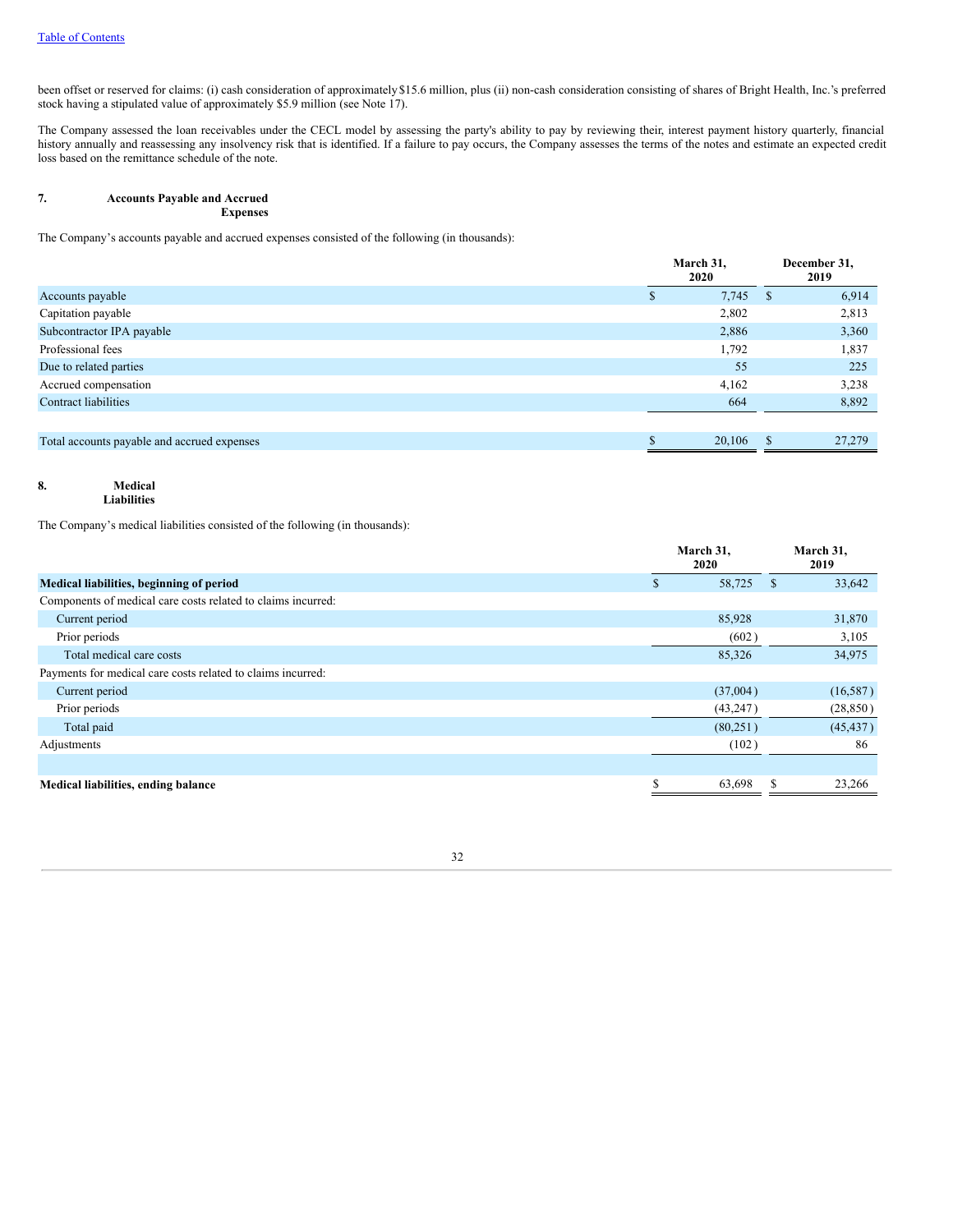been offset or reserved for claims: (i) cash consideration of approximately $15.6 million, plus (ii) non-cash consideration consisting of shares of Bright Health, Inc.'s preferred stock having a stipulated value of approximately $5.9 million (see Note 17).

The Company assessed the loan receivables under the CECL model by assessing the party's ability to pay by reviewing their, interest payment history quarterly, financial history annually and reassessing any insolvency risk that is identified. If a failure to pay occurs, the Company assesses the terms of the notes and estimate an expected credit loss based on the remittance schedule of the note.

## 7. Accounts Payable and Accrued Expenses

The Company's accounts payable and accrued expenses consisted of the following (in thousands):

| | March 31, 2020 | December 31, 2019 |
|---|---|---|
| Accounts payable | $ 7,745 | $ 6,914 |
| Capitation payable | 2,802 | 2,813 |
| Subcontractor IPA payable | 2,886 | 3,360 |
| Professional fees | 1,792 | 1,837 |
| Due to related parties | 55 | 225 |
| Accrued compensation | 4,162 | 3,238 |
| Contract liabilities | 664 | 8,892 |
| Total accounts payable and accrued expenses | $ 20,106 | $ 27,279 |

## 8. Medical Liabilities

The Company's medical liabilities consisted of the following (in thousands):

| | March 31, 2020 | March 31, 2019 |
|---|---|---|
| **Medical liabilities, beginning of period** | $ 58,725 | $ 33,642 |
| Components of medical care costs related to claims incurred: | | |
| Current period | 85,928 | 31,870 |
| Prior periods | (602) | 3,105 |
| Total medical care costs | 85,326 | 34,975 |
| Payments for medical care costs related to claims incurred: | | |
| Current period | (37,004) | (16,587) |
| Prior periods | (43,247) | (28,850) |
| Total paid | (80,251) | (45,437) |
| Adjustments | (102) | 86 |
| **Medical liabilities, ending balance** | $ 63,698 | $ 23,266 |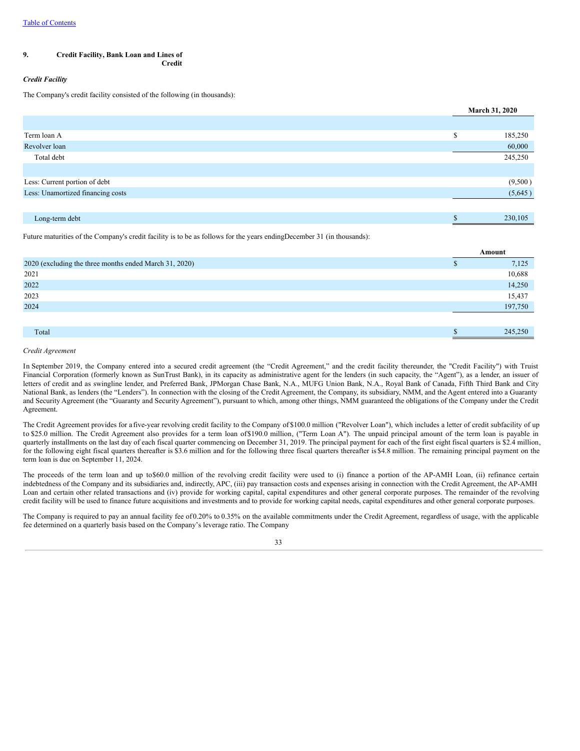[Table of Contents](#)

## 9. Credit Facility, Bank Loan and Lines of Credit

***Credit Facility***

The Company's credit facility consisted of the following (in thousands):

| | March 31, 2020 |
|---|---|
| Term loan A | $ 185,250 |
| Revolver loan | 60,000 |
| Total debt | 245,250 |
| Less: Current portion of debt | (9,500 ) |
| Less: Unamortized financing costs | (5,645 ) |
| Long-term debt | $ 230,105 |

Future maturities of the Company's credit facility is to be as follows for the years ending December 31 (in thousands):

| | Amount |
|---|---|
| 2020 (excluding the three months ended March 31, 2020) | $ 7,125 |
| 2021 | 10,688 |
| 2022 | 14,250 |
| 2023 | 15,437 |
| 2024 | 197,750 |
| Total | $ 245,250 |

*Credit Agreement*

In September 2019, the Company entered into a secured credit agreement (the "Credit Agreement," and the credit facility thereunder, the "Credit Facility") with Truist Financial Corporation (formerly known as SunTrust Bank), in its capacity as administrative agent for the lenders (in such capacity, the "Agent"), as a lender, an issuer of letters of credit and as swingline lender, and Preferred Bank, JPMorgan Chase Bank, N.A., MUFG Union Bank, N.A., Royal Bank of Canada, Fifth Third Bank and City National Bank, as lenders (the "Lenders"). In connection with the closing of the Credit Agreement, the Company, its subsidiary, NMM, and the Agent entered into a Guaranty and Security Agreement (the "Guaranty and Security Agreement"), pursuant to which, among other things, NMM guaranteed the obligations of the Company under the Credit Agreement.

The Credit Agreement provides for a five-year revolving credit facility to the Company of $100.0 million ("Revolver Loan"), which includes a letter of credit subfacility of up to $25.0 million. The Credit Agreement also provides for a term loan of $190.0 million, ("Term Loan A"). The unpaid principal amount of the term loan is payable in quarterly installments on the last day of each fiscal quarter commencing on December 31, 2019. The principal payment for each of the first eight fiscal quarters is $2.4 million, for the following eight fiscal quarters thereafter is $3.6 million and for the following three fiscal quarters thereafter is $4.8 million. The remaining principal payment on the term loan is due on September 11, 2024.

The proceeds of the term loan and up to $60.0 million of the revolving credit facility were used to (i) finance a portion of the AP-AMH Loan, (ii) refinance certain indebtedness of the Company and its subsidiaries and, indirectly, APC, (iii) pay transaction costs and expenses arising in connection with the Credit Agreement, the AP-AMH Loan and certain other related transactions and (iv) provide for working capital, capital expenditures and other general corporate purposes. The remainder of the revolving credit facility will be used to finance future acquisitions and investments and to provide for working capital needs, capital expenditures and other general corporate purposes.

The Company is required to pay an annual facility fee of 0.20% to 0.35% on the available commitments under the Credit Agreement, regardless of usage, with the applicable fee determined on a quarterly basis based on the Company's leverage ratio. The Company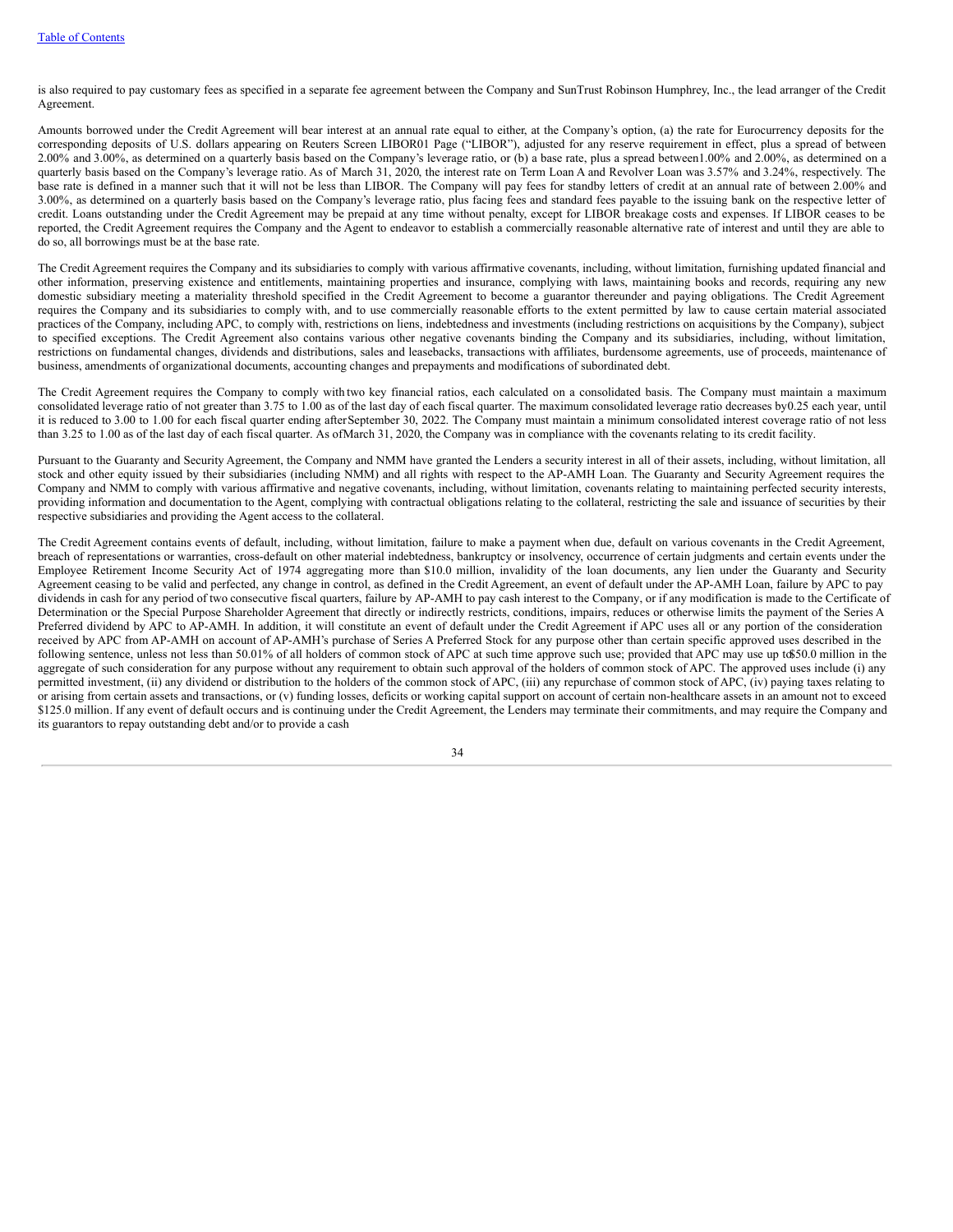is also required to pay customary fees as specified in a separate fee agreement between the Company and SunTrust Robinson Humphrey, Inc., the lead arranger of the Credit Agreement.

Amounts borrowed under the Credit Agreement will bear interest at an annual rate equal to either, at the Company's option, (a) the rate for Eurocurrency deposits for the corresponding deposits of U.S. dollars appearing on Reuters Screen LIBOR01 Page ("LIBOR"), adjusted for any reserve requirement in effect, plus a spread of between 2.00% and 3.00%, as determined on a quarterly basis based on the Company's leverage ratio, or (b) a base rate, plus a spread between 1.00% and 2.00%, as determined on a quarterly basis based on the Company's leverage ratio. As of March 31, 2020, the interest rate on Term Loan A and Revolver Loan was 3.57% and 3.24%, respectively. The base rate is defined in a manner such that it will not be less than LIBOR. The Company will pay fees for standby letters of credit at an annual rate of between 2.00% and 3.00%, as determined on a quarterly basis based on the Company's leverage ratio, plus facing fees and standard fees payable to the issuing bank on the respective letter of credit. Loans outstanding under the Credit Agreement may be prepaid at any time without penalty, except for LIBOR breakage costs and expenses. If LIBOR ceases to be reported, the Credit Agreement requires the Company and the Agent to endeavor to establish a commercially reasonable alternative rate of interest and until they are able to do so, all borrowings must be at the base rate.

The Credit Agreement requires the Company and its subsidiaries to comply with various affirmative covenants, including, without limitation, furnishing updated financial and other information, preserving existence and entitlements, maintaining properties and insurance, complying with laws, maintaining books and records, requiring any new domestic subsidiary meeting a materiality threshold specified in the Credit Agreement to become a guarantor thereunder and paying obligations. The Credit Agreement requires the Company and its subsidiaries to comply with, and to use commercially reasonable efforts to the extent permitted by law to cause certain material associated practices of the Company, including APC, to comply with, restrictions on liens, indebtedness and investments (including restrictions on acquisitions by the Company), subject to specified exceptions. The Credit Agreement also contains various other negative covenants binding the Company and its subsidiaries, including, without limitation, restrictions on fundamental changes, dividends and distributions, sales and leasebacks, transactions with affiliates, burdensome agreements, use of proceeds, maintenance of business, amendments of organizational documents, accounting changes and prepayments and modifications of subordinated debt.

The Credit Agreement requires the Company to comply with two key financial ratios, each calculated on a consolidated basis. The Company must maintain a maximum consolidated leverage ratio of not greater than 3.75 to 1.00 as of the last day of each fiscal quarter. The maximum consolidated leverage ratio decreases by 0.25 each year, until it is reduced to 3.00 to 1.00 for each fiscal quarter ending after September 30, 2022. The Company must maintain a minimum consolidated interest coverage ratio of not less than 3.25 to 1.00 as of the last day of each fiscal quarter. As of March 31, 2020, the Company was in compliance with the covenants relating to its credit facility.

Pursuant to the Guaranty and Security Agreement, the Company and NMM have granted the Lenders a security interest in all of their assets, including, without limitation, all stock and other equity issued by their subsidiaries (including NMM) and all rights with respect to the AP-AMH Loan. The Guaranty and Security Agreement requires the Company and NMM to comply with various affirmative and negative covenants, including, without limitation, covenants relating to maintaining perfected security interests, providing information and documentation to the Agent, complying with contractual obligations relating to the collateral, restricting the sale and issuance of securities by their respective subsidiaries and providing the Agent access to the collateral.

The Credit Agreement contains events of default, including, without limitation, failure to make a payment when due, default on various covenants in the Credit Agreement, breach of representations or warranties, cross-default on other material indebtedness, bankruptcy or insolvency, occurrence of certain judgments and certain events under the Employee Retirement Income Security Act of 1974 aggregating more than $10.0 million, invalidity of the loan documents, any lien under the Guaranty and Security Agreement ceasing to be valid and perfected, any change in control, as defined in the Credit Agreement, an event of default under the AP-AMH Loan, failure by APC to pay dividends in cash for any period of two consecutive fiscal quarters, failure by AP-AMH to pay cash interest to the Company, or if any modification is made to the Certificate of Determination or the Special Purpose Shareholder Agreement that directly or indirectly restricts, conditions, impairs, reduces or otherwise limits the payment of the Series A Preferred dividend by APC to AP-AMH. In addition, it will constitute an event of default under the Credit Agreement if APC uses all or any portion of the consideration received by APC from AP-AMH on account of AP-AMH's purchase of Series A Preferred Stock for any purpose other than certain specific approved uses described in the following sentence, unless not less than 50.01% of all holders of common stock of APC at such time approve such use; provided that APC may use up to $50.0 million in the aggregate of such consideration for any purpose without any requirement to obtain such approval of the holders of common stock of APC. The approved uses include (i) any permitted investment, (ii) any dividend or distribution to the holders of the common stock of APC, (iii) any repurchase of common stock of APC, (iv) paying taxes relating to or arising from certain assets and transactions, or (v) funding losses, deficits or working capital support on account of certain non-healthcare assets in an amount not to exceed $125.0 million. If any event of default occurs and is continuing under the Credit Agreement, the Lenders may terminate their commitments, and may require the Company and its guarantors to repay outstanding debt and/or to provide a cash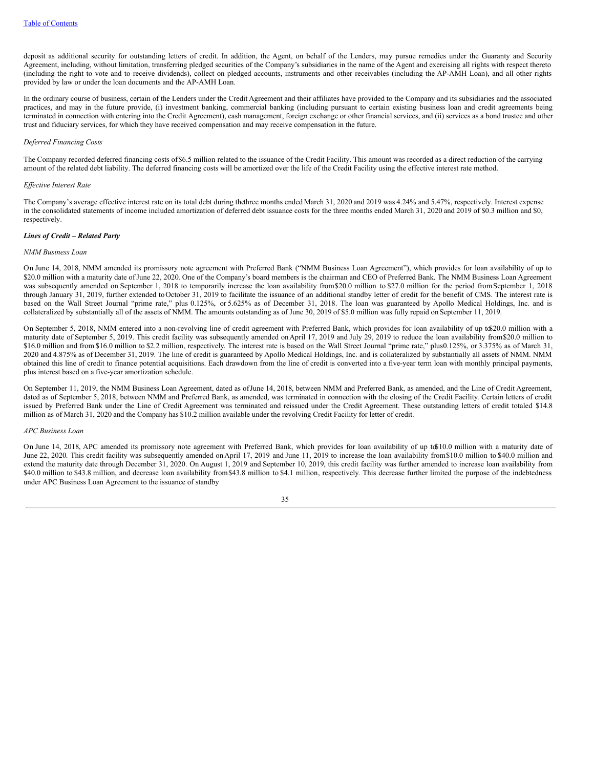deposit as additional security for outstanding letters of credit. In addition, the Agent, on behalf of the Lenders, may pursue remedies under the Guaranty and Security Agreement, including, without limitation, transferring pledged securities of the Company's subsidiaries in the name of the Agent and exercising all rights with respect thereto (including the right to vote and to receive dividends), collect on pledged accounts, instruments and other receivables (including the AP-AMH Loan), and all other rights provided by law or under the loan documents and the AP-AMH Loan.

In the ordinary course of business, certain of the Lenders under the Credit Agreement and their affiliates have provided to the Company and its subsidiaries and the associated practices, and may in the future provide, (i) investment banking, commercial banking (including pursuant to certain existing business loan and credit agreements being terminated in connection with entering into the Credit Agreement), cash management, foreign exchange or other financial services, and (ii) services as a bond trustee and other trust and fiduciary services, for which they have received compensation and may receive compensation in the future.

*Deferred Financing Costs*

The Company recorded deferred financing costs of $6.5 million related to the issuance of the Credit Facility. This amount was recorded as a direct reduction of the carrying amount of the related debt liability. The deferred financing costs will be amortized over the life of the Credit Facility using the effective interest rate method.

*Effective Interest Rate*

The Company's average effective interest rate on its total debt during the three months ended March 31, 2020 and 2019 was 4.24% and 5.47%, respectively. Interest expense in the consolidated statements of income included amortization of deferred debt issuance costs for the three months ended March 31, 2020 and 2019 of $0.3 million and $0, respectively.

***Lines of Credit – Related Party***

*NMM Business Loan*

On June 14, 2018, NMM amended its promissory note agreement with Preferred Bank ("NMM Business Loan Agreement"), which provides for loan availability of up to $20.0 million with a maturity date of June 22, 2020. One of the Company's board members is the chairman and CEO of Preferred Bank. The NMM Business Loan Agreement was subsequently amended on September 1, 2018 to temporarily increase the loan availability from $20.0 million to $27.0 million for the period from September 1, 2018 through January 31, 2019, further extended to October 31, 2019 to facilitate the issuance of an additional standby letter of credit for the benefit of CMS. The interest rate is based on the Wall Street Journal "prime rate," plus 0.125%, or 5.625% as of December 31, 2018. The loan was guaranteed by Apollo Medical Holdings, Inc. and is collateralized by substantially all of the assets of NMM. The amounts outstanding as of June 30, 2019 of $5.0 million was fully repaid on September 11, 2019.

On September 5, 2018, NMM entered into a non-revolving line of credit agreement with Preferred Bank, which provides for loan availability of up to $20.0 million with a maturity date of September 5, 2019. This credit facility was subsequently amended on April 17, 2019 and July 29, 2019 to reduce the loan availability from $20.0 million to $16.0 million and from $16.0 million to $2.2 million, respectively. The interest rate is based on the Wall Street Journal "prime rate," plus 0.125%, or 3.375% as of March 31, 2020 and 4.875% as of December 31, 2019. The line of credit is guaranteed by Apollo Medical Holdings, Inc. and is collateralized by substantially all assets of NMM. NMM obtained this line of credit to finance potential acquisitions. Each drawdown from the line of credit is converted into a five-year term loan with monthly principal payments, plus interest based on a five-year amortization schedule.

On September 11, 2019, the NMM Business Loan Agreement, dated as of June 14, 2018, between NMM and Preferred Bank, as amended, and the Line of Credit Agreement, dated as of September 5, 2018, between NMM and Preferred Bank, as amended, was terminated in connection with the closing of the Credit Facility. Certain letters of credit issued by Preferred Bank under the Line of Credit Agreement was terminated and reissued under the Credit Agreement. These outstanding letters of credit totaled $14.8 million as of March 31, 2020 and the Company has $10.2 million available under the revolving Credit Facility for letter of credit.

*APC Business Loan*

On June 14, 2018, APC amended its promissory note agreement with Preferred Bank, which provides for loan availability of up to $10.0 million with a maturity date of June 22, 2020. This credit facility was subsequently amended on April 17, 2019 and June 11, 2019 to increase the loan availability from $10.0 million to $40.0 million and extend the maturity date through December 31, 2020. On August 1, 2019 and September 10, 2019, this credit facility was further amended to increase loan availability from $40.0 million to $43.8 million, and decrease loan availability from $43.8 million to $4.1 million, respectively. This decrease further limited the purpose of the indebtedness under APC Business Loan Agreement to the issuance of standby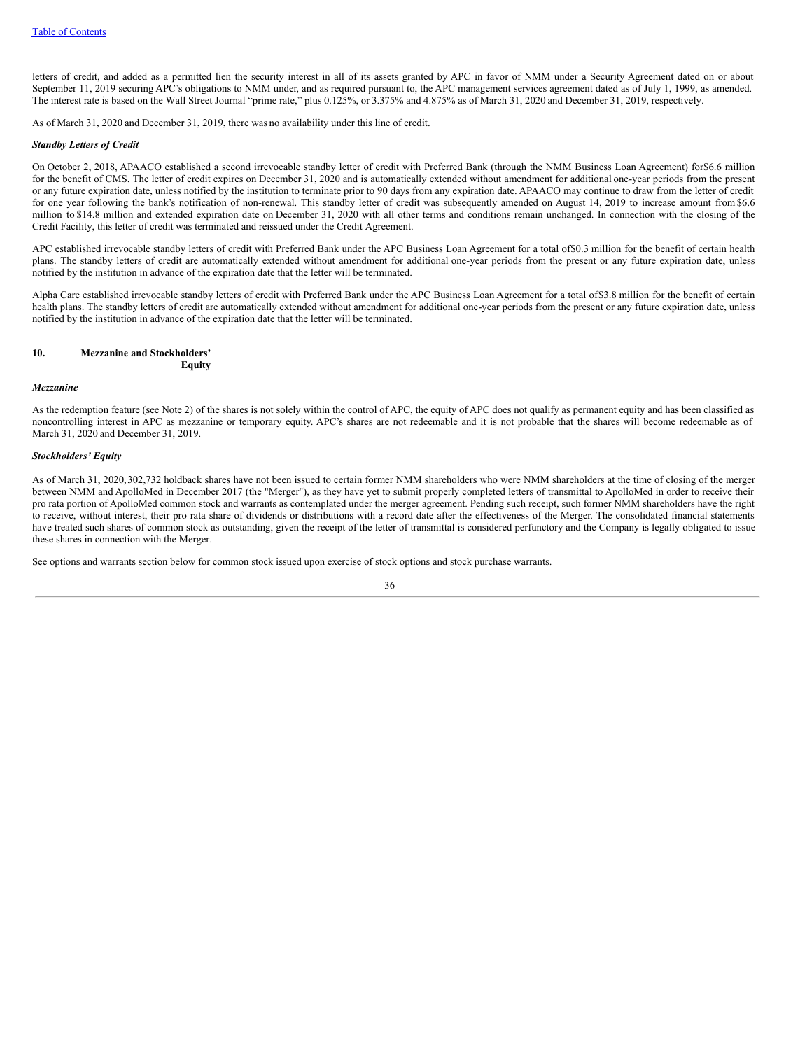letters of credit, and added as a permitted lien the security interest in all of its assets granted by APC in favor of NMM under a Security Agreement dated on or about September 11, 2019 securing APC's obligations to NMM under, and as required pursuant to, the APC management services agreement dated as of July 1, 1999, as amended. The interest rate is based on the Wall Street Journal "prime rate," plus 0.125%, or 3.375% and 4.875% as of March 31, 2020 and December 31, 2019, respectively.

As of March 31, 2020 and December 31, 2019, there was no availability under this line of credit.

***Standby Letters of Credit***

On October 2, 2018, APAACO established a second irrevocable standby letter of credit with Preferred Bank (through the NMM Business Loan Agreement) for $6.6 million for the benefit of CMS. The letter of credit expires on December 31, 2020 and is automatically extended without amendment for additional one-year periods from the present or any future expiration date, unless notified by the institution to terminate prior to 90 days from any expiration date. APAACO may continue to draw from the letter of credit for one year following the bank's notification of non-renewal. This standby letter of credit was subsequently amended on August 14, 2019 to increase amount from $6.6 million to $14.8 million and extended expiration date on December 31, 2020 with all other terms and conditions remain unchanged. In connection with the closing of the Credit Facility, this letter of credit was terminated and reissued under the Credit Agreement.

APC established irrevocable standby letters of credit with Preferred Bank under the APC Business Loan Agreement for a total of $0.3 million for the benefit of certain health plans. The standby letters of credit are automatically extended without amendment for additional one-year periods from the present or any future expiration date, unless notified by the institution in advance of the expiration date that the letter will be terminated.

Alpha Care established irrevocable standby letters of credit with Preferred Bank under the APC Business Loan Agreement for a total of $3.8 million for the benefit of certain health plans. The standby letters of credit are automatically extended without amendment for additional one-year periods from the present or any future expiration date, unless notified by the institution in advance of the expiration date that the letter will be terminated.

## 10. Mezzanine and Stockholders' Equity

***Mezzanine***

As the redemption feature (see Note 2) of the shares is not solely within the control of APC, the equity of APC does not qualify as permanent equity and has been classified as noncontrolling interest in APC as mezzanine or temporary equity. APC's shares are not redeemable and it is not probable that the shares will become redeemable as of March 31, 2020 and December 31, 2019.

***Stockholders' Equity***

As of March 31, 2020, 302,732 holdback shares have not been issued to certain former NMM shareholders who were NMM shareholders at the time of closing of the merger between NMM and ApolloMed in December 2017 (the "Merger"), as they have yet to submit properly completed letters of transmittal to ApolloMed in order to receive their pro rata portion of ApolloMed common stock and warrants as contemplated under the merger agreement. Pending such receipt, such former NMM shareholders have the right to receive, without interest, their pro rata share of dividends or distributions with a record date after the effectiveness of the Merger. The consolidated financial statements have treated such shares of common stock as outstanding, given the receipt of the letter of transmittal is considered perfunctory and the Company is legally obligated to issue these shares in connection with the Merger.

See options and warrants section below for common stock issued upon exercise of stock options and stock purchase warrants.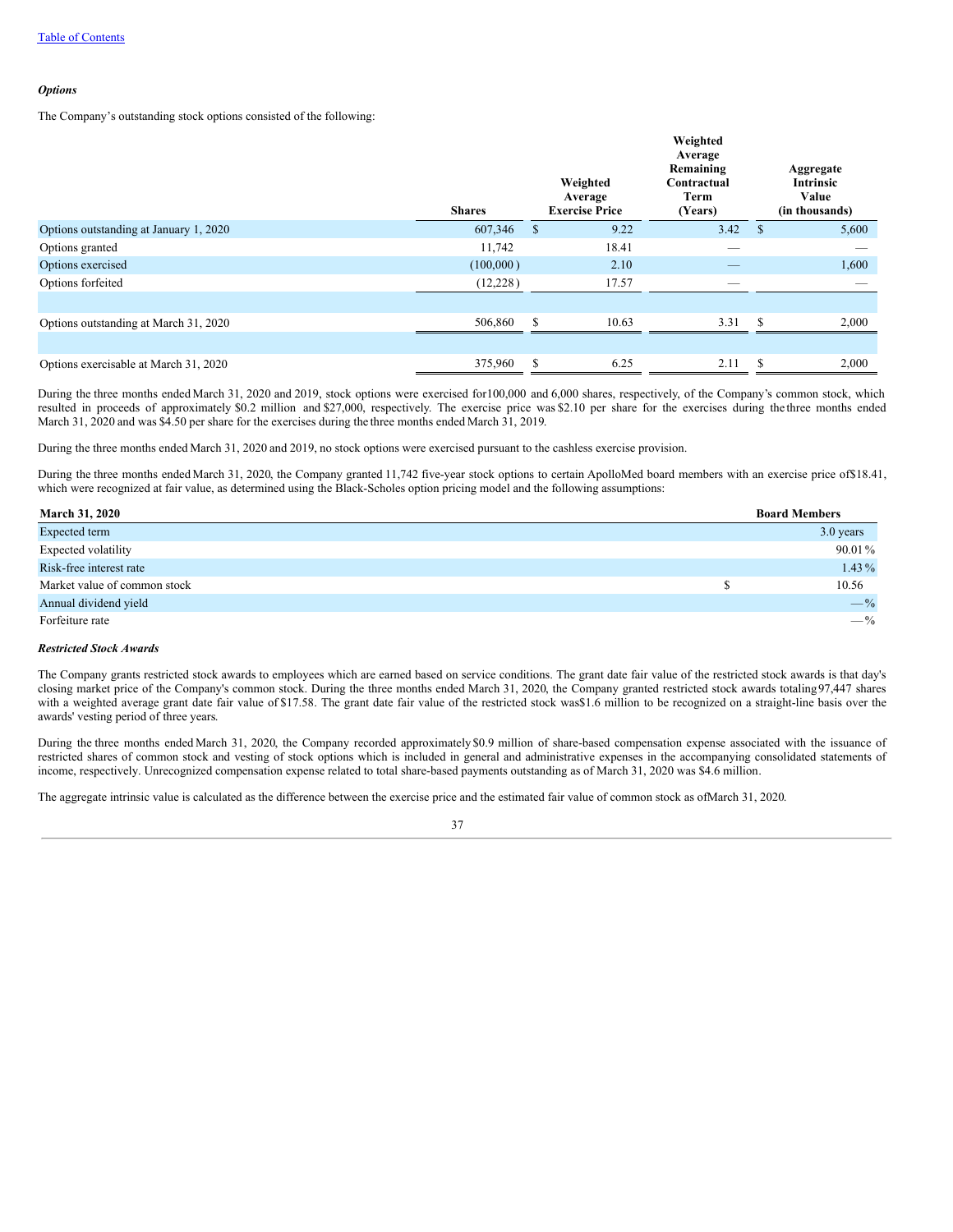*Options*

The Company's outstanding stock options consisted of the following:

| | Shares | Weighted Average Exercise Price | Weighted Average Remaining Contractual Term (Years) | Aggregate Intrinsic Value (in thousands) |
|---|---|---|---|---|
| Options outstanding at January 1, 2020 | 607,346 | $ 9.22 | 3.42 | $ 5,600 |
| Options granted | 11,742 | 18.41 | — | — |
| Options exercised | (100,000 ) | 2.10 | — | 1,600 |
| Options forfeited | (12,228 ) | 17.57 | — | — |
| Options outstanding at March 31, 2020 | 506,860 | $ 10.63 | 3.31 | $ 2,000 |
| Options exercisable at March 31, 2020 | 375,960 | $ 6.25 | 2.11 | $ 2,000 |

During the three months ended March 31, 2020 and 2019, stock options were exercised for 100,000 and 6,000 shares, respectively, of the Company's common stock, which resulted in proceeds of approximately $0.2 million and $27,000, respectively. The exercise price was $2.10 per share for the exercises during the three months ended March 31, 2020 and was $4.50 per share for the exercises during the three months ended March 31, 2019.

During the three months ended March 31, 2020 and 2019, no stock options were exercised pursuant to the cashless exercise provision.

During the three months ended March 31, 2020, the Company granted 11,742 five-year stock options to certain ApolloMed board members with an exercise price of $18.41, which were recognized at fair value, as determined using the Black-Scholes option pricing model and the following assumptions:

| March 31, 2020 | Board Members |
|---|---|
| Expected term | 3.0 years |
| Expected volatility | 90.01 % |
| Risk-free interest rate | 1.43 % |
| Market value of common stock | $ 10.56 |
| Annual dividend yield | — % |
| Forfeiture rate | — % |

*Restricted Stock Awards*

The Company grants restricted stock awards to employees which are earned based on service conditions. The grant date fair value of the restricted stock awards is that day's closing market price of the Company's common stock. During the three months ended March 31, 2020, the Company granted restricted stock awards totaling 97,447 shares with a weighted average grant date fair value of $17.58. The grant date fair value of the restricted stock was $1.6 million to be recognized on a straight-line basis over the awards' vesting period of three years.

During the three months ended March 31, 2020, the Company recorded approximately $0.9 million of share-based compensation expense associated with the issuance of restricted shares of common stock and vesting of stock options which is included in general and administrative expenses in the accompanying consolidated statements of income, respectively. Unrecognized compensation expense related to total share-based payments outstanding as of March 31, 2020 was $4.6 million.

The aggregate intrinsic value is calculated as the difference between the exercise price and the estimated fair value of common stock as of March 31, 2020.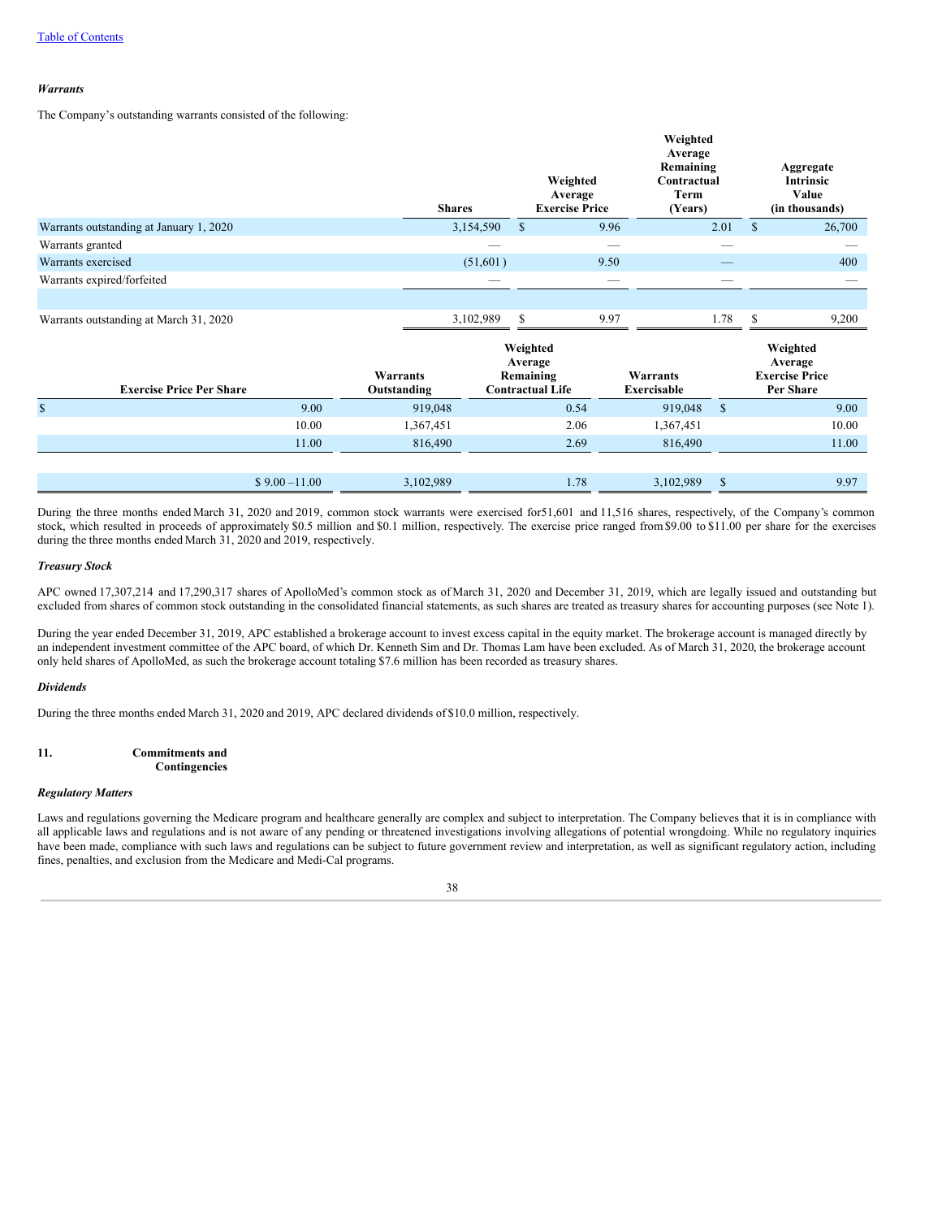*Warrants*

The Company's outstanding warrants consisted of the following:

| | Shares | Weighted Average Exercise Price | Weighted Average Remaining Contractual Term (Years) | Aggregate Intrinsic Value (in thousands) |
|---|---|---|---|---|
| Warrants outstanding at January 1, 2020 | 3,154,590 | $ 9.96 | 2.01 | $ 26,700 |
| Warrants granted | — | — | — | — |
| Warrants exercised | (51,601 ) | 9.50 | — | 400 |
| Warrants expired/forfeited | — | — | — | — |
| | | | | |
| Warrants outstanding at March 31, 2020 | 3,102,989 | $ 9.97 | 1.78 | $ 9,200 |

| Exercise Price Per Share | Warrants Outstanding | Weighted Average Remaining Contractual Life | Warrants Exercisable | Weighted Average Exercise Price Per Share |
|---|---|---|---|---|
| $ 9.00 | 919,048 | 0.54 | 919,048 | $ 9.00 |
| 10.00 | 1,367,451 | 2.06 | 1,367,451 | 10.00 |
| 11.00 | 816,490 | 2.69 | 816,490 | 11.00 |
| | | | | |
| $ 9.00 –11.00 | 3,102,989 | 1.78 | 3,102,989 | $ 9.97 |

During the three months ended March 31, 2020 and 2019, common stock warrants were exercised for 51,601 and 11,516 shares, respectively, of the Company's common stock, which resulted in proceeds of approximately $0.5 million and $0.1 million, respectively. The exercise price ranged from $9.00 to $11.00 per share for the exercises during the three months ended March 31, 2020 and 2019, respectively.

*Treasury Stock*

APC owned 17,307,214 and 17,290,317 shares of ApolloMed's common stock as of March 31, 2020 and December 31, 2019, which are legally issued and outstanding but excluded from shares of common stock outstanding in the consolidated financial statements, as such shares are treated as treasury shares for accounting purposes (see Note 1).

During the year ended December 31, 2019, APC established a brokerage account to invest excess capital in the equity market. The brokerage account is managed directly by an independent investment committee of the APC board, of which Dr. Kenneth Sim and Dr. Thomas Lam have been excluded. As of March 31, 2020, the brokerage account only held shares of ApolloMed, as such the brokerage account totaling $7.6 million has been recorded as treasury shares.

*Dividends*

During the three months ended March 31, 2020 and 2019, APC declared dividends of $10.0 million, respectively.

## 11. Commitments and Contingencies

*Regulatory Matters*

Laws and regulations governing the Medicare program and healthcare generally are complex and subject to interpretation. The Company believes that it is in compliance with all applicable laws and regulations and is not aware of any pending or threatened investigations involving allegations of potential wrongdoing. While no regulatory inquiries have been made, compliance with such laws and regulations can be subject to future government review and interpretation, as well as significant regulatory action, including fines, penalties, and exclusion from the Medicare and Medi-Cal programs.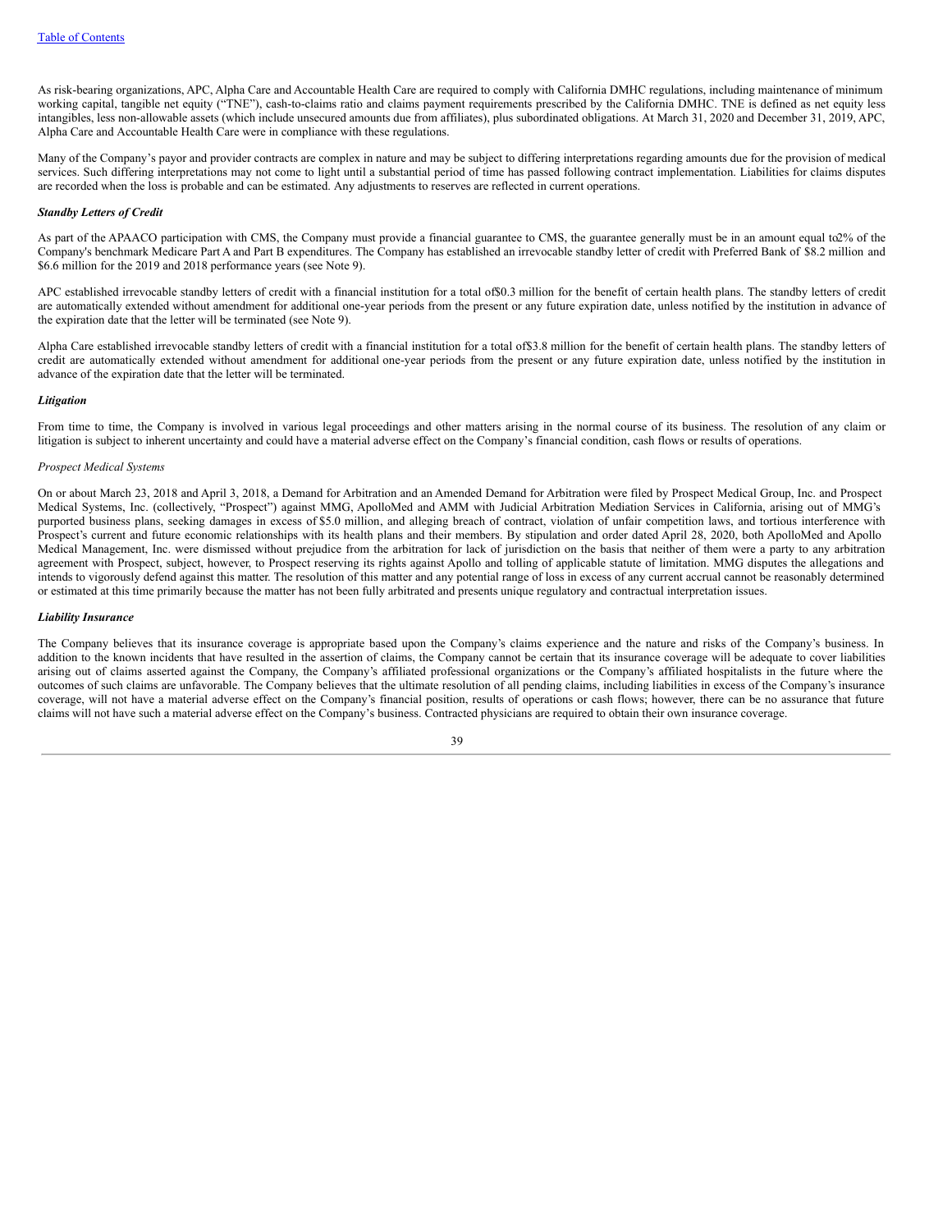As risk-bearing organizations, APC, Alpha Care and Accountable Health Care are required to comply with California DMHC regulations, including maintenance of minimum working capital, tangible net equity ("TNE"), cash-to-claims ratio and claims payment requirements prescribed by the California DMHC. TNE is defined as net equity less intangibles, less non-allowable assets (which include unsecured amounts due from affiliates), plus subordinated obligations. At March 31, 2020 and December 31, 2019, APC, Alpha Care and Accountable Health Care were in compliance with these regulations.

Many of the Company's payor and provider contracts are complex in nature and may be subject to differing interpretations regarding amounts due for the provision of medical services. Such differing interpretations may not come to light until a substantial period of time has passed following contract implementation. Liabilities for claims disputes are recorded when the loss is probable and can be estimated. Any adjustments to reserves are reflected in current operations.

***Standby Letters of Credit***

As part of the APAACO participation with CMS, the Company must provide a financial guarantee to CMS, the guarantee generally must be in an amount equal to2% of the Company's benchmark Medicare Part A and Part B expenditures. The Company has established an irrevocable standby letter of credit with Preferred Bank of $8.2 million and $6.6 million for the 2019 and 2018 performance years (see Note 9).

APC established irrevocable standby letters of credit with a financial institution for a total of$0.3 million for the benefit of certain health plans. The standby letters of credit are automatically extended without amendment for additional one-year periods from the present or any future expiration date, unless notified by the institution in advance of the expiration date that the letter will be terminated (see Note 9).

Alpha Care established irrevocable standby letters of credit with a financial institution for a total of$3.8 million for the benefit of certain health plans. The standby letters of credit are automatically extended without amendment for additional one-year periods from the present or any future expiration date, unless notified by the institution in advance of the expiration date that the letter will be terminated.

***Litigation***

From time to time, the Company is involved in various legal proceedings and other matters arising in the normal course of its business. The resolution of any claim or litigation is subject to inherent uncertainty and could have a material adverse effect on the Company's financial condition, cash flows or results of operations.

*Prospect Medical Systems*

On or about March 23, 2018 and April 3, 2018, a Demand for Arbitration and an Amended Demand for Arbitration were filed by Prospect Medical Group, Inc. and Prospect Medical Systems, Inc. (collectively, "Prospect") against MMG, ApolloMed and AMM with Judicial Arbitration Mediation Services in California, arising out of MMG's purported business plans, seeking damages in excess of $5.0 million, and alleging breach of contract, violation of unfair competition laws, and tortious interference with Prospect's current and future economic relationships with its health plans and their members. By stipulation and order dated April 28, 2020, both ApolloMed and Apollo Medical Management, Inc. were dismissed without prejudice from the arbitration for lack of jurisdiction on the basis that neither of them were a party to any arbitration agreement with Prospect, subject, however, to Prospect reserving its rights against Apollo and tolling of applicable statute of limitation. MMG disputes the allegations and intends to vigorously defend against this matter. The resolution of this matter and any potential range of loss in excess of any current accrual cannot be reasonably determined or estimated at this time primarily because the matter has not been fully arbitrated and presents unique regulatory and contractual interpretation issues.

***Liability Insurance***

The Company believes that its insurance coverage is appropriate based upon the Company's claims experience and the nature and risks of the Company's business. In addition to the known incidents that have resulted in the assertion of claims, the Company cannot be certain that its insurance coverage will be adequate to cover liabilities arising out of claims asserted against the Company, the Company's affiliated professional organizations or the Company's affiliated hospitalists in the future where the outcomes of such claims are unfavorable. The Company believes that the ultimate resolution of all pending claims, including liabilities in excess of the Company's insurance coverage, will not have a material adverse effect on the Company's financial position, results of operations or cash flows; however, there can be no assurance that future claims will not have such a material adverse effect on the Company's business. Contracted physicians are required to obtain their own insurance coverage.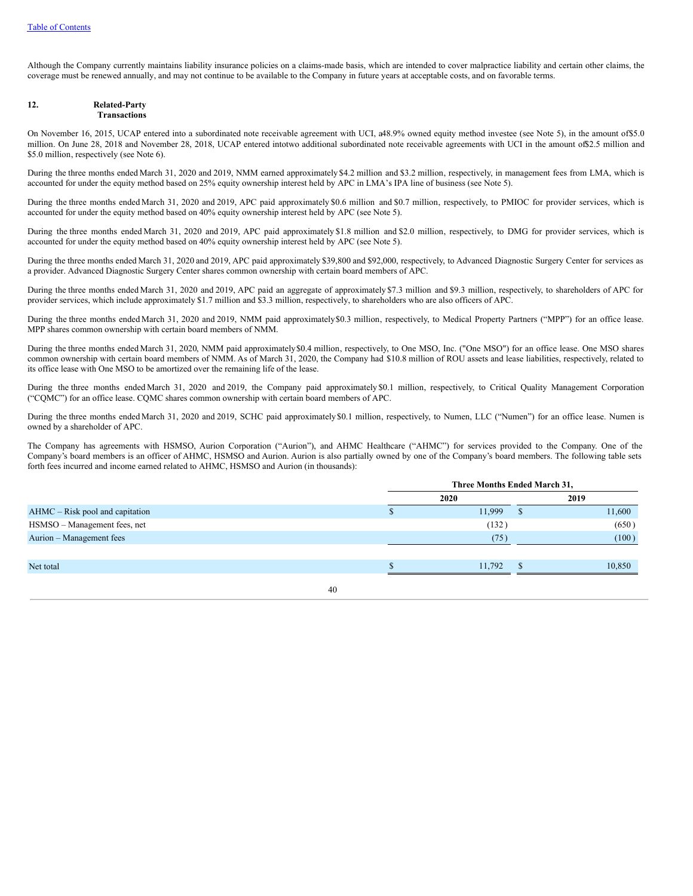Although the Company currently maintains liability insurance policies on a claims-made basis, which are intended to cover malpractice liability and certain other claims, the coverage must be renewed annually, and may not continue to be available to the Company in future years at acceptable costs, and on favorable terms.

## 12. Related-Party Transactions

On November 16, 2015, UCAP entered into a subordinated note receivable agreement with UCI, a48.9% owned equity method investee (see Note 5), in the amount of$5.0 million. On June 28, 2018 and November 28, 2018, UCAP entered intotwo additional subordinated note receivable agreements with UCI in the amount of$2.5 million and $5.0 million, respectively (see Note 6).

During the three months ended March 31, 2020 and 2019, NMM earned approximately $4.2 million and $3.2 million, respectively, in management fees from LMA, which is accounted for under the equity method based on 25% equity ownership interest held by APC in LMA's IPA line of business (see Note 5).

During the three months ended March 31, 2020 and 2019, APC paid approximately $0.6 million and $0.7 million, respectively, to PMIOC for provider services, which is accounted for under the equity method based on 40% equity ownership interest held by APC (see Note 5).

During the three months ended March 31, 2020 and 2019, APC paid approximately $1.8 million and $2.0 million, respectively, to DMG for provider services, which is accounted for under the equity method based on 40% equity ownership interest held by APC (see Note 5).

During the three months ended March 31, 2020 and 2019, APC paid approximately $39,800 and $92,000, respectively, to Advanced Diagnostic Surgery Center for services as a provider. Advanced Diagnostic Surgery Center shares common ownership with certain board members of APC.

During the three months ended March 31, 2020 and 2019, APC paid an aggregate of approximately $7.3 million and $9.3 million, respectively, to shareholders of APC for provider services, which include approximately $1.7 million and $3.3 million, respectively, to shareholders who are also officers of APC.

During the three months ended March 31, 2020 and 2019, NMM paid approximately $0.3 million, respectively, to Medical Property Partners ("MPP") for an office lease. MPP shares common ownership with certain board members of NMM.

During the three months ended March 31, 2020, NMM paid approximately $0.4 million, respectively, to One MSO, Inc. ("One MSO") for an office lease. One MSO shares common ownership with certain board members of NMM. As of March 31, 2020, the Company had $10.8 million of ROU assets and lease liabilities, respectively, related to its office lease with One MSO to be amortized over the remaining life of the lease.

During the three months ended March 31, 2020 and 2019, the Company paid approximately $0.1 million, respectively, to Critical Quality Management Corporation ("CQMC") for an office lease. CQMC shares common ownership with certain board members of APC.

During the three months ended March 31, 2020 and 2019, SCHC paid approximately $0.1 million, respectively, to Numen, LLC ("Numen") for an office lease. Numen is owned by a shareholder of APC.

The Company has agreements with HSMSO, Aurion Corporation ("Aurion"), and AHMC Healthcare ("AHMC") for services provided to the Company. One of the Company's board members is an officer of AHMC, HSMSO and Aurion. Aurion is also partially owned by one of the Company's board members. The following table sets forth fees incurred and income earned related to AHMC, HSMSO and Aurion (in thousands):

| | Three Months Ended March 31, | |
|---|---|---|
| | 2020 | 2019 |
| AHMC – Risk pool and capitation | $ 11,999 | $ 11,600 |
| HSMSO – Management fees, net | (132) | (650) |
| Aurion – Management fees | (75) | (100) |
| Net total | $ 11,792 | $ 10,850 |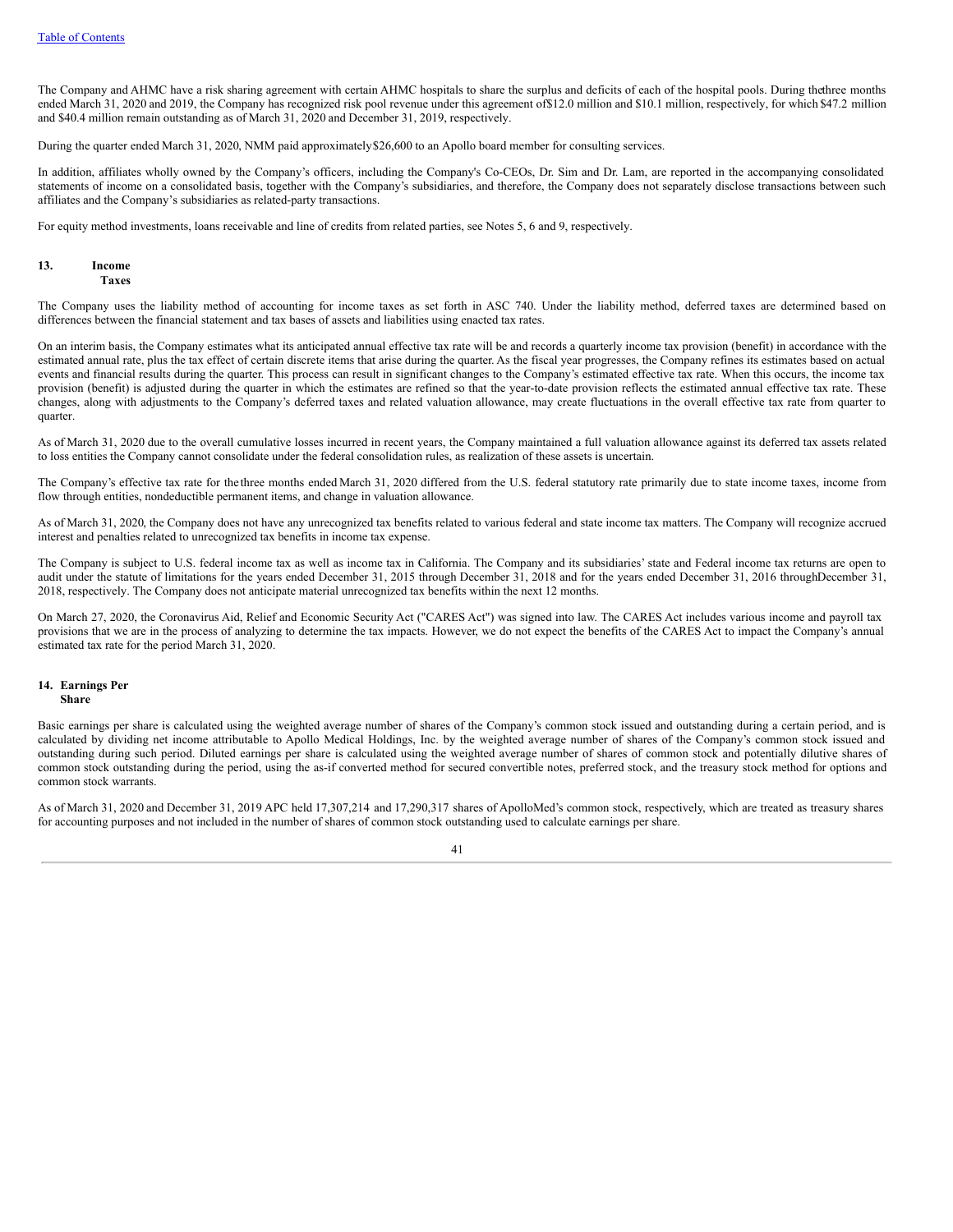The Company and AHMC have a risk sharing agreement with certain AHMC hospitals to share the surplus and deficits of each of the hospital pools. During the three months ended March 31, 2020 and 2019, the Company has recognized risk pool revenue under this agreement of $12.0 million and $10.1 million, respectively, for which $47.2 million and $40.4 million remain outstanding as of March 31, 2020 and December 31, 2019, respectively.

During the quarter ended March 31, 2020, NMM paid approximately $26,600 to an Apollo board member for consulting services.

In addition, affiliates wholly owned by the Company's officers, including the Company's Co-CEOs, Dr. Sim and Dr. Lam, are reported in the accompanying consolidated statements of income on a consolidated basis, together with the Company's subsidiaries, and therefore, the Company does not separately disclose transactions between such affiliates and the Company's subsidiaries as related-party transactions.

For equity method investments, loans receivable and line of credits from related parties, see Notes 5, 6 and 9, respectively.

## 13. Income Taxes

The Company uses the liability method of accounting for income taxes as set forth in ASC 740. Under the liability method, deferred taxes are determined based on differences between the financial statement and tax bases of assets and liabilities using enacted tax rates.

On an interim basis, the Company estimates what its anticipated annual effective tax rate will be and records a quarterly income tax provision (benefit) in accordance with the estimated annual rate, plus the tax effect of certain discrete items that arise during the quarter. As the fiscal year progresses, the Company refines its estimates based on actual events and financial results during the quarter. This process can result in significant changes to the Company's estimated effective tax rate. When this occurs, the income tax provision (benefit) is adjusted during the quarter in which the estimates are refined so that the year-to-date provision reflects the estimated annual effective tax rate. These changes, along with adjustments to the Company's deferred taxes and related valuation allowance, may create fluctuations in the overall effective tax rate from quarter to quarter.

As of March 31, 2020 due to the overall cumulative losses incurred in recent years, the Company maintained a full valuation allowance against its deferred tax assets related to loss entities the Company cannot consolidate under the federal consolidation rules, as realization of these assets is uncertain.

The Company's effective tax rate for the three months ended March 31, 2020 differed from the U.S. federal statutory rate primarily due to state income taxes, income from flow through entities, nondeductible permanent items, and change in valuation allowance.

As of March 31, 2020, the Company does not have any unrecognized tax benefits related to various federal and state income tax matters. The Company will recognize accrued interest and penalties related to unrecognized tax benefits in income tax expense.

The Company is subject to U.S. federal income tax as well as income tax in California. The Company and its subsidiaries' state and Federal income tax returns are open to audit under the statute of limitations for the years ended December 31, 2015 through December 31, 2018 and for the years ended December 31, 2016 through December 31, 2018, respectively. The Company does not anticipate material unrecognized tax benefits within the next 12 months.

On March 27, 2020, the Coronavirus Aid, Relief and Economic Security Act ("CARES Act") was signed into law. The CARES Act includes various income and payroll tax provisions that we are in the process of analyzing to determine the tax impacts. However, we do not expect the benefits of the CARES Act to impact the Company's annual estimated tax rate for the period March 31, 2020.

## 14. Earnings Per Share

Basic earnings per share is calculated using the weighted average number of shares of the Company's common stock issued and outstanding during a certain period, and is calculated by dividing net income attributable to Apollo Medical Holdings, Inc. by the weighted average number of shares of the Company's common stock issued and outstanding during such period. Diluted earnings per share is calculated using the weighted average number of shares of common stock and potentially dilutive shares of common stock outstanding during the period, using the as-if converted method for secured convertible notes, preferred stock, and the treasury stock method for options and common stock warrants.

As of March 31, 2020 and December 31, 2019 APC held 17,307,214 and 17,290,317 shares of ApolloMed's common stock, respectively, which are treated as treasury shares for accounting purposes and not included in the number of shares of common stock outstanding used to calculate earnings per share.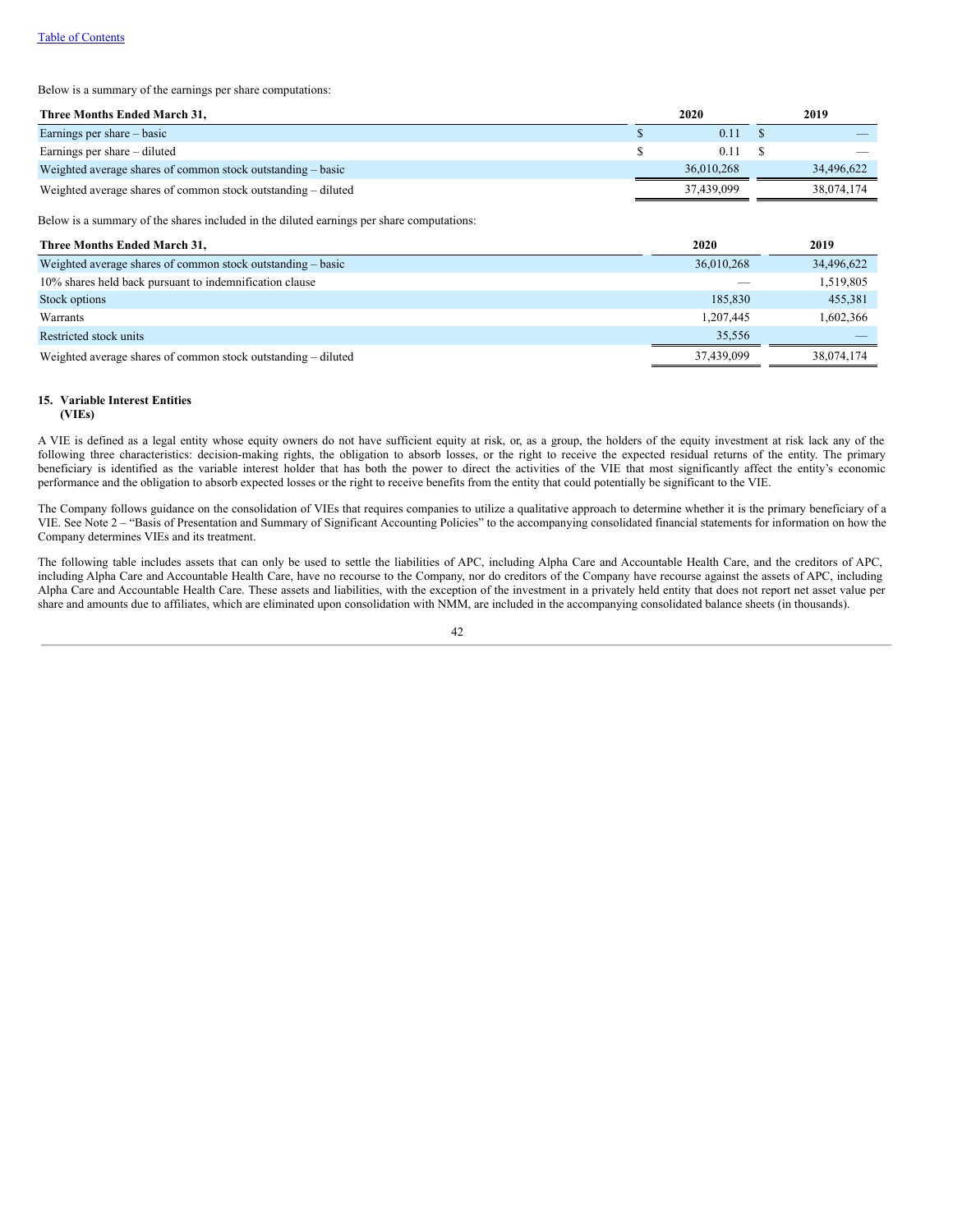Below is a summary of the earnings per share computations:

| Three Months Ended March 31, | 2020 | 2019 |
|---|---|---|
| Earnings per share – basic | $ 0.11 | $ — |
| Earnings per share – diluted | $ 0.11 | $ — |
| Weighted average shares of common stock outstanding – basic | 36,010,268 | 34,496,622 |
| Weighted average shares of common stock outstanding – diluted | 37,439,099 | 38,074,174 |

Below is a summary of the shares included in the diluted earnings per share computations:

| Three Months Ended March 31, | 2020 | 2019 |
|---|---|---|
| Weighted average shares of common stock outstanding – basic | 36,010,268 | 34,496,622 |
| 10% shares held back pursuant to indemnification clause | — | 1,519,805 |
| Stock options | 185,830 | 455,381 |
| Warrants | 1,207,445 | 1,602,366 |
| Restricted stock units | 35,556 | — |
| Weighted average shares of common stock outstanding – diluted | 37,439,099 | 38,074,174 |

## 15. Variable Interest Entities (VIEs)

A VIE is defined as a legal entity whose equity owners do not have sufficient equity at risk, or, as a group, the holders of the equity investment at risk lack any of the following three characteristics: decision-making rights, the obligation to absorb losses, or the right to receive the expected residual returns of the entity. The primary beneficiary is identified as the variable interest holder that has both the power to direct the activities of the VIE that most significantly affect the entity's economic performance and the obligation to absorb expected losses or the right to receive benefits from the entity that could potentially be significant to the VIE.

The Company follows guidance on the consolidation of VIEs that requires companies to utilize a qualitative approach to determine whether it is the primary beneficiary of a VIE. See Note 2 – "Basis of Presentation and Summary of Significant Accounting Policies" to the accompanying consolidated financial statements for information on how the Company determines VIEs and its treatment.

The following table includes assets that can only be used to settle the liabilities of APC, including Alpha Care and Accountable Health Care, and the creditors of APC, including Alpha Care and Accountable Health Care, have no recourse to the Company, nor do creditors of the Company have recourse against the assets of APC, including Alpha Care and Accountable Health Care. These assets and liabilities, with the exception of the investment in a privately held entity that does not report net asset value per share and amounts due to affiliates, which are eliminated upon consolidation with NMM, are included in the accompanying consolidated balance sheets (in thousands).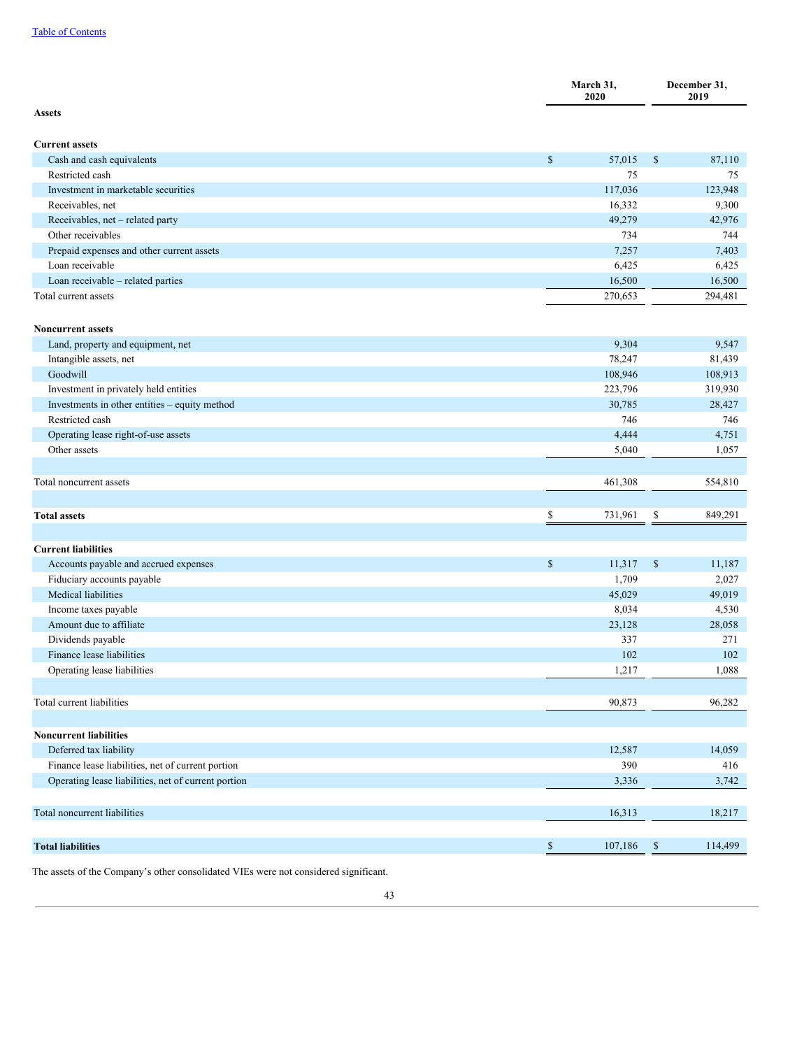| | March 31, 2020 | December 31, 2019 |
|---|---|---|
| **Assets** | | |
| **Current assets** | | |
| Cash and cash equivalents | $ 57,015 | $ 87,110 |
| Restricted cash | 75 | 75 |
| Investment in marketable securities | 117,036 | 123,948 |
| Receivables, net | 16,332 | 9,300 |
| Receivables, net – related party | 49,279 | 42,976 |
| Other receivables | 734 | 744 |
| Prepaid expenses and other current assets | 7,257 | 7,403 |
| Loan receivable | 6,425 | 6,425 |
| Loan receivable – related parties | 16,500 | 16,500 |
| Total current assets | 270,653 | 294,481 |
| **Noncurrent assets** | | |
| Land, property and equipment, net | 9,304 | 9,547 |
| Intangible assets, net | 78,247 | 81,439 |
| Goodwill | 108,946 | 108,913 |
| Investment in privately held entities | 223,796 | 319,930 |
| Investments in other entities – equity method | 30,785 | 28,427 |
| Restricted cash | 746 | 746 |
| Operating lease right-of-use assets | 4,444 | 4,751 |
| Other assets | 5,040 | 1,057 |
| Total noncurrent assets | 461,308 | 554,810 |
| **Total assets** | $ 731,961 | $ 849,291 |
| **Current liabilities** | | |
| Accounts payable and accrued expenses | $ 11,317 | $ 11,187 |
| Fiduciary accounts payable | 1,709 | 2,027 |
| Medical liabilities | 45,029 | 49,019 |
| Income taxes payable | 8,034 | 4,530 |
| Amount due to affiliate | 23,128 | 28,058 |
| Dividends payable | 337 | 271 |
| Finance lease liabilities | 102 | 102 |
| Operating lease liabilities | 1,217 | 1,088 |
| Total current liabilities | 90,873 | 96,282 |
| **Noncurrent liabilities** | | |
| Deferred tax liability | 12,587 | 14,059 |
| Finance lease liabilities, net of current portion | 390 | 416 |
| Operating lease liabilities, net of current portion | 3,336 | 3,742 |
| Total noncurrent liabilities | 16,313 | 18,217 |
| **Total liabilities** | $ 107,186 | $ 114,499 |

The assets of the Company's other consolidated VIEs were not considered significant.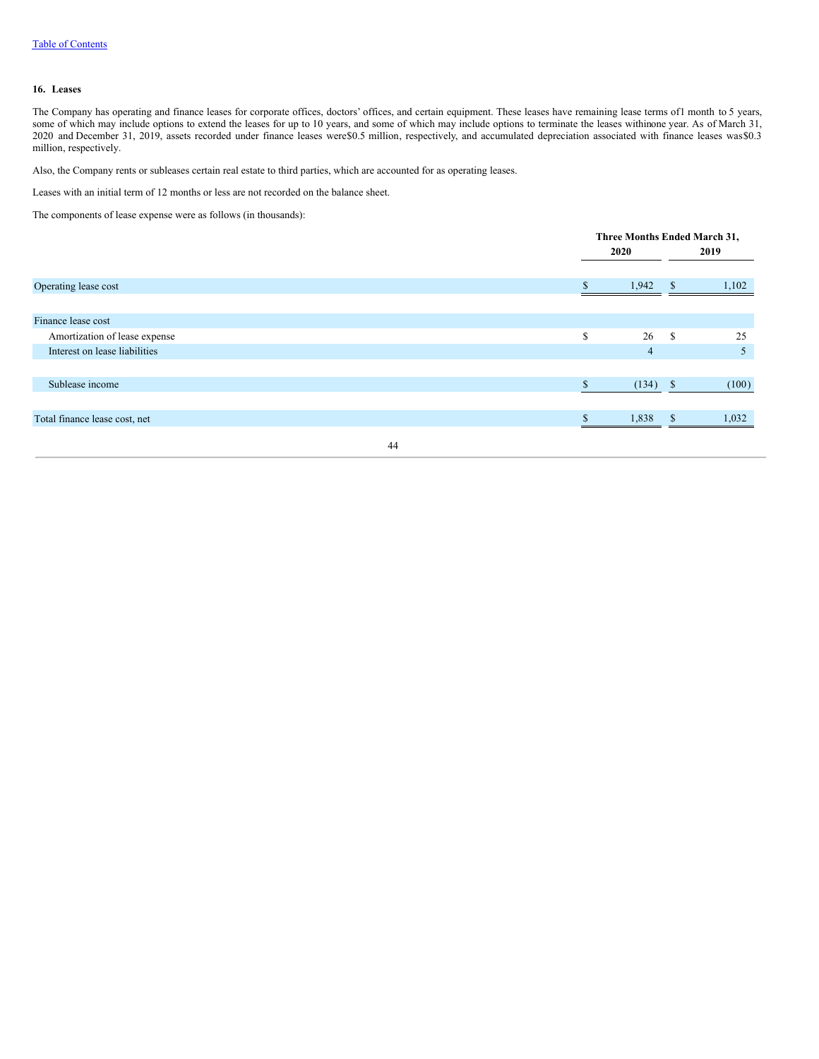Table of Contents

## 16. Leases

The Company has operating and finance leases for corporate offices, doctors' offices, and certain equipment. These leases have remaining lease terms of1 month to 5 years, some of which may include options to extend the leases for up to 10 years, and some of which may include options to terminate the leases withinone year. As of March 31, 2020 and December 31, 2019, assets recorded under finance leases were$0.5 million, respectively, and accumulated depreciation associated with finance leases was$0.3 million, respectively.

Also, the Company rents or subleases certain real estate to third parties, which are accounted for as operating leases.

Leases with an initial term of 12 months or less are not recorded on the balance sheet.

The components of lease expense were as follows (in thousands):

| | Three Months Ended March 31, | |
|---|---|---|
| | 2020 | 2019 |
| Operating lease cost | $ 1,942 | $ 1,102 |
| Finance lease cost | | |
| Amortization of lease expense | $ 26 | $ 25 |
| Interest on lease liabilities | 4 | 5 |
| Sublease income | $ (134) | $ (100) |
| Total finance lease cost, net | $ 1,838 | $ 1,032 |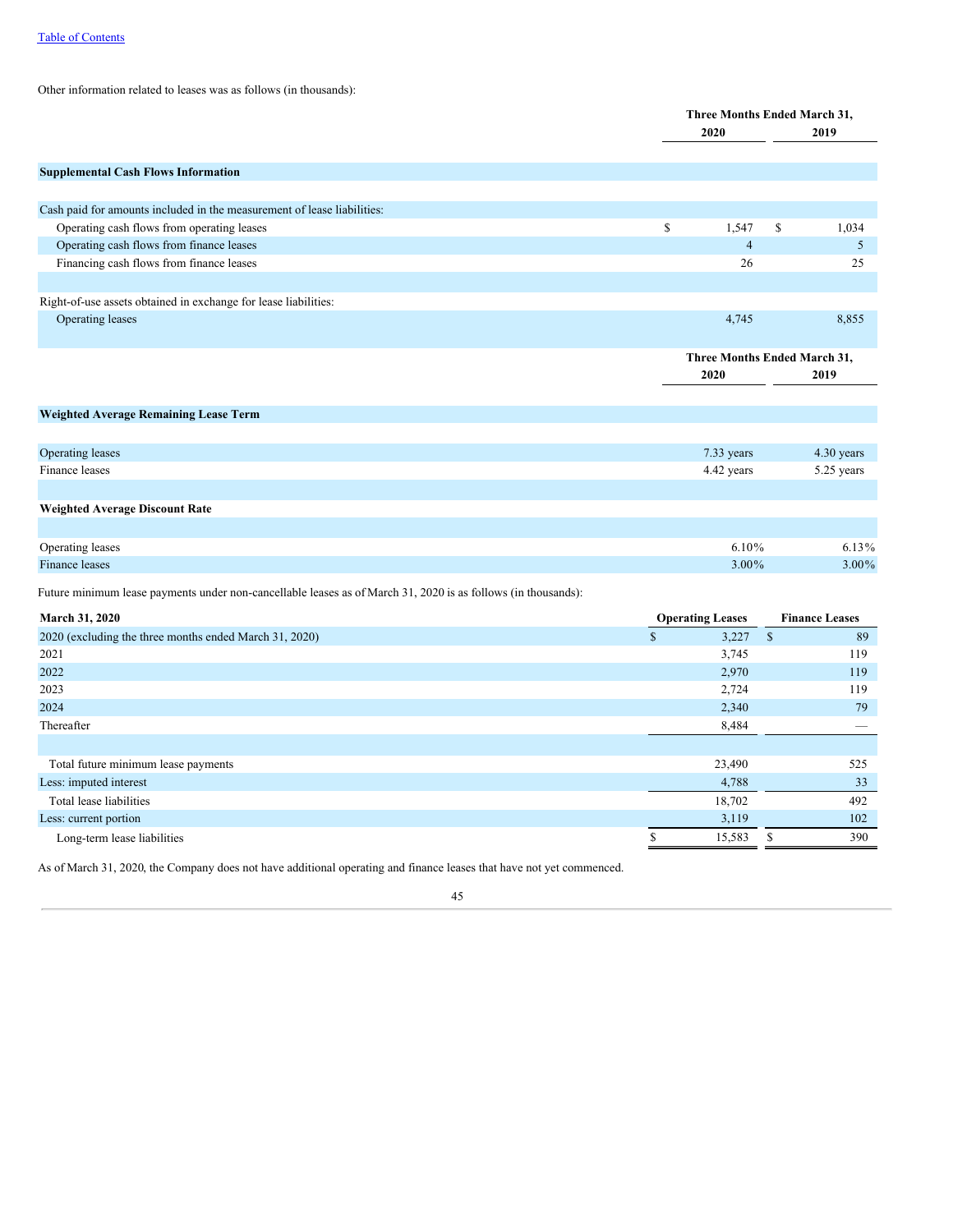[Table of Contents](#)

Other information related to leases was as follows (in thousands):

| | Three Months Ended March 31, | |
|---|---|---|
| | 2020 | 2019 |
| **Supplemental Cash Flows Information** | | |
| Cash paid for amounts included in the measurement of lease liabilities: | | |
| Operating cash flows from operating leases | $ 1,547 | $ 1,034 |
| Operating cash flows from finance leases | 4 | 5 |
| Financing cash flows from finance leases | 26 | 25 |
| Right-of-use assets obtained in exchange for lease liabilities: | | |
| Operating leases | 4,745 | 8,855 |

| | Three Months Ended March 31, | |
|---|---|---|
| | 2020 | 2019 |
| **Weighted Average Remaining Lease Term** | | |
| Operating leases | 7.33 years | 4.30 years |
| Finance leases | 4.42 years | 5.25 years |
| **Weighted Average Discount Rate** | | |
| Operating leases | 6.10% | 6.13% |
| Finance leases | 3.00% | 3.00% |

Future minimum lease payments under non-cancellable leases as of March 31, 2020 is as follows (in thousands):

| March 31, 2020 | Operating Leases | Finance Leases |
|---|---|---|
| 2020 (excluding the three months ended March 31, 2020) | $ 3,227 | $ 89 |
| 2021 | 3,745 | 119 |
| 2022 | 2,970 | 119 |
| 2023 | 2,724 | 119 |
| 2024 | 2,340 | 79 |
| Thereafter | 8,484 | — |
| Total future minimum lease payments | 23,490 | 525 |
| Less: imputed interest | 4,788 | 33 |
| Total lease liabilities | 18,702 | 492 |
| Less: current portion | 3,119 | 102 |
| Long-term lease liabilities | $ 15,583 | $ 390 |

As of March 31, 2020, the Company does not have additional operating and finance leases that have not yet commenced.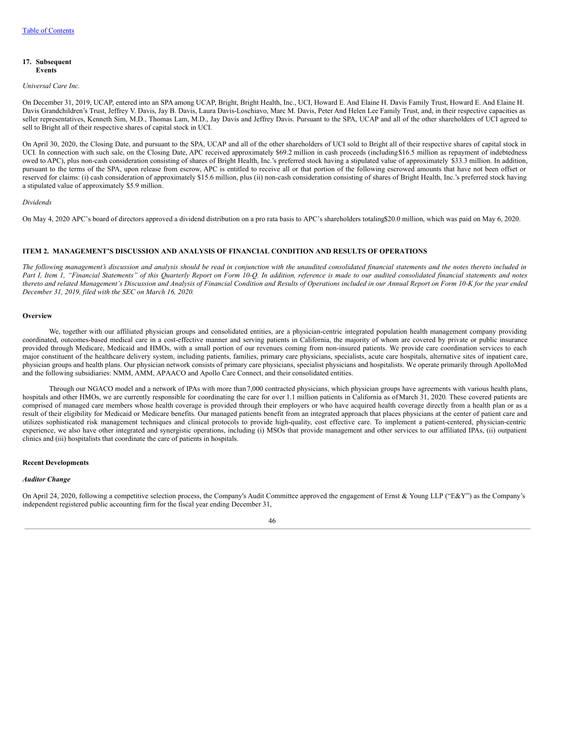## 17. Subsequent Events

*Universal Care Inc.*

On December 31, 2019, UCAP, entered into an SPA among UCAP, Bright, Bright Health, Inc., UCI, Howard E. And Elaine H. Davis Family Trust, Howard E. And Elaine H. Davis Grandchildren's Trust, Jeffrey V. Davis, Jay B. Davis, Laura Davis-Loschiavo, Marc M. Davis, Peter And Helen Lee Family Trust, and, in their respective capacities as seller representatives, Kenneth Sim, M.D., Thomas Lam, M.D., Jay Davis and Jeffrey Davis. Pursuant to the SPA, UCAP and all of the other shareholders of UCI agreed to sell to Bright all of their respective shares of capital stock in UCI.

On April 30, 2020, the Closing Date, and pursuant to the SPA, UCAP and all of the other shareholders of UCI sold to Bright all of their respective shares of capital stock in UCI. In connection with such sale, on the Closing Date, APC received approximately $69.2 million in cash proceeds (including $16.5 million as repayment of indebtedness owed to APC), plus non-cash consideration consisting of shares of Bright Health, Inc.'s preferred stock having a stipulated value of approximately $33.3 million. In addition, pursuant to the terms of the SPA, upon release from escrow, APC is entitled to receive all or that portion of the following escrowed amounts that have not been offset or reserved for claims: (i) cash consideration of approximately $15.6 million, plus (ii) non-cash consideration consisting of shares of Bright Health, Inc.'s preferred stock having a stipulated value of approximately $5.9 million.

*Dividends*

On May 4, 2020 APC's board of directors approved a dividend distribution on a pro rata basis to APC's shareholders totaling $20.0 million, which was paid on May 6, 2020.

## ITEM 2. MANAGEMENT'S DISCUSSION AND ANALYSIS OF FINANCIAL CONDITION AND RESULTS OF OPERATIONS

*The following management's discussion and analysis should be read in conjunction with the unaudited consolidated financial statements and the notes thereto included in Part I, Item 1, "Financial Statements" of this Quarterly Report on Form 10-Q. In addition, reference is made to our audited consolidated financial statements and notes thereto and related Management's Discussion and Analysis of Financial Condition and Results of Operations included in our Annual Report on Form 10-K for the year ended December 31, 2019, filed with the SEC on March 16, 2020.*

### Overview

We, together with our affiliated physician groups and consolidated entities, are a physician-centric integrated population health management company providing coordinated, outcomes-based medical care in a cost-effective manner and serving patients in California, the majority of whom are covered by private or public insurance provided through Medicare, Medicaid and HMOs, with a small portion of our revenues coming from non-insured patients. We provide care coordination services to each major constituent of the healthcare delivery system, including patients, families, primary care physicians, specialists, acute care hospitals, alternative sites of inpatient care, physician groups and health plans. Our physician network consists of primary care physicians, specialist physicians and hospitalists. We operate primarily through ApolloMed and the following subsidiaries: NMM, AMM, APAACO and Apollo Care Connect, and their consolidated entities.

Through our NGACO model and a network of IPAs with more than 7,000 contracted physicians, which physician groups have agreements with various health plans, hospitals and other HMOs, we are currently responsible for coordinating the care for over 1.1 million patients in California as of March 31, 2020. These covered patients are comprised of managed care members whose health coverage is provided through their employers or who have acquired health coverage directly from a health plan or as a result of their eligibility for Medicaid or Medicare benefits. Our managed patients benefit from an integrated approach that places physicians at the center of patient care and utilizes sophisticated risk management techniques and clinical protocols to provide high-quality, cost effective care. To implement a patient-centered, physician-centric experience, we also have other integrated and synergistic operations, including (i) MSOs that provide management and other services to our affiliated IPAs, (ii) outpatient clinics and (iii) hospitalists that coordinate the care of patients in hospitals.

### Recent Developments

#### *Auditor Change*

On April 24, 2020, following a competitive selection process, the Company's Audit Committee approved the engagement of Ernst & Young LLP ("E&Y") as the Company's independent registered public accounting firm for the fiscal year ending December 31,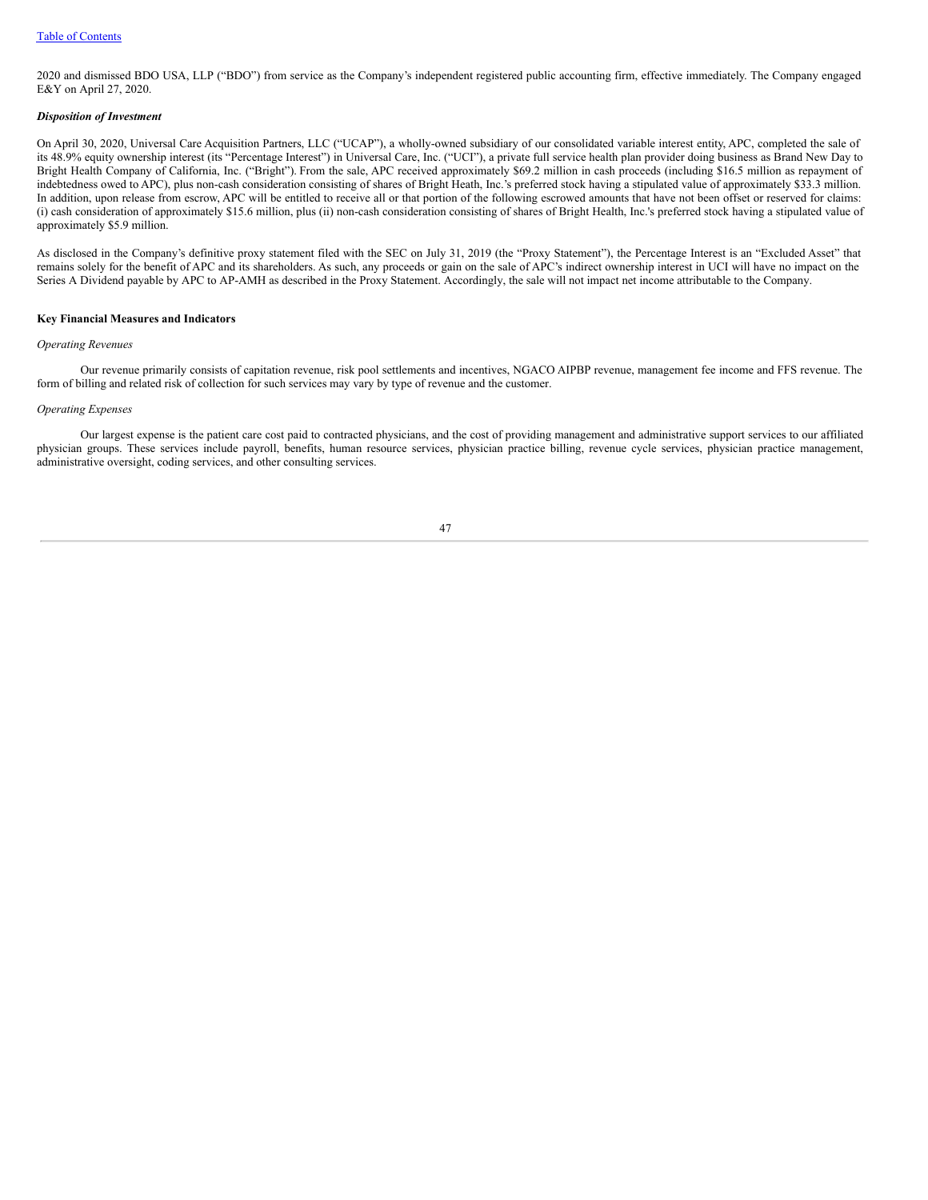2020 and dismissed BDO USA, LLP ("BDO") from service as the Company's independent registered public accounting firm, effective immediately. The Company engaged E&Y on April 27, 2020.

***Disposition of Investment***

On April 30, 2020, Universal Care Acquisition Partners, LLC ("UCAP"), a wholly-owned subsidiary of our consolidated variable interest entity, APC, completed the sale of its 48.9% equity ownership interest (its "Percentage Interest") in Universal Care, Inc. ("UCI"), a private full service health plan provider doing business as Brand New Day to Bright Health Company of California, Inc. ("Bright"). From the sale, APC received approximately $69.2 million in cash proceeds (including $16.5 million as repayment of indebtedness owed to APC), plus non-cash consideration consisting of shares of Bright Heath, Inc.'s preferred stock having a stipulated value of approximately $33.3 million. In addition, upon release from escrow, APC will be entitled to receive all or that portion of the following escrowed amounts that have not been offset or reserved for claims: (i) cash consideration of approximately $15.6 million, plus (ii) non-cash consideration consisting of shares of Bright Health, Inc.'s preferred stock having a stipulated value of approximately $5.9 million.

As disclosed in the Company's definitive proxy statement filed with the SEC on July 31, 2019 (the "Proxy Statement"), the Percentage Interest is an "Excluded Asset" that remains solely for the benefit of APC and its shareholders. As such, any proceeds or gain on the sale of APC's indirect ownership interest in UCI will have no impact on the Series A Dividend payable by APC to AP-AMH as described in the Proxy Statement. Accordingly, the sale will not impact net income attributable to the Company.

**Key Financial Measures and Indicators**

*Operating Revenues*

Our revenue primarily consists of capitation revenue, risk pool settlements and incentives, NGACO AIPBP revenue, management fee income and FFS revenue. The form of billing and related risk of collection for such services may vary by type of revenue and the customer.

*Operating Expenses*

Our largest expense is the patient care cost paid to contracted physicians, and the cost of providing management and administrative support services to our affiliated physician groups. These services include payroll, benefits, human resource services, physician practice billing, revenue cycle services, physician practice management, administrative oversight, coding services, and other consulting services.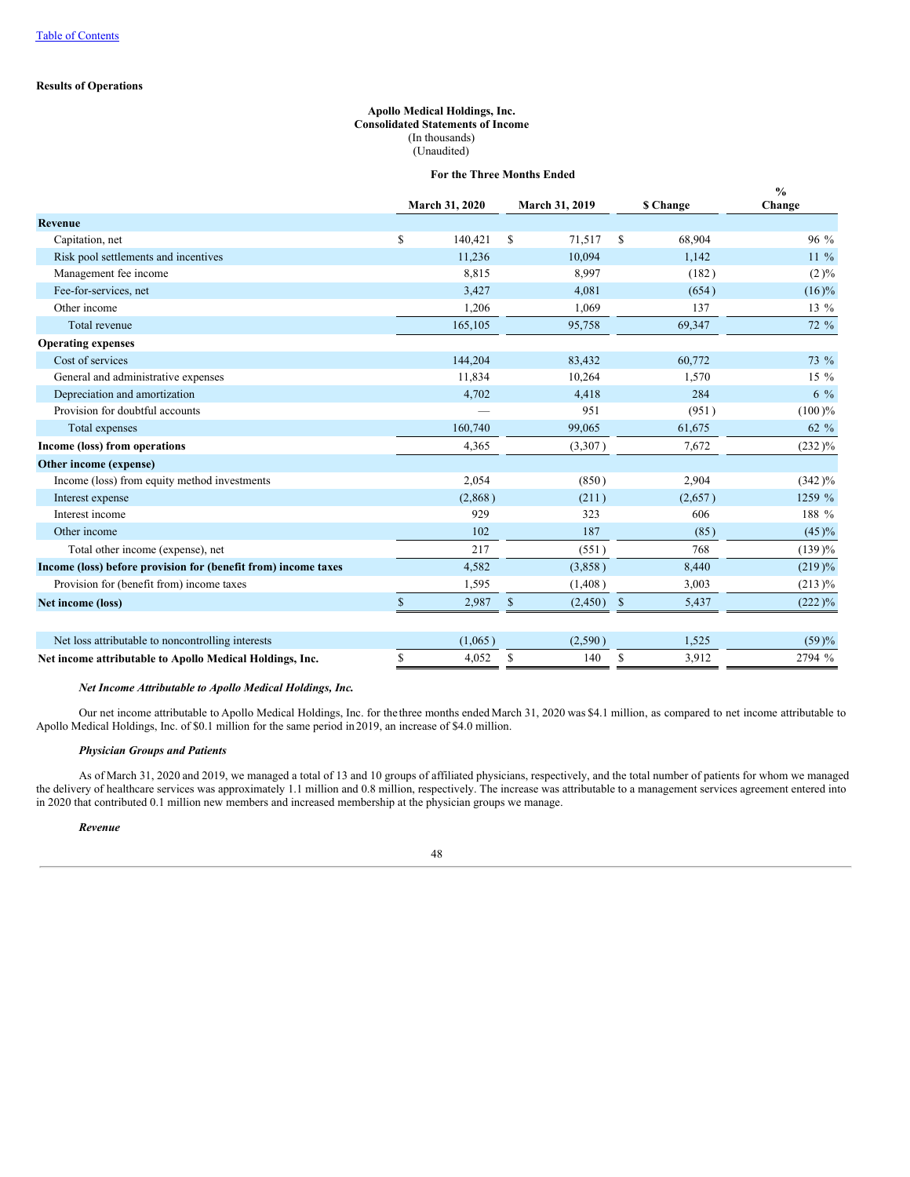Table of Contents

**Results of Operations**

**Apollo Medical Holdings, Inc.**
**Consolidated Statements of Income**
(In thousands)
(Unaudited)

| | For the Three Months Ended | | | |
|---|---|---|---|---|
| | **March 31, 2020** | **March 31, 2019** | **$ Change** | **% Change** |
| **Revenue** | | | | |
| Capitation, net | $ 140,421 | $ 71,517 | $ 68,904 | 96 % |
| Risk pool settlements and incentives | 11,236 | 10,094 | 1,142 | 11 % |
| Management fee income | 8,815 | 8,997 | (182) | (2)% |
| Fee-for-services, net | 3,427 | 4,081 | (654) | (16)% |
| Other income | 1,206 | 1,069 | 137 | 13 % |
| Total revenue | 165,105 | 95,758 | 69,347 | 72 % |
| **Operating expenses** | | | | |
| Cost of services | 144,204 | 83,432 | 60,772 | 73 % |
| General and administrative expenses | 11,834 | 10,264 | 1,570 | 15 % |
| Depreciation and amortization | 4,702 | 4,418 | 284 | 6 % |
| Provision for doubtful accounts | — | 951 | (951) | (100)% |
| Total expenses | 160,740 | 99,065 | 61,675 | 62 % |
| **Income (loss) from operations** | 4,365 | (3,307) | 7,672 | (232)% |
| **Other income (expense)** | | | | |
| Income (loss) from equity method investments | 2,054 | (850) | 2,904 | (342)% |
| Interest expense | (2,868) | (211) | (2,657) | 1259 % |
| Interest income | 929 | 323 | 606 | 188 % |
| Other income | 102 | 187 | (85) | (45)% |
| Total other income (expense), net | 217 | (551) | 768 | (139)% |
| **Income (loss) before provision for (benefit from) income taxes** | 4,582 | (3,858) | 8,440 | (219)% |
| Provision for (benefit from) income taxes | 1,595 | (1,408) | 3,003 | (213)% |
| **Net income (loss)** | $ 2,987 | $ (2,450) | $ 5,437 | (222)% |
| | | | | |
| Net loss attributable to noncontrolling interests | (1,065) | (2,590) | 1,525 | (59)% |
| **Net income attributable to Apollo Medical Holdings, Inc.** | $ 4,052 | $ 140 | $ 3,912 | 2794 % |

***Net Income Attributable to Apollo Medical Holdings, Inc.***

Our net income attributable to Apollo Medical Holdings, Inc. for the three months ended March 31, 2020 was $4.1 million, as compared to net income attributable to Apollo Medical Holdings, Inc. of $0.1 million for the same period in 2019, an increase of $4.0 million.

***Physician Groups and Patients***

As of March 31, 2020 and 2019, we managed a total of 13 and 10 groups of affiliated physicians, respectively, and the total number of patients for whom we managed the delivery of healthcare services was approximately 1.1 million and 0.8 million, respectively. The increase was attributable to a management services agreement entered into in 2020 that contributed 0.1 million new members and increased membership at the physician groups we manage.

***Revenue***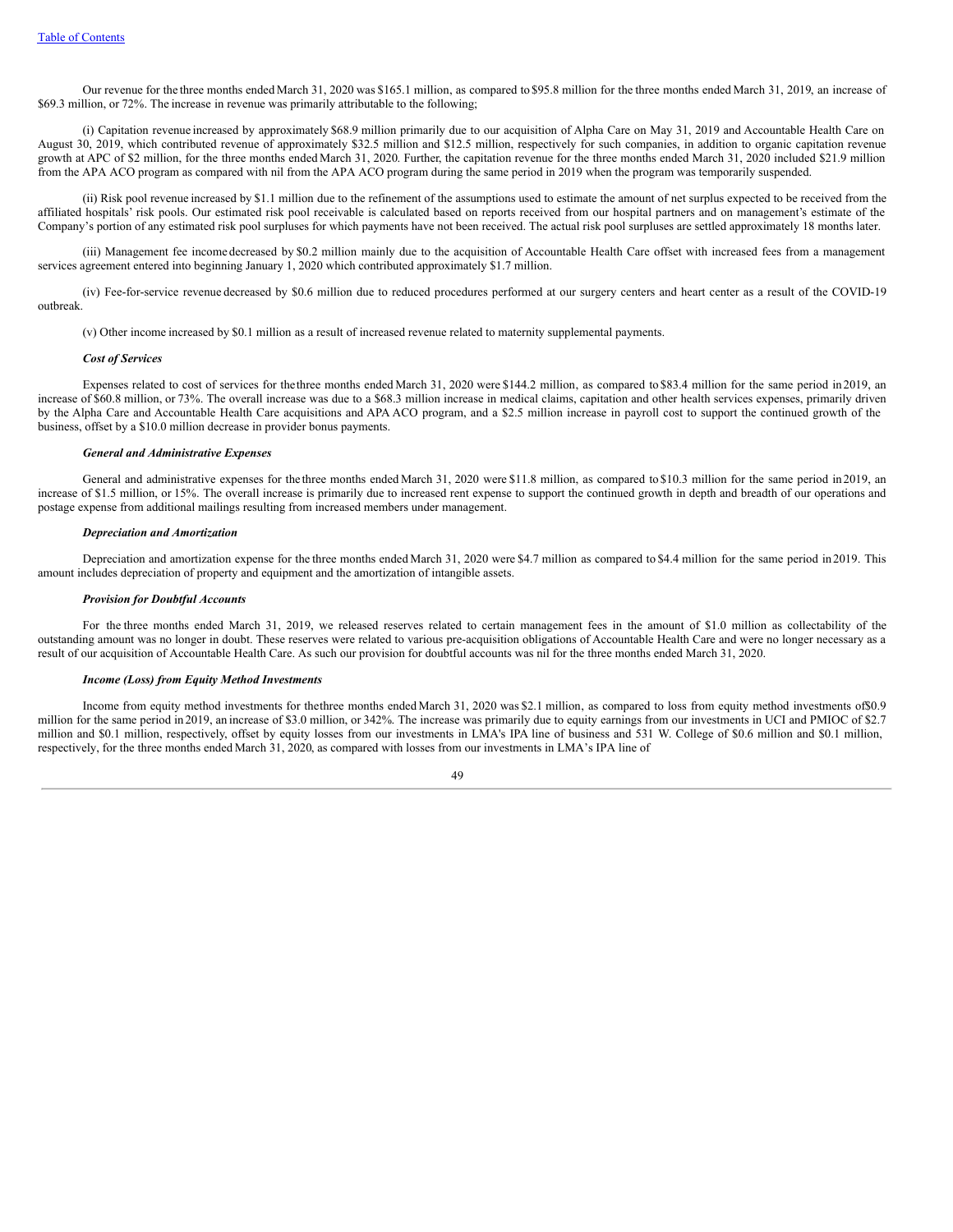Our revenue for the three months ended March 31, 2020 was $165.1 million, as compared to $95.8 million for the three months ended March 31, 2019, an increase of $69.3 million, or 72%. The increase in revenue was primarily attributable to the following;

(i) Capitation revenue increased by approximately $68.9 million primarily due to our acquisition of Alpha Care on May 31, 2019 and Accountable Health Care on August 30, 2019, which contributed revenue of approximately $32.5 million and $12.5 million, respectively for such companies, in addition to organic capitation revenue growth at APC of $2 million, for the three months ended March 31, 2020. Further, the capitation revenue for the three months ended March 31, 2020 included $21.9 million from the APA ACO program as compared with nil from the APA ACO program during the same period in 2019 when the program was temporarily suspended.

(ii) Risk pool revenue increased by $1.1 million due to the refinement of the assumptions used to estimate the amount of net surplus expected to be received from the affiliated hospitals' risk pools. Our estimated risk pool receivable is calculated based on reports received from our hospital partners and on management's estimate of the Company's portion of any estimated risk pool surpluses for which payments have not been received. The actual risk pool surpluses are settled approximately 18 months later.

(iii) Management fee income decreased by $0.2 million mainly due to the acquisition of Accountable Health Care offset with increased fees from a management services agreement entered into beginning January 1, 2020 which contributed approximately $1.7 million.

(iv) Fee-for-service revenue decreased by $0.6 million due to reduced procedures performed at our surgery centers and heart center as a result of the COVID-19 outbreak.

(v) Other income increased by $0.1 million as a result of increased revenue related to maternity supplemental payments.

***Cost of Services***

Expenses related to cost of services for the three months ended March 31, 2020 were $144.2 million, as compared to $83.4 million for the same period in 2019, an increase of $60.8 million, or 73%. The overall increase was due to a $68.3 million increase in medical claims, capitation and other health services expenses, primarily driven by the Alpha Care and Accountable Health Care acquisitions and APA ACO program, and a $2.5 million increase in payroll cost to support the continued growth of the business, offset by a $10.0 million decrease in provider bonus payments.

***General and Administrative Expenses***

General and administrative expenses for the three months ended March 31, 2020 were $11.8 million, as compared to $10.3 million for the same period in 2019, an increase of $1.5 million, or 15%. The overall increase is primarily due to increased rent expense to support the continued growth in depth and breadth of our operations and postage expense from additional mailings resulting from increased members under management.

***Depreciation and Amortization***

Depreciation and amortization expense for the three months ended March 31, 2020 were $4.7 million as compared to $4.4 million for the same period in 2019. This amount includes depreciation of property and equipment and the amortization of intangible assets.

***Provision for Doubtful Accounts***

For the three months ended March 31, 2019, we released reserves related to certain management fees in the amount of $1.0 million as collectability of the outstanding amount was no longer in doubt. These reserves were related to various pre-acquisition obligations of Accountable Health Care and were no longer necessary as a result of our acquisition of Accountable Health Care. As such our provision for doubtful accounts was nil for the three months ended March 31, 2020.

***Income (Loss) from Equity Method Investments***

Income from equity method investments for the three months ended March 31, 2020 was $2.1 million, as compared to loss from equity method investments of $0.9 million for the same period in 2019, an increase of $3.0 million, or 342%. The increase was primarily due to equity earnings from our investments in UCI and PMIOC of $2.7 million and $0.1 million, respectively, offset by equity losses from our investments in LMA's IPA line of business and 531 W. College of $0.6 million and $0.1 million, respectively, for the three months ended March 31, 2020, as compared with losses from our investments in LMA's IPA line of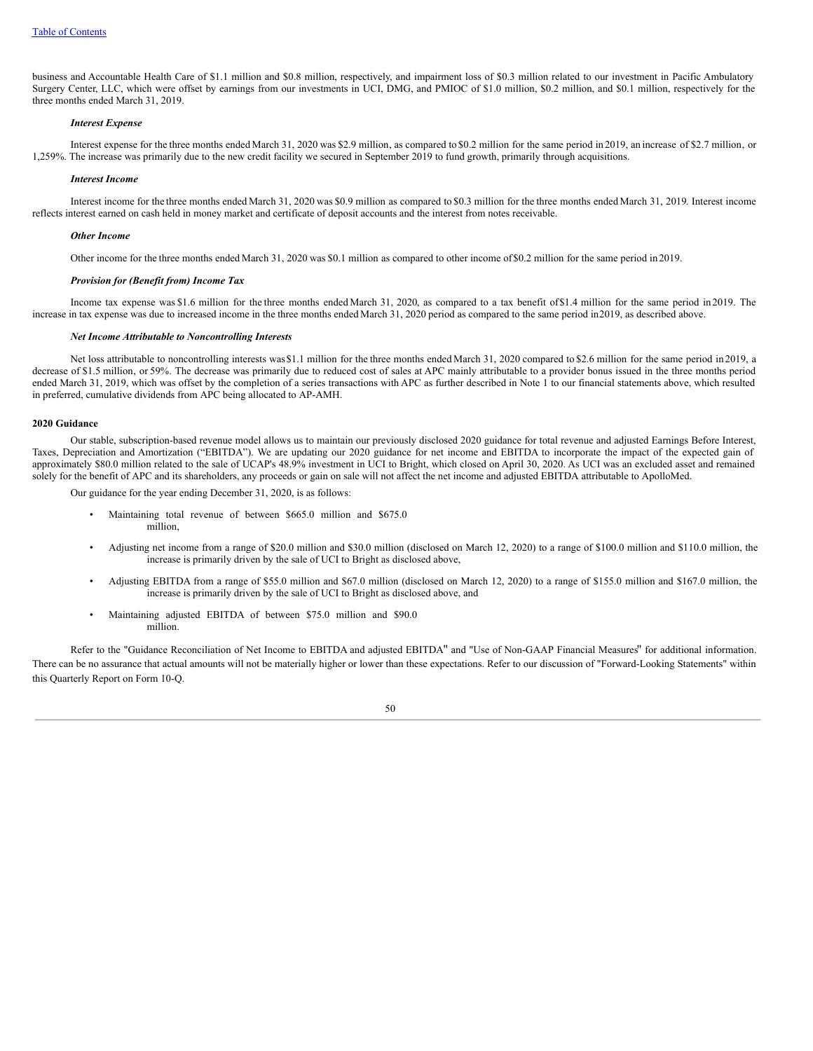business and Accountable Health Care of $1.1 million and $0.8 million, respectively, and impairment loss of $0.3 million related to our investment in Pacific Ambulatory Surgery Center, LLC, which were offset by earnings from our investments in UCI, DMG, and PMIOC of $1.0 million, $0.2 million, and $0.1 million, respectively for the three months ended March 31, 2019.

***Interest Expense***

Interest expense for the three months ended March 31, 2020 was $2.9 million, as compared to $0.2 million for the same period in 2019, an increase of $2.7 million, or 1,259%. The increase was primarily due to the new credit facility we secured in September 2019 to fund growth, primarily through acquisitions.

***Interest Income***

Interest income for the three months ended March 31, 2020 was $0.9 million as compared to $0.3 million for the three months ended March 31, 2019. Interest income reflects interest earned on cash held in money market and certificate of deposit accounts and the interest from notes receivable.

***Other Income***

Other income for the three months ended March 31, 2020 was $0.1 million as compared to other income of $0.2 million for the same period in 2019.

***Provision for (Benefit from) Income Tax***

Income tax expense was $1.6 million for the three months ended March 31, 2020, as compared to a tax benefit of $1.4 million for the same period in 2019. The increase in tax expense was due to increased income in the three months ended March 31, 2020 period as compared to the same period in 2019, as described above.

***Net Income Attributable to Noncontrolling Interests***

Net loss attributable to noncontrolling interests was $1.1 million for the three months ended March 31, 2020 compared to $2.6 million for the same period in 2019, a decrease of $1.5 million, or 59%. The decrease was primarily due to reduced cost of sales at APC mainly attributable to a provider bonus issued in the three months period ended March 31, 2019, which was offset by the completion of a series transactions with APC as further described in Note 1 to our financial statements above, which resulted in preferred, cumulative dividends from APC being allocated to AP-AMH.

**2020 Guidance**

Our stable, subscription-based revenue model allows us to maintain our previously disclosed 2020 guidance for total revenue and adjusted Earnings Before Interest, Taxes, Depreciation and Amortization ("EBITDA"). We are updating our 2020 guidance for net income and EBITDA to incorporate the impact of the expected gain of approximately $80.0 million related to the sale of UCAP's 48.9% investment in UCI to Bright, which closed on April 30, 2020. As UCI was an excluded asset and remained solely for the benefit of APC and its shareholders, any proceeds or gain on sale will not affect the net income and adjusted EBITDA attributable to ApolloMed.

Our guidance for the year ending December 31, 2020, is as follows:

- Maintaining total revenue of between $665.0 million and $675.0 million,
- Adjusting net income from a range of $20.0 million and $30.0 million (disclosed on March 12, 2020) to a range of $100.0 million and $110.0 million, the increase is primarily driven by the sale of UCI to Bright as disclosed above,
- Adjusting EBITDA from a range of $55.0 million and $67.0 million (disclosed on March 12, 2020) to a range of $155.0 million and $167.0 million, the increase is primarily driven by the sale of UCI to Bright as disclosed above, and
- Maintaining adjusted EBITDA of between $75.0 million and $90.0 million.

Refer to the "Guidance Reconciliation of Net Income to EBITDA and adjusted EBITDA" and "Use of Non-GAAP Financial Measures" for additional information. There can be no assurance that actual amounts will not be materially higher or lower than these expectations. Refer to our discussion of "Forward-Looking Statements" within this Quarterly Report on Form 10-Q.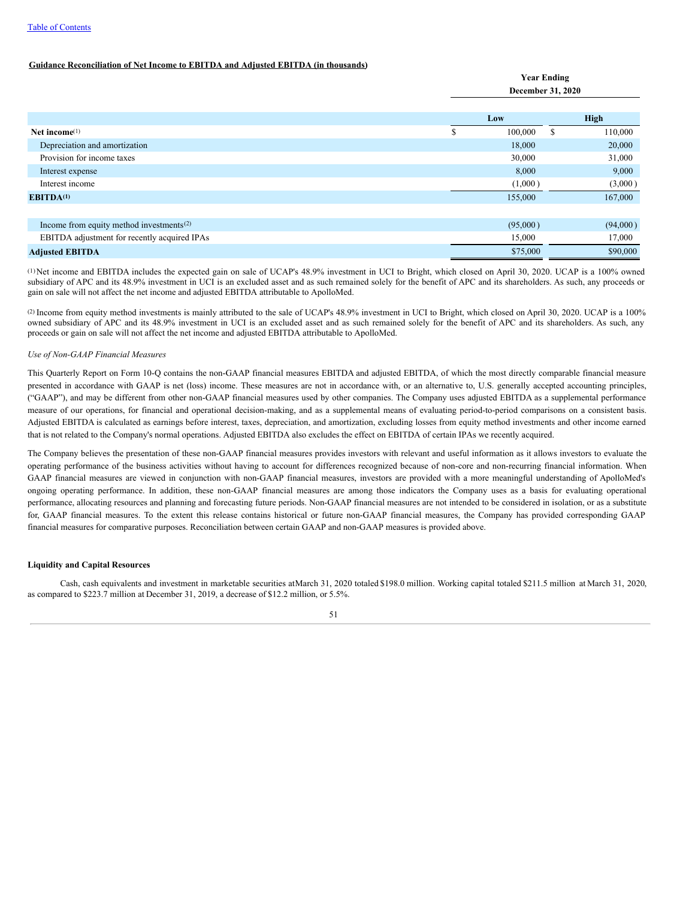**Guidance Reconciliation of Net Income to EBITDA and Adjusted EBITDA (in thousands)**

| | Year Ending December 31, 2020 | |
|---|---|---|
| | **Low** | **High** |
| **Net income**[(1)] | $ 100,000 | $ 110,000 |
| Depreciation and amortization | 18,000 | 20,000 |
| Provision for income taxes | 30,000 | 31,000 |
| Interest expense | 8,000 | 9,000 |
| Interest income | (1,000 ) | (3,000 ) |
| **EBITDA**[(1)] | 155,000 | 167,000 |
| | | |
| Income from equity method investments[(2)] | (95,000 ) | (94,000 ) |
| EBITDA adjustment for recently acquired IPAs | 15,000 | 17,000 |
| **Adjusted EBITDA** | $75,000 | $90,000 |

[(1)] Net income and EBITDA includes the expected gain on sale of UCAP's 48.9% investment in UCI to Bright, which closed on April 30, 2020. UCAP is a 100% owned subsidiary of APC and its 48.9% investment in UCI is an excluded asset and as such remained solely for the benefit of APC and its shareholders. As such, any proceeds or gain on sale will not affect the net income and adjusted EBITDA attributable to ApolloMed.

[(2)] Income from equity method investments is mainly attributed to the sale of UCAP's 48.9% investment in UCI to Bright, which closed on April 30, 2020. UCAP is a 100% owned subsidiary of APC and its 48.9% investment in UCI is an excluded asset and as such remained solely for the benefit of APC and its shareholders. As such, any proceeds or gain on sale will not affect the net income and adjusted EBITDA attributable to ApolloMed.

*Use of Non-GAAP Financial Measures*

This Quarterly Report on Form 10-Q contains the non-GAAP financial measures EBITDA and adjusted EBITDA, of which the most directly comparable financial measure presented in accordance with GAAP is net (loss) income. These measures are not in accordance with, or an alternative to, U.S. generally accepted accounting principles, ("GAAP"), and may be different from other non-GAAP financial measures used by other companies. The Company uses adjusted EBITDA as a supplemental performance measure of our operations, for financial and operational decision-making, and as a supplemental means of evaluating period-to-period comparisons on a consistent basis. Adjusted EBITDA is calculated as earnings before interest, taxes, depreciation, and amortization, excluding losses from equity method investments and other income earned that is not related to the Company's normal operations. Adjusted EBITDA also excludes the effect on EBITDA of certain IPAs we recently acquired.

The Company believes the presentation of these non-GAAP financial measures provides investors with relevant and useful information as it allows investors to evaluate the operating performance of the business activities without having to account for differences recognized because of non-core and non-recurring financial information. When GAAP financial measures are viewed in conjunction with non-GAAP financial measures, investors are provided with a more meaningful understanding of ApolloMed's ongoing operating performance. In addition, these non-GAAP financial measures are among those indicators the Company uses as a basis for evaluating operational performance, allocating resources and planning and forecasting future periods. Non-GAAP financial measures are not intended to be considered in isolation, or as a substitute for, GAAP financial measures. To the extent this release contains historical or future non-GAAP financial measures, the Company has provided corresponding GAAP financial measures for comparative purposes. Reconciliation between certain GAAP and non-GAAP measures is provided above.

**Liquidity and Capital Resources**

Cash, cash equivalents and investment in marketable securities atMarch 31, 2020 totaled $198.0 million. Working capital totaled $211.5 million at March 31, 2020, as compared to $223.7 million at December 31, 2019, a decrease of $12.2 million, or 5.5%.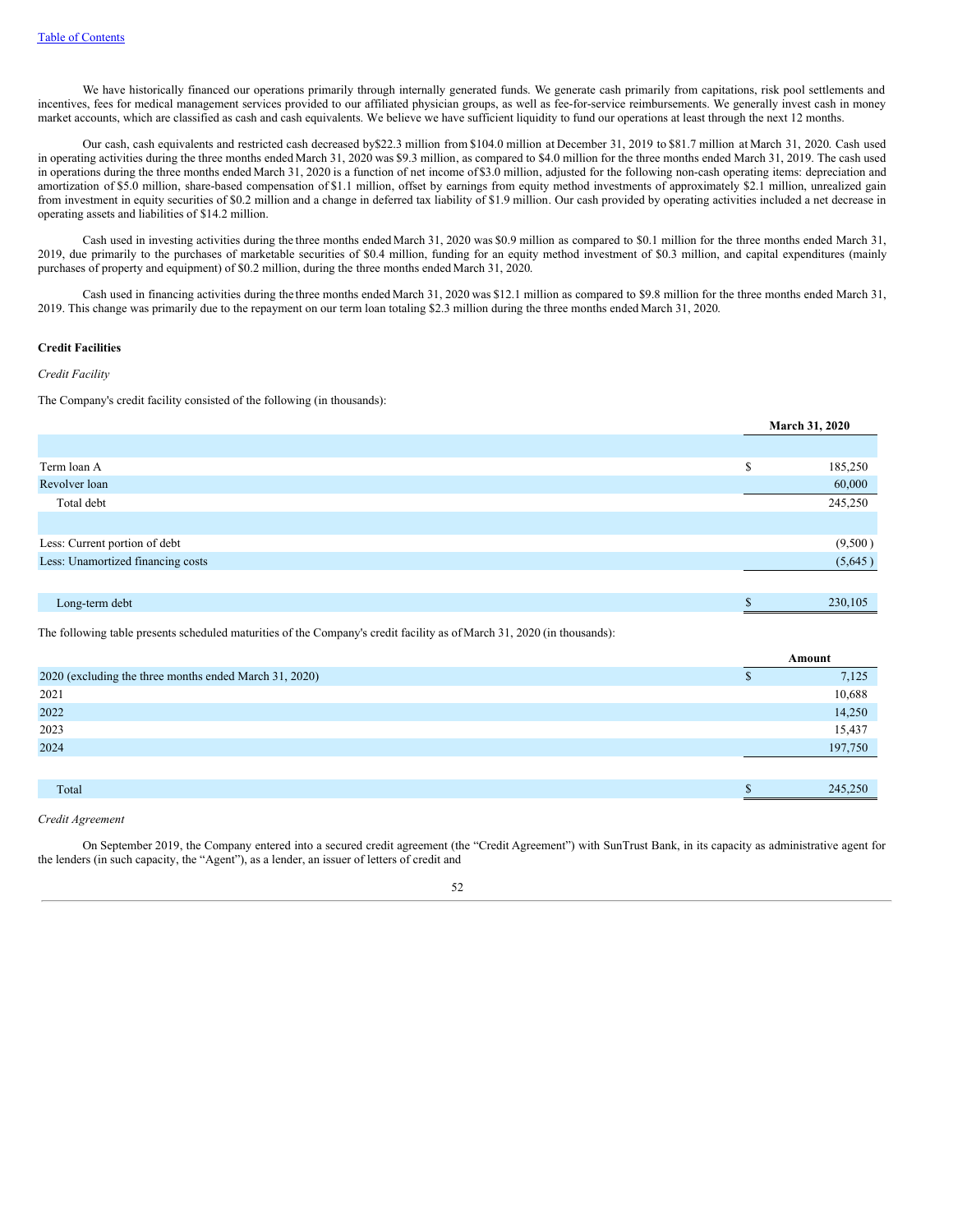We have historically financed our operations primarily through internally generated funds. We generate cash primarily from capitations, risk pool settlements and incentives, fees for medical management services provided to our affiliated physician groups, as well as fee-for-service reimbursements. We generally invest cash in money market accounts, which are classified as cash and cash equivalents. We believe we have sufficient liquidity to fund our operations at least through the next 12 months.

Our cash, cash equivalents and restricted cash decreased by$22.3 million from $104.0 million at December 31, 2019 to $81.7 million at March 31, 2020. Cash used in operating activities during the three months ended March 31, 2020 was $9.3 million, as compared to $4.0 million for the three months ended March 31, 2019. The cash used in operations during the three months ended March 31, 2020 is a function of net income of $3.0 million, adjusted for the following non-cash operating items: depreciation and amortization of $5.0 million, share-based compensation of $1.1 million, offset by earnings from equity method investments of approximately $2.1 million, unrealized gain from investment in equity securities of $0.2 million and a change in deferred tax liability of $1.9 million. Our cash provided by operating activities included a net decrease in operating assets and liabilities of $14.2 million.

Cash used in investing activities during the three months ended March 31, 2020 was $0.9 million as compared to $0.1 million for the three months ended March 31, 2019, due primarily to the purchases of marketable securities of $0.4 million, funding for an equity method investment of $0.3 million, and capital expenditures (mainly purchases of property and equipment) of $0.2 million, during the three months ended March 31, 2020.

Cash used in financing activities during the three months ended March 31, 2020 was $12.1 million as compared to $9.8 million for the three months ended March 31, 2019. This change was primarily due to the repayment on our term loan totaling $2.3 million during the three months ended March 31, 2020.

**Credit Facilities**

*Credit Facility*

The Company's credit facility consisted of the following (in thousands):

| | March 31, 2020 |
|---|---|
| Term loan A | $ 185,250 |
| Revolver loan | 60,000 |
| Total debt | 245,250 |
| Less: Current portion of debt | (9,500 ) |
| Less: Unamortized financing costs | (5,645 ) |
| Long-term debt | $ 230,105 |

The following table presents scheduled maturities of the Company's credit facility as of March 31, 2020 (in thousands):

| | Amount |
|---|---|
| 2020 (excluding the three months ended March 31, 2020) | $ 7,125 |
| 2021 | 10,688 |
| 2022 | 14,250 |
| 2023 | 15,437 |
| 2024 | 197,750 |
| Total | $ 245,250 |

*Credit Agreement*

On September 2019, the Company entered into a secured credit agreement (the "Credit Agreement") with SunTrust Bank, in its capacity as administrative agent for the lenders (in such capacity, the "Agent"), as a lender, an issuer of letters of credit and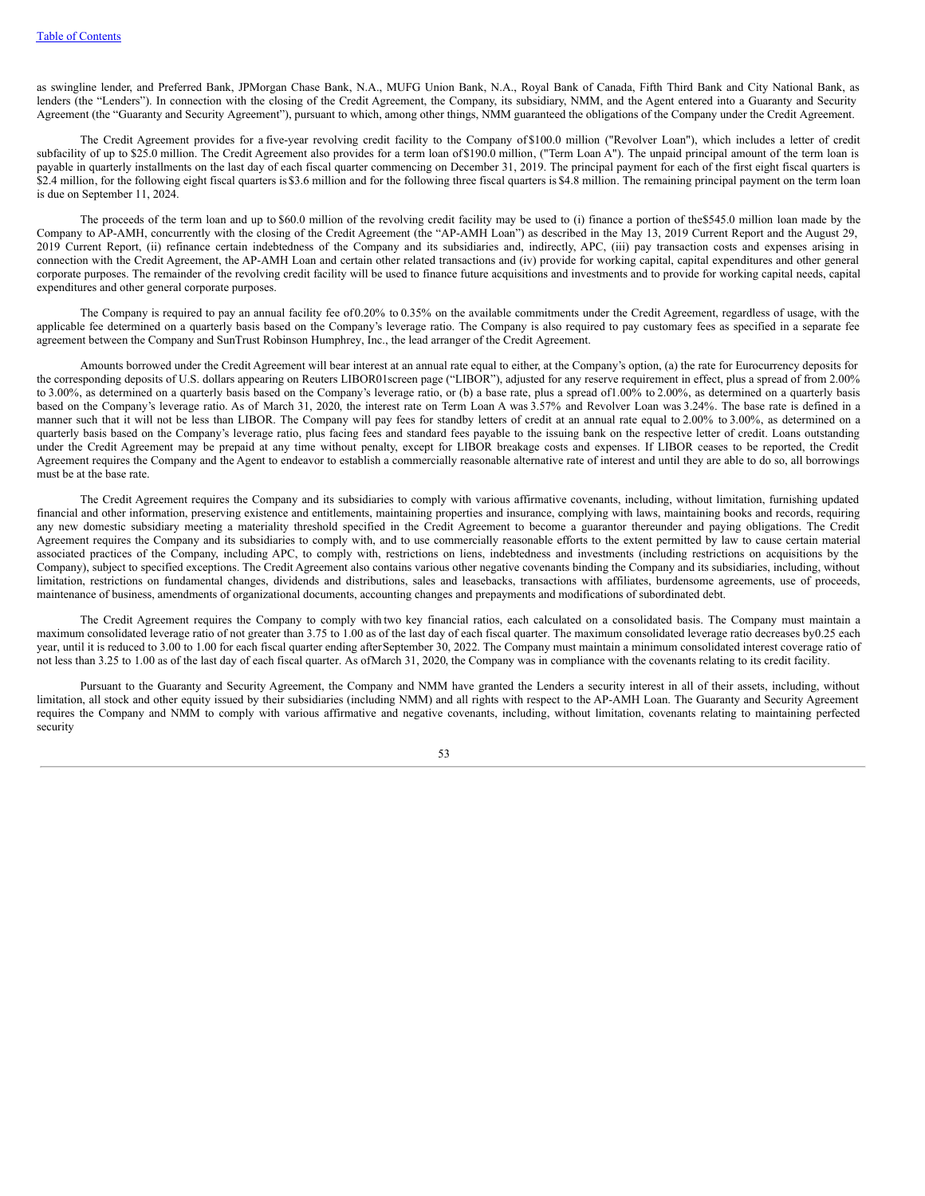as swingline lender, and Preferred Bank, JPMorgan Chase Bank, N.A., MUFG Union Bank, N.A., Royal Bank of Canada, Fifth Third Bank and City National Bank, as lenders (the "Lenders"). In connection with the closing of the Credit Agreement, the Company, its subsidiary, NMM, and the Agent entered into a Guaranty and Security Agreement (the "Guaranty and Security Agreement"), pursuant to which, among other things, NMM guaranteed the obligations of the Company under the Credit Agreement.

The Credit Agreement provides for a five-year revolving credit facility to the Company of $100.0 million ("Revolver Loan"), which includes a letter of credit subfacility of up to $25.0 million. The Credit Agreement also provides for a term loan of $190.0 million, ("Term Loan A"). The unpaid principal amount of the term loan is payable in quarterly installments on the last day of each fiscal quarter commencing on December 31, 2019. The principal payment for each of the first eight fiscal quarters is $2.4 million, for the following eight fiscal quarters is $3.6 million and for the following three fiscal quarters is $4.8 million. The remaining principal payment on the term loan is due on September 11, 2024.

The proceeds of the term loan and up to $60.0 million of the revolving credit facility may be used to (i) finance a portion of the $545.0 million loan made by the Company to AP-AMH, concurrently with the closing of the Credit Agreement (the "AP-AMH Loan") as described in the May 13, 2019 Current Report and the August 29, 2019 Current Report, (ii) refinance certain indebtedness of the Company and its subsidiaries and, indirectly, APC, (iii) pay transaction costs and expenses arising in connection with the Credit Agreement, the AP-AMH Loan and certain other related transactions and (iv) provide for working capital, capital expenditures and other general corporate purposes. The remainder of the revolving credit facility will be used to finance future acquisitions and investments and to provide for working capital needs, capital expenditures and other general corporate purposes.

The Company is required to pay an annual facility fee of 0.20% to 0.35% on the available commitments under the Credit Agreement, regardless of usage, with the applicable fee determined on a quarterly basis based on the Company's leverage ratio. The Company is also required to pay customary fees as specified in a separate fee agreement between the Company and SunTrust Robinson Humphrey, Inc., the lead arranger of the Credit Agreement.

Amounts borrowed under the Credit Agreement will bear interest at an annual rate equal to either, at the Company's option, (a) the rate for Eurocurrency deposits for the corresponding deposits of U.S. dollars appearing on Reuters LIBOR01screen page ("LIBOR"), adjusted for any reserve requirement in effect, plus a spread of from 2.00% to 3.00%, as determined on a quarterly basis based on the Company's leverage ratio, or (b) a base rate, plus a spread of 1.00% to 2.00%, as determined on a quarterly basis based on the Company's leverage ratio. As of March 31, 2020, the interest rate on Term Loan A was 3.57% and Revolver Loan was 3.24%. The base rate is defined in a manner such that it will not be less than LIBOR. The Company will pay fees for standby letters of credit at an annual rate equal to 2.00% to 3.00%, as determined on a quarterly basis based on the Company's leverage ratio, plus facing fees and standard fees payable to the issuing bank on the respective letter of credit. Loans outstanding under the Credit Agreement may be prepaid at any time without penalty, except for LIBOR breakage costs and expenses. If LIBOR ceases to be reported, the Credit Agreement requires the Company and the Agent to endeavor to establish a commercially reasonable alternative rate of interest and until they are able to do so, all borrowings must be at the base rate.

The Credit Agreement requires the Company and its subsidiaries to comply with various affirmative covenants, including, without limitation, furnishing updated financial and other information, preserving existence and entitlements, maintaining properties and insurance, complying with laws, maintaining books and records, requiring any new domestic subsidiary meeting a materiality threshold specified in the Credit Agreement to become a guarantor thereunder and paying obligations. The Credit Agreement requires the Company and its subsidiaries to comply with, and to use commercially reasonable efforts to the extent permitted by law to cause certain material associated practices of the Company, including APC, to comply with, restrictions on liens, indebtedness and investments (including restrictions on acquisitions by the Company), subject to specified exceptions. The Credit Agreement also contains various other negative covenants binding the Company and its subsidiaries, including, without limitation, restrictions on fundamental changes, dividends and distributions, sales and leasebacks, transactions with affiliates, burdensome agreements, use of proceeds, maintenance of business, amendments of organizational documents, accounting changes and prepayments and modifications of subordinated debt.

The Credit Agreement requires the Company to comply with two key financial ratios, each calculated on a consolidated basis. The Company must maintain a maximum consolidated leverage ratio of not greater than 3.75 to 1.00 as of the last day of each fiscal quarter. The maximum consolidated leverage ratio decreases by 0.25 each year, until it is reduced to 3.00 to 1.00 for each fiscal quarter ending after September 30, 2022. The Company must maintain a minimum consolidated interest coverage ratio of not less than 3.25 to 1.00 as of the last day of each fiscal quarter. As of March 31, 2020, the Company was in compliance with the covenants relating to its credit facility.

Pursuant to the Guaranty and Security Agreement, the Company and NMM have granted the Lenders a security interest in all of their assets, including, without limitation, all stock and other equity issued by their subsidiaries (including NMM) and all rights with respect to the AP-AMH Loan. The Guaranty and Security Agreement requires the Company and NMM to comply with various affirmative and negative covenants, including, without limitation, covenants relating to maintaining perfected security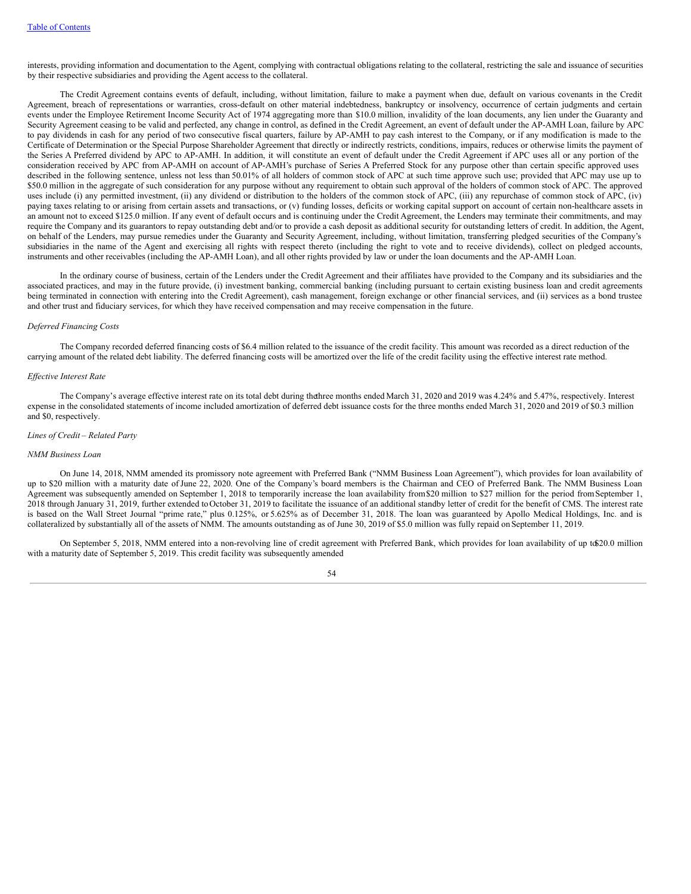interests, providing information and documentation to the Agent, complying with contractual obligations relating to the collateral, restricting the sale and issuance of securities by their respective subsidiaries and providing the Agent access to the collateral.

The Credit Agreement contains events of default, including, without limitation, failure to make a payment when due, default on various covenants in the Credit Agreement, breach of representations or warranties, cross-default on other material indebtedness, bankruptcy or insolvency, occurrence of certain judgments and certain events under the Employee Retirement Income Security Act of 1974 aggregating more than $10.0 million, invalidity of the loan documents, any lien under the Guaranty and Security Agreement ceasing to be valid and perfected, any change in control, as defined in the Credit Agreement, an event of default under the AP-AMH Loan, failure by APC to pay dividends in cash for any period of two consecutive fiscal quarters, failure by AP-AMH to pay cash interest to the Company, or if any modification is made to the Certificate of Determination or the Special Purpose Shareholder Agreement that directly or indirectly restricts, conditions, impairs, reduces or otherwise limits the payment of the Series A Preferred dividend by APC to AP-AMH. In addition, it will constitute an event of default under the Credit Agreement if APC uses all or any portion of the consideration received by APC from AP-AMH on account of AP-AMH's purchase of Series A Preferred Stock for any purpose other than certain specific approved uses described in the following sentence, unless not less than 50.01% of all holders of common stock of APC at such time approve such use; provided that APC may use up to $50.0 million in the aggregate of such consideration for any purpose without any requirement to obtain such approval of the holders of common stock of APC. The approved uses include (i) any permitted investment, (ii) any dividend or distribution to the holders of the common stock of APC, (iii) any repurchase of common stock of APC, (iv) paying taxes relating to or arising from certain assets and transactions, or (v) funding losses, deficits or working capital support on account of certain non-healthcare assets in an amount not to exceed $125.0 million. If any event of default occurs and is continuing under the Credit Agreement, the Lenders may terminate their commitments, and may require the Company and its guarantors to repay outstanding debt and/or to provide a cash deposit as additional security for outstanding letters of credit. In addition, the Agent, on behalf of the Lenders, may pursue remedies under the Guaranty and Security Agreement, including, without limitation, transferring pledged securities of the Company's subsidiaries in the name of the Agent and exercising all rights with respect thereto (including the right to vote and to receive dividends), collect on pledged accounts, instruments and other receivables (including the AP-AMH Loan), and all other rights provided by law or under the loan documents and the AP-AMH Loan.

In the ordinary course of business, certain of the Lenders under the Credit Agreement and their affiliates have provided to the Company and its subsidiaries and the associated practices, and may in the future provide, (i) investment banking, commercial banking (including pursuant to certain existing business loan and credit agreements being terminated in connection with entering into the Credit Agreement), cash management, foreign exchange or other financial services, and (ii) services as a bond trustee and other trust and fiduciary services, for which they have received compensation and may receive compensation in the future.

*Deferred Financing Costs*

The Company recorded deferred financing costs of $6.4 million related to the issuance of the credit facility. This amount was recorded as a direct reduction of the carrying amount of the related debt liability. The deferred financing costs will be amortized over the life of the credit facility using the effective interest rate method.

*Effective Interest Rate*

The Company's average effective interest rate on its total debt during the three months ended March 31, 2020 and 2019 was 4.24% and 5.47%, respectively. Interest expense in the consolidated statements of income included amortization of deferred debt issuance costs for the three months ended March 31, 2020 and 2019 of $0.3 million and $0, respectively.

*Lines of Credit – Related Party*

*NMM Business Loan*

On June 14, 2018, NMM amended its promissory note agreement with Preferred Bank ("NMM Business Loan Agreement"), which provides for loan availability of up to $20 million with a maturity date of June 22, 2020. One of the Company's board members is the Chairman and CEO of Preferred Bank. The NMM Business Loan Agreement was subsequently amended on September 1, 2018 to temporarily increase the loan availability from $20 million to $27 million for the period from September 1, 2018 through January 31, 2019, further extended to October 31, 2019 to facilitate the issuance of an additional standby letter of credit for the benefit of CMS. The interest rate is based on the Wall Street Journal "prime rate," plus 0.125%, or 5.625% as of December 31, 2018. The loan was guaranteed by Apollo Medical Holdings, Inc. and is collateralized by substantially all of the assets of NMM. The amounts outstanding as of June 30, 2019 of $5.0 million was fully repaid on September 11, 2019.

On September 5, 2018, NMM entered into a non-revolving line of credit agreement with Preferred Bank, which provides for loan availability of up to $20.0 million with a maturity date of September 5, 2019. This credit facility was subsequently amended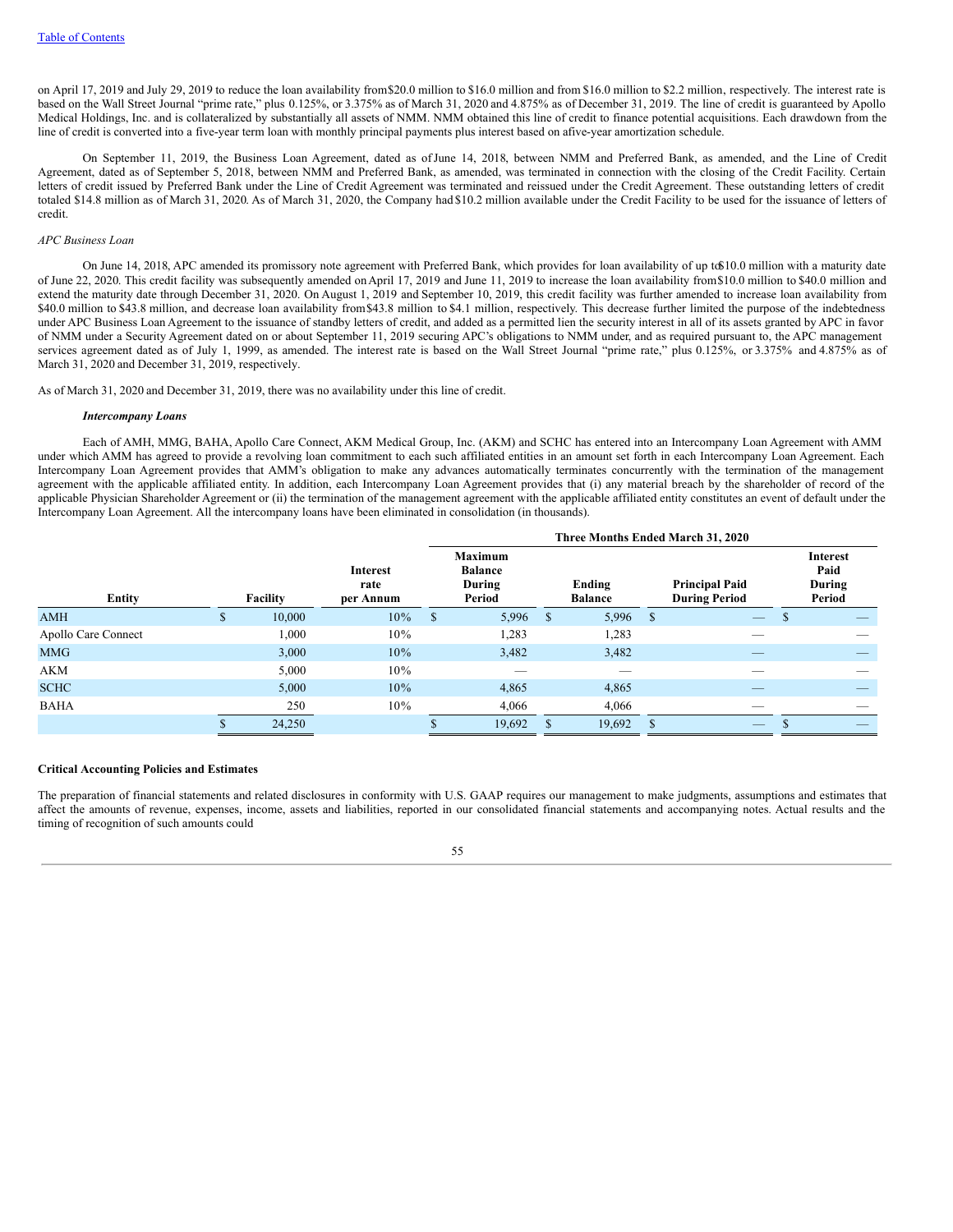on April 17, 2019 and July 29, 2019 to reduce the loan availability from $20.0 million to $16.0 million and from $16.0 million to $2.2 million, respectively. The interest rate is based on the Wall Street Journal "prime rate," plus 0.125%, or 3.375% as of March 31, 2020 and 4.875% as of December 31, 2019. The line of credit is guaranteed by Apollo Medical Holdings, Inc. and is collateralized by substantially all assets of NMM. NMM obtained this line of credit to finance potential acquisitions. Each drawdown from the line of credit is converted into a five-year term loan with monthly principal payments plus interest based on a five-year amortization schedule.

On September 11, 2019, the Business Loan Agreement, dated as of June 14, 2018, between NMM and Preferred Bank, as amended, and the Line of Credit Agreement, dated as of September 5, 2018, between NMM and Preferred Bank, as amended, was terminated in connection with the closing of the Credit Facility. Certain letters of credit issued by Preferred Bank under the Line of Credit Agreement was terminated and reissued under the Credit Agreement. These outstanding letters of credit totaled $14.8 million as of March 31, 2020. As of March 31, 2020, the Company had $10.2 million available under the Credit Facility to be used for the issuance of letters of credit.

*APC Business Loan*

On June 14, 2018, APC amended its promissory note agreement with Preferred Bank, which provides for loan availability of up to $10.0 million with a maturity date of June 22, 2020. This credit facility was subsequently amended on April 17, 2019 and June 11, 2019 to increase the loan availability from $10.0 million to $40.0 million and extend the maturity date through December 31, 2020. On August 1, 2019 and September 10, 2019, this credit facility was further amended to increase loan availability from $40.0 million to $43.8 million, and decrease loan availability from $43.8 million to $4.1 million, respectively. This decrease further limited the purpose of the indebtedness under APC Business Loan Agreement to the issuance of standby letters of credit, and added as a permitted lien the security interest in all of its assets granted by APC in favor of NMM under a Security Agreement dated on or about September 11, 2019 securing APC's obligations to NMM under, and as required pursuant to, the APC management services agreement dated as of July 1, 1999, as amended. The interest rate is based on the Wall Street Journal "prime rate," plus 0.125%, or 3.375% and 4.875% as of March 31, 2020 and December 31, 2019, respectively.

As of March 31, 2020 and December 31, 2019, there was no availability under this line of credit.

***Intercompany Loans***

Each of AMH, MMG, BAHA, Apollo Care Connect, AKM Medical Group, Inc. (AKM) and SCHC has entered into an Intercompany Loan Agreement with AMM under which AMM has agreed to provide a revolving loan commitment to each such affiliated entities in an amount set forth in each Intercompany Loan Agreement. Each Intercompany Loan Agreement provides that AMM's obligation to make any advances automatically terminates concurrently with the termination of the management agreement with the applicable affiliated entity. In addition, each Intercompany Loan Agreement provides that (i) any material breach by the shareholder of record of the applicable Physician Shareholder Agreement or (ii) the termination of the management agreement with the applicable affiliated entity constitutes an event of default under the Intercompany Loan Agreement. All the intercompany loans have been eliminated in consolidation (in thousands).

| | | | Three Months Ended March 31, 2020 | | | |
|---|---|---|---|---|---|---|
| Entity | Facility | Interest rate per Annum | Maximum Balance During Period | Ending Balance | Principal Paid During Period | Interest Paid During Period |
| AMH | $ 10,000 | 10% | $ 5,996 | $ 5,996 | $ — | $ — |
| Apollo Care Connect | 1,000 | 10% | 1,283 | 1,283 | — | — |
| MMG | 3,000 | 10% | 3,482 | 3,482 | — | — |
| AKM | 5,000 | 10% | — | — | — | — |
| SCHC | 5,000 | 10% | 4,865 | 4,865 | — | — |
| BAHA | 250 | 10% | 4,066 | 4,066 | — | — |
| | $ 24,250 | | $ 19,692 | $ 19,692 | $ — | $ — |

**Critical Accounting Policies and Estimates**

The preparation of financial statements and related disclosures in conformity with U.S. GAAP requires our management to make judgments, assumptions and estimates that affect the amounts of revenue, expenses, income, assets and liabilities, reported in our consolidated financial statements and accompanying notes. Actual results and the timing of recognition of such amounts could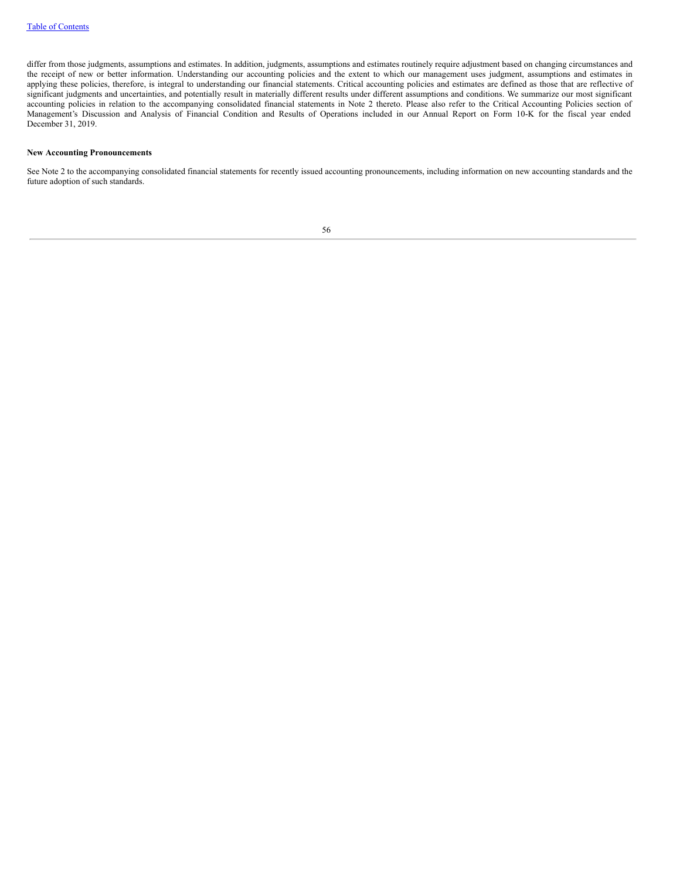differ from those judgments, assumptions and estimates. In addition, judgments, assumptions and estimates routinely require adjustment based on changing circumstances and the receipt of new or better information. Understanding our accounting policies and the extent to which our management uses judgment, assumptions and estimates in applying these policies, therefore, is integral to understanding our financial statements. Critical accounting policies and estimates are defined as those that are reflective of significant judgments and uncertainties, and potentially result in materially different results under different assumptions and conditions. We summarize our most significant accounting policies in relation to the accompanying consolidated financial statements in Note 2 thereto. Please also refer to the Critical Accounting Policies section of Management's Discussion and Analysis of Financial Condition and Results of Operations included in our Annual Report on Form 10-K for the fiscal year ended December 31, 2019.

**New Accounting Pronouncements**

See Note 2 to the accompanying consolidated financial statements for recently issued accounting pronouncements, including information on new accounting standards and the future adoption of such standards.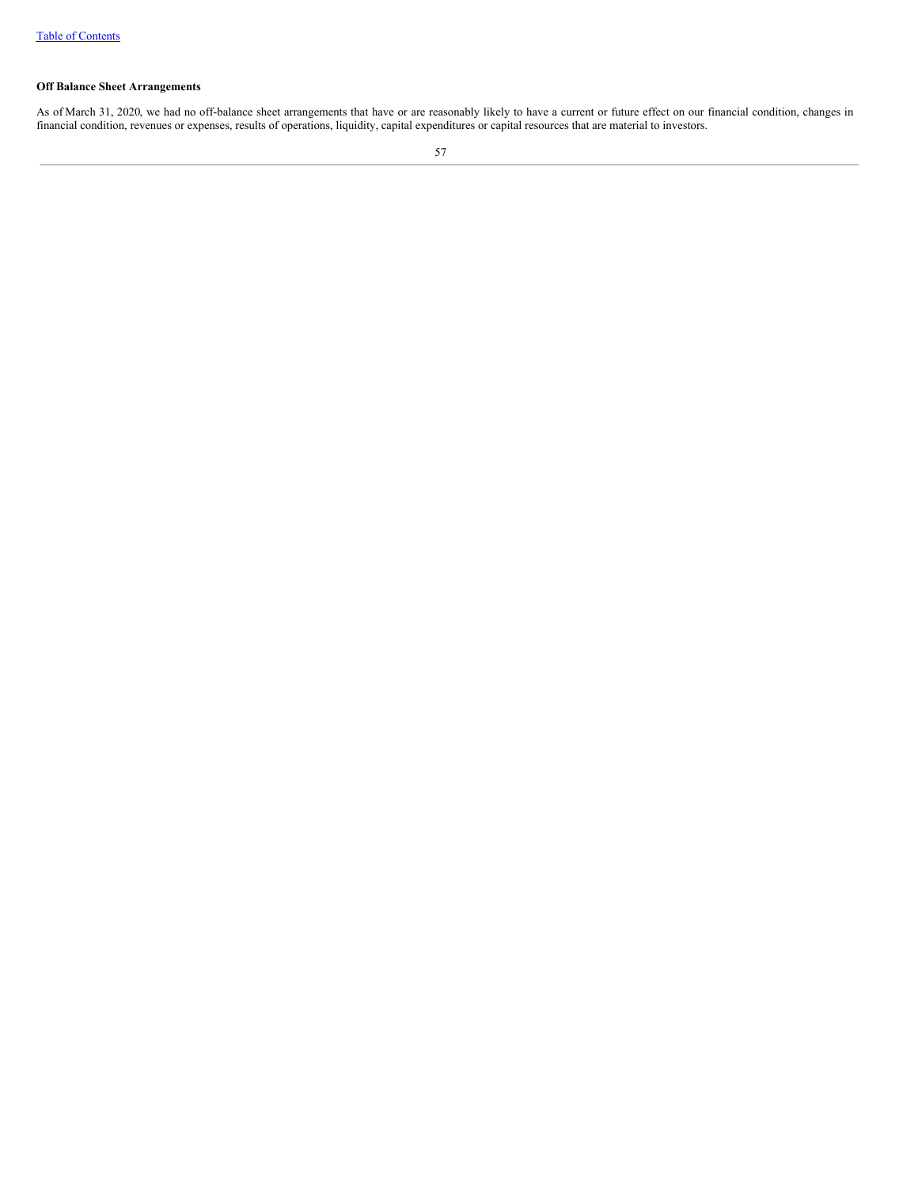**Off Balance Sheet Arrangements**

As of March 31, 2020, we had no off-balance sheet arrangements that have or are reasonably likely to have a current or future effect on our financial condition, changes in financial condition, revenues or expenses, results of operations, liquidity, capital expenditures or capital resources that are material to investors.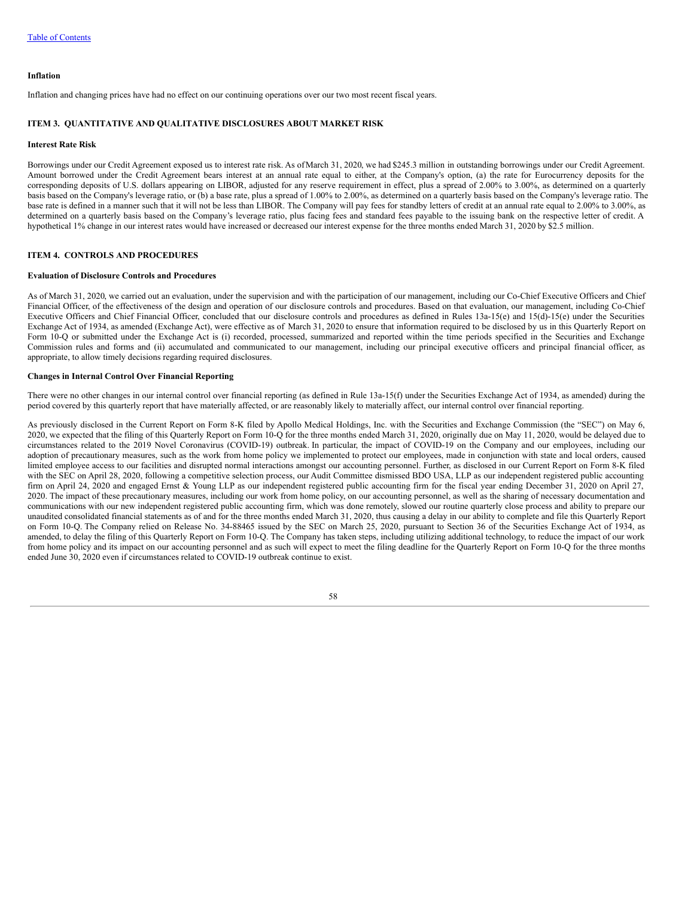### Inflation

Inflation and changing prices have had no effect on our continuing operations over our two most recent fiscal years.

## ITEM 3. QUANTITATIVE AND QUALITATIVE DISCLOSURES ABOUT MARKET RISK

### Interest Rate Risk

Borrowings under our Credit Agreement exposed us to interest rate risk. As of March 31, 2020, we had $245.3 million in outstanding borrowings under our Credit Agreement. Amount borrowed under the Credit Agreement bears interest at an annual rate equal to either, at the Company's option, (a) the rate for Eurocurrency deposits for the corresponding deposits of U.S. dollars appearing on LIBOR, adjusted for any reserve requirement in effect, plus a spread of 2.00% to 3.00%, as determined on a quarterly basis based on the Company's leverage ratio, or (b) a base rate, plus a spread of 1.00% to 2.00%, as determined on a quarterly basis based on the Company's leverage ratio. The base rate is defined in a manner such that it will not be less than LIBOR. The Company will pay fees for standby letters of credit at an annual rate equal to 2.00% to 3.00%, as determined on a quarterly basis based on the Company's leverage ratio, plus facing fees and standard fees payable to the issuing bank on the respective letter of credit. A hypothetical 1% change in our interest rates would have increased or decreased our interest expense for the three months ended March 31, 2020 by $2.5 million.

## ITEM 4. CONTROLS AND PROCEDURES

### Evaluation of Disclosure Controls and Procedures

As of March 31, 2020, we carried out an evaluation, under the supervision and with the participation of our management, including our Co-Chief Executive Officers and Chief Financial Officer, of the effectiveness of the design and operation of our disclosure controls and procedures. Based on that evaluation, our management, including Co-Chief Executive Officers and Chief Financial Officer, concluded that our disclosure controls and procedures as defined in Rules 13a-15(e) and 15(d)-15(e) under the Securities Exchange Act of 1934, as amended (Exchange Act), were effective as of March 31, 2020 to ensure that information required to be disclosed by us in this Quarterly Report on Form 10-Q or submitted under the Exchange Act is (i) recorded, processed, summarized and reported within the time periods specified in the Securities and Exchange Commission rules and forms and (ii) accumulated and communicated to our management, including our principal executive officers and principal financial officer, as appropriate, to allow timely decisions regarding required disclosures.

### Changes in Internal Control Over Financial Reporting

There were no other changes in our internal control over financial reporting (as defined in Rule 13a-15(f) under the Securities Exchange Act of 1934, as amended) during the period covered by this quarterly report that have materially affected, or are reasonably likely to materially affect, our internal control over financial reporting.

As previously disclosed in the Current Report on Form 8-K filed by Apollo Medical Holdings, Inc. with the Securities and Exchange Commission (the "SEC") on May 6, 2020, we expected that the filing of this Quarterly Report on Form 10-Q for the three months ended March 31, 2020, originally due on May 11, 2020, would be delayed due to circumstances related to the 2019 Novel Coronavirus (COVID-19) outbreak. In particular, the impact of COVID-19 on the Company and our employees, including our adoption of precautionary measures, such as the work from home policy we implemented to protect our employees, made in conjunction with state and local orders, caused limited employee access to our facilities and disrupted normal interactions amongst our accounting personnel. Further, as disclosed in our Current Report on Form 8-K filed with the SEC on April 28, 2020, following a competitive selection process, our Audit Committee dismissed BDO USA, LLP as our independent registered public accounting firm on April 24, 2020 and engaged Ernst & Young LLP as our independent registered public accounting firm for the fiscal year ending December 31, 2020 on April 27, 2020. The impact of these precautionary measures, including our work from home policy, on our accounting personnel, as well as the sharing of necessary documentation and communications with our new independent registered public accounting firm, which was done remotely, slowed our routine quarterly close process and ability to prepare our unaudited consolidated financial statements as of and for the three months ended March 31, 2020, thus causing a delay in our ability to complete and file this Quarterly Report on Form 10-Q. The Company relied on Release No. 34-88465 issued by the SEC on March 25, 2020, pursuant to Section 36 of the Securities Exchange Act of 1934, as amended, to delay the filing of this Quarterly Report on Form 10-Q. The Company has taken steps, including utilizing additional technology, to reduce the impact of our work from home policy and its impact on our accounting personnel and as such will expect to meet the filing deadline for the Quarterly Report on Form 10-Q for the three months ended June 30, 2020 even if circumstances related to COVID-19 outbreak continue to exist.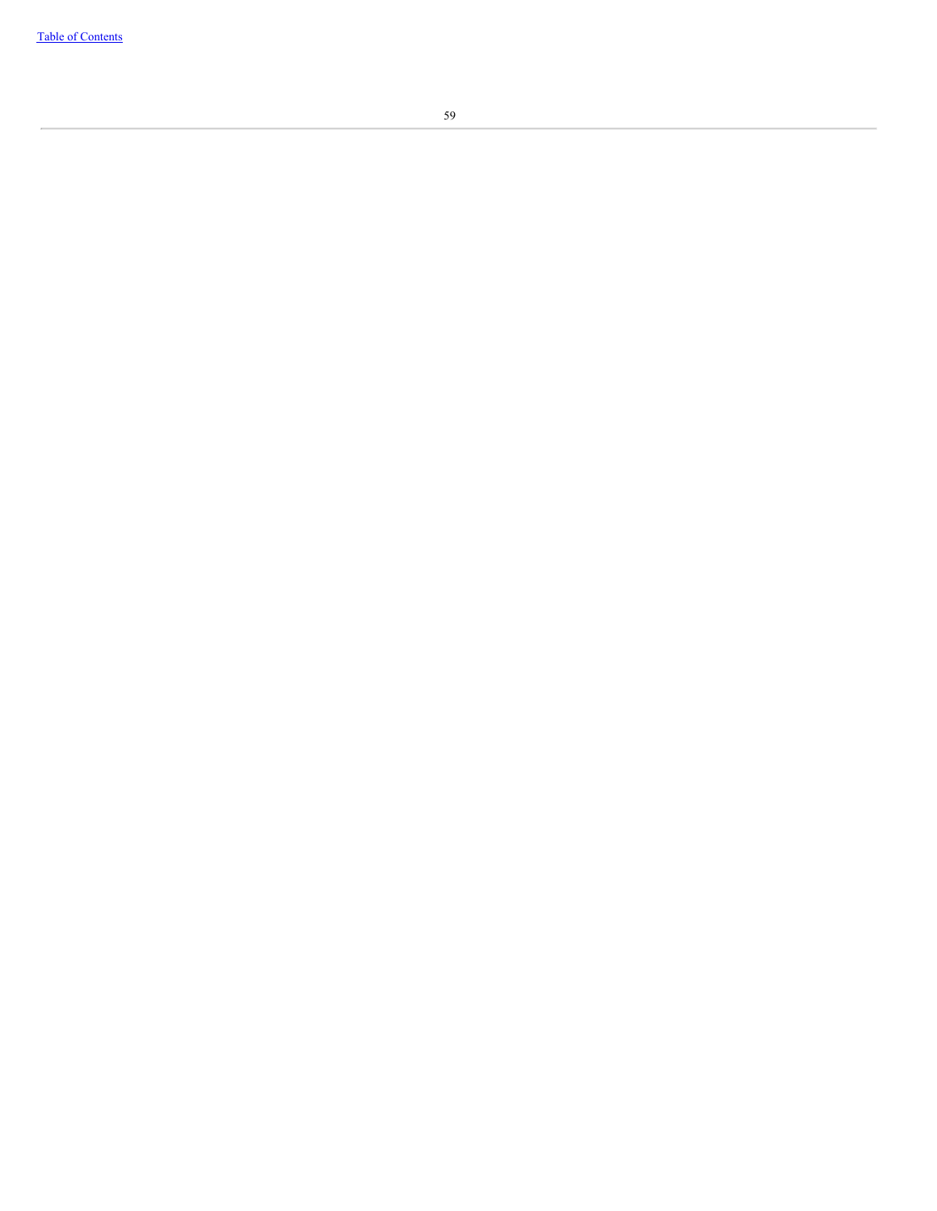[Table of Contents]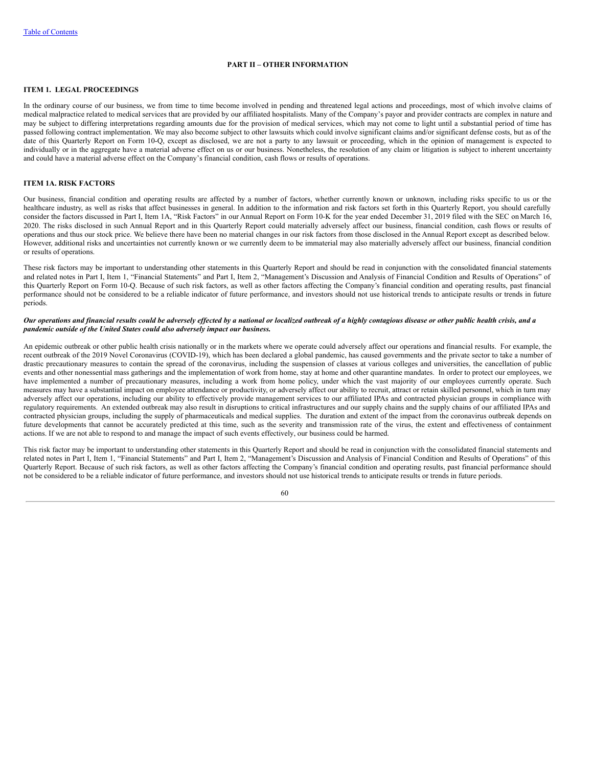## PART II – OTHER INFORMATION

### ITEM 1. LEGAL PROCEEDINGS

In the ordinary course of our business, we from time to time become involved in pending and threatened legal actions and proceedings, most of which involve claims of medical malpractice related to medical services that are provided by our affiliated hospitalists. Many of the Company's payor and provider contracts are complex in nature and may be subject to differing interpretations regarding amounts due for the provision of medical services, which may not come to light until a substantial period of time has passed following contract implementation. We may also become subject to other lawsuits which could involve significant claims and/or significant defense costs, but as of the date of this Quarterly Report on Form 10-Q, except as disclosed, we are not a party to any lawsuit or proceeding, which in the opinion of management is expected to individually or in the aggregate have a material adverse effect on us or our business. Nonetheless, the resolution of any claim or litigation is subject to inherent uncertainty and could have a material adverse effect on the Company's financial condition, cash flows or results of operations.

### ITEM 1A. RISK FACTORS

Our business, financial condition and operating results are affected by a number of factors, whether currently known or unknown, including risks specific to us or the healthcare industry, as well as risks that affect businesses in general. In addition to the information and risk factors set forth in this Quarterly Report, you should carefully consider the factors discussed in Part I, Item 1A, "Risk Factors" in our Annual Report on Form 10-K for the year ended December 31, 2019 filed with the SEC on March 16, 2020. The risks disclosed in such Annual Report and in this Quarterly Report could materially adversely affect our business, financial condition, cash flows or results of operations and thus our stock price. We believe there have been no material changes in our risk factors from those disclosed in the Annual Report except as described below. However, additional risks and uncertainties not currently known or we currently deem to be immaterial may also materially adversely affect our business, financial condition or results of operations.

These risk factors may be important to understanding other statements in this Quarterly Report and should be read in conjunction with the consolidated financial statements and related notes in Part I, Item 1, "Financial Statements" and Part I, Item 2, "Management's Discussion and Analysis of Financial Condition and Results of Operations" of this Quarterly Report on Form 10-Q. Because of such risk factors, as well as other factors affecting the Company's financial condition and operating results, past financial performance should not be considered to be a reliable indicator of future performance, and investors should not use historical trends to anticipate results or trends in future periods.

***Our operations and financial results could be adversely effected by a national or localized outbreak of a highly contagious disease or other public health crisis, and a pandemic outside of the United States could also adversely impact our business.***

An epidemic outbreak or other public health crisis nationally or in the markets where we operate could adversely affect our operations and financial results. For example, the recent outbreak of the 2019 Novel Coronavirus (COVID-19), which has been declared a global pandemic, has caused governments and the private sector to take a number of drastic precautionary measures to contain the spread of the coronavirus, including the suspension of classes at various colleges and universities, the cancellation of public events and other nonessential mass gatherings and the implementation of work from home, stay at home and other quarantine mandates. In order to protect our employees, we have implemented a number of precautionary measures, including a work from home policy, under which the vast majority of our employees currently operate. Such measures may have a substantial impact on employee attendance or productivity, or adversely affect our ability to recruit, attract or retain skilled personnel, which in turn may adversely affect our operations, including our ability to effectively provide management services to our affiliated IPAs and contracted physician groups in compliance with regulatory requirements. An extended outbreak may also result in disruptions to critical infrastructures and our supply chains and the supply chains of our affiliated IPAs and contracted physician groups, including the supply of pharmaceuticals and medical supplies. The duration and extent of the impact from the coronavirus outbreak depends on future developments that cannot be accurately predicted at this time, such as the severity and transmission rate of the virus, the extent and effectiveness of containment actions. If we are not able to respond to and manage the impact of such events effectively, our business could be harmed.

This risk factor may be important to understanding other statements in this Quarterly Report and should be read in conjunction with the consolidated financial statements and related notes in Part I, Item 1, "Financial Statements" and Part I, Item 2, "Management's Discussion and Analysis of Financial Condition and Results of Operations" of this Quarterly Report. Because of such risk factors, as well as other factors affecting the Company's financial condition and operating results, past financial performance should not be considered to be a reliable indicator of future performance, and investors should not use historical trends to anticipate results or trends in future periods.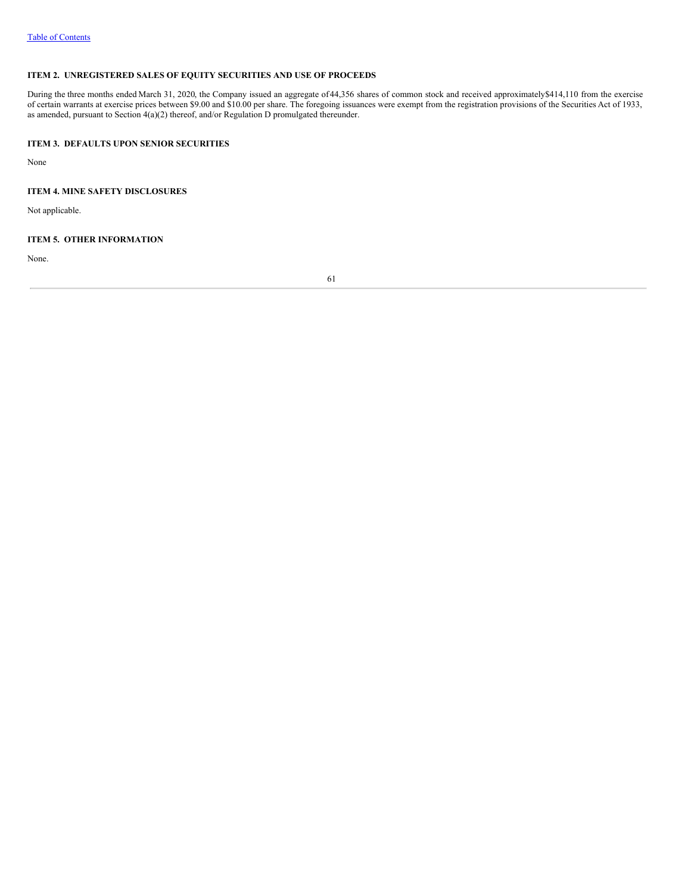### ITEM 2. UNREGISTERED SALES OF EQUITY SECURITIES AND USE OF PROCEEDS

During the three months ended March 31, 2020, the Company issued an aggregate of 44,356 shares of common stock and received approximately $414,110 from the exercise of certain warrants at exercise prices between $9.00 and $10.00 per share. The foregoing issuances were exempt from the registration provisions of the Securities Act of 1933, as amended, pursuant to Section 4(a)(2) thereof, and/or Regulation D promulgated thereunder.

### ITEM 3. DEFAULTS UPON SENIOR SECURITIES

None

### ITEM 4. MINE SAFETY DISCLOSURES

Not applicable.

### ITEM 5. OTHER INFORMATION

None.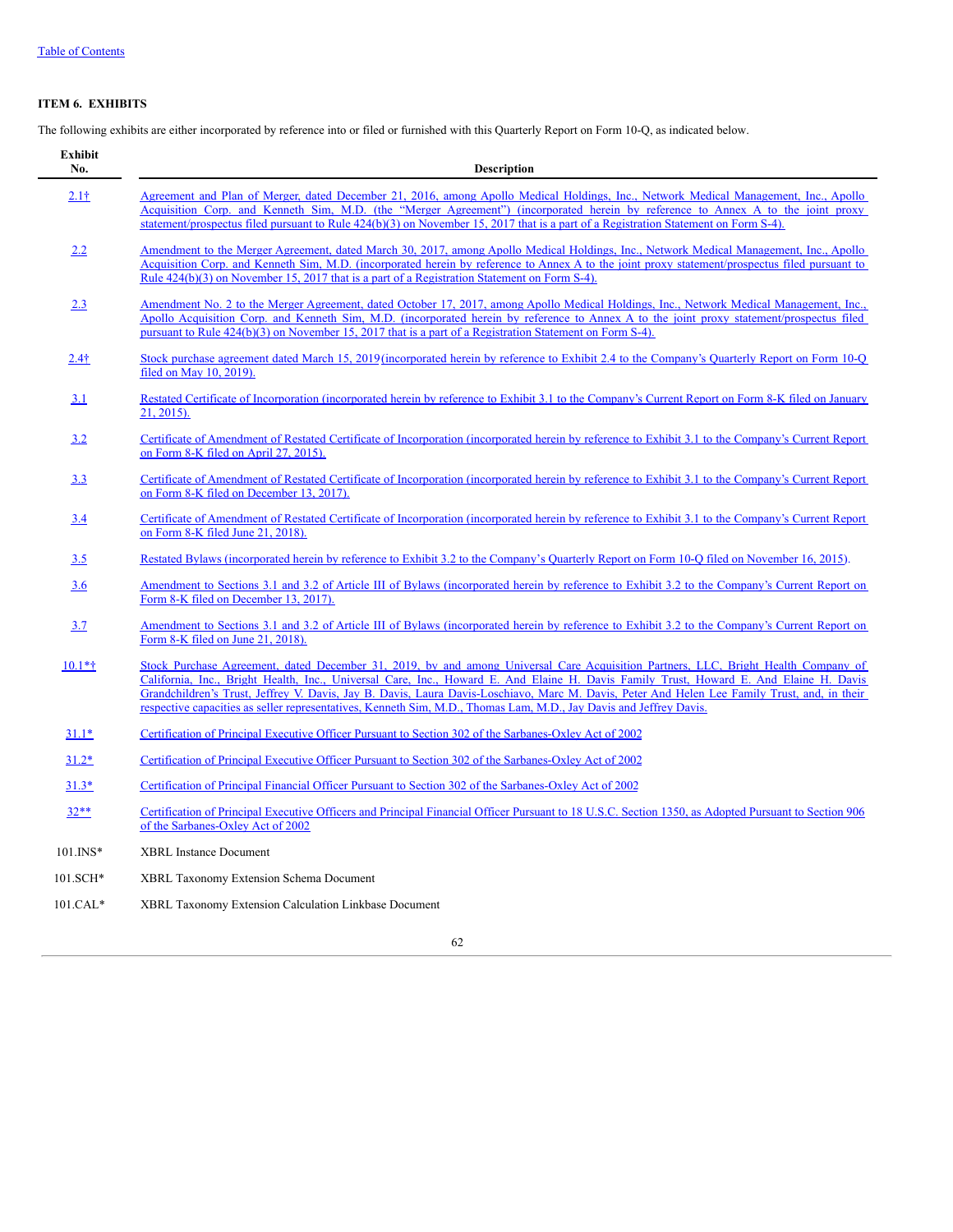[Table of Contents](#)

**ITEM 6. EXHIBITS**

The following exhibits are either incorporated by reference into or filed or furnished with this Quarterly Report on Form 10-Q, as indicated below.

| Exhibit No. | Description |
|---|---|
| 2.1† | Agreement and Plan of Merger, dated December 21, 2016, among Apollo Medical Holdings, Inc., Network Medical Management, Inc., Apollo Acquisition Corp. and Kenneth Sim, M.D. (the "Merger Agreement") (incorporated herein by reference to Annex A to the joint proxy statement/prospectus filed pursuant to Rule 424(b)(3) on November 15, 2017 that is a part of a Registration Statement on Form S-4). |
| 2.2 | Amendment to the Merger Agreement, dated March 30, 2017, among Apollo Medical Holdings, Inc., Network Medical Management, Inc., Apollo Acquisition Corp. and Kenneth Sim, M.D. (incorporated herein by reference to Annex A to the joint proxy statement/prospectus filed pursuant to Rule 424(b)(3) on November 15, 2017 that is a part of a Registration Statement on Form S-4). |
| 2.3 | Amendment No. 2 to the Merger Agreement, dated October 17, 2017, among Apollo Medical Holdings, Inc., Network Medical Management, Inc., Apollo Acquisition Corp. and Kenneth Sim, M.D. (incorporated herein by reference to Annex A to the joint proxy statement/prospectus filed pursuant to Rule 424(b)(3) on November 15, 2017 that is a part of a Registration Statement on Form S-4). |
| 2.4† | Stock purchase agreement dated March 15, 2019(incorporated herein by reference to Exhibit 2.4 to the Company's Quarterly Report on Form 10-Q filed on May 10, 2019). |
| 3.1 | Restated Certificate of Incorporation (incorporated herein by reference to Exhibit 3.1 to the Company's Current Report on Form 8-K filed on January 21, 2015). |
| 3.2 | Certificate of Amendment of Restated Certificate of Incorporation (incorporated herein by reference to Exhibit 3.1 to the Company's Current Report on Form 8-K filed on April 27, 2015). |
| 3.3 | Certificate of Amendment of Restated Certificate of Incorporation (incorporated herein by reference to Exhibit 3.1 to the Company's Current Report on Form 8-K filed on December 13, 2017). |
| 3.4 | Certificate of Amendment of Restated Certificate of Incorporation (incorporated herein by reference to Exhibit 3.1 to the Company's Current Report on Form 8-K filed June 21, 2018). |
| 3.5 | Restated Bylaws (incorporated herein by reference to Exhibit 3.2 to the Company's Quarterly Report on Form 10-Q filed on November 16, 2015). |
| 3.6 | Amendment to Sections 3.1 and 3.2 of Article III of Bylaws (incorporated herein by reference to Exhibit 3.2 to the Company's Current Report on Form 8-K filed on December 13, 2017). |
| 3.7 | Amendment to Sections 3.1 and 3.2 of Article III of Bylaws (incorporated herein by reference to Exhibit 3.2 to the Company's Current Report on Form 8-K filed on June 21, 2018). |
| 10.1*† | Stock Purchase Agreement, dated December 31, 2019, by and among Universal Care Acquisition Partners, LLC, Bright Health Company of California, Inc., Bright Health, Inc., Universal Care, Inc., Howard E. And Elaine H. Davis Family Trust, Howard E. And Elaine H. Davis Grandchildren's Trust, Jeffrey V. Davis, Jay B. Davis, Laura Davis-Loschiavo, Marc M. Davis, Peter And Helen Lee Family Trust, and, in their respective capacities as seller representatives, Kenneth Sim, M.D., Thomas Lam, M.D., Jay Davis and Jeffrey Davis. |
| 31.1* | Certification of Principal Executive Officer Pursuant to Section 302 of the Sarbanes-Oxley Act of 2002 |
| 31.2* | Certification of Principal Executive Officer Pursuant to Section 302 of the Sarbanes-Oxley Act of 2002 |
| 31.3* | Certification of Principal Financial Officer Pursuant to Section 302 of the Sarbanes-Oxley Act of 2002 |
| 32** | Certification of Principal Executive Officers and Principal Financial Officer Pursuant to 18 U.S.C. Section 1350, as Adopted Pursuant to Section 906 of the Sarbanes-Oxley Act of 2002 |
| 101.INS* | XBRL Instance Document |
| 101.SCH* | XBRL Taxonomy Extension Schema Document |
| 101.CAL* | XBRL Taxonomy Extension Calculation Linkbase Document |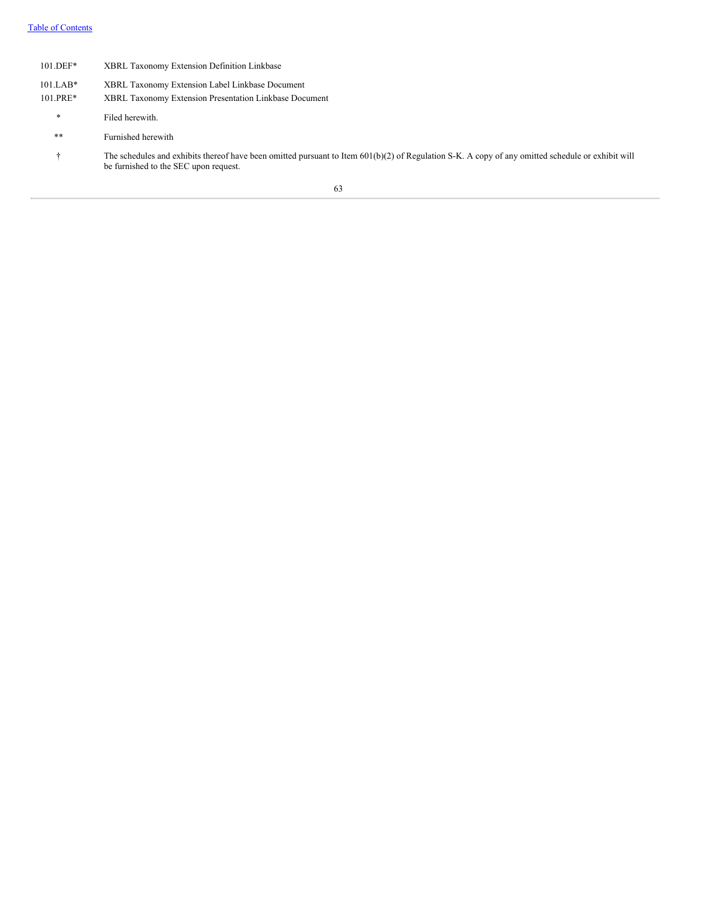| | |
|---|---|
| 101.DEF* | XBRL Taxonomy Extension Definition Linkbase |
| 101.LAB* | XBRL Taxonomy Extension Label Linkbase Document |
| 101.PRE* | XBRL Taxonomy Extension Presentation Linkbase Document |
| * | Filed herewith. |
| ** | Furnished herewith |
| † | The schedules and exhibits thereof have been omitted pursuant to Item 601(b)(2) of Regulation S-K. A copy of any omitted schedule or exhibit will be furnished to the SEC upon request. |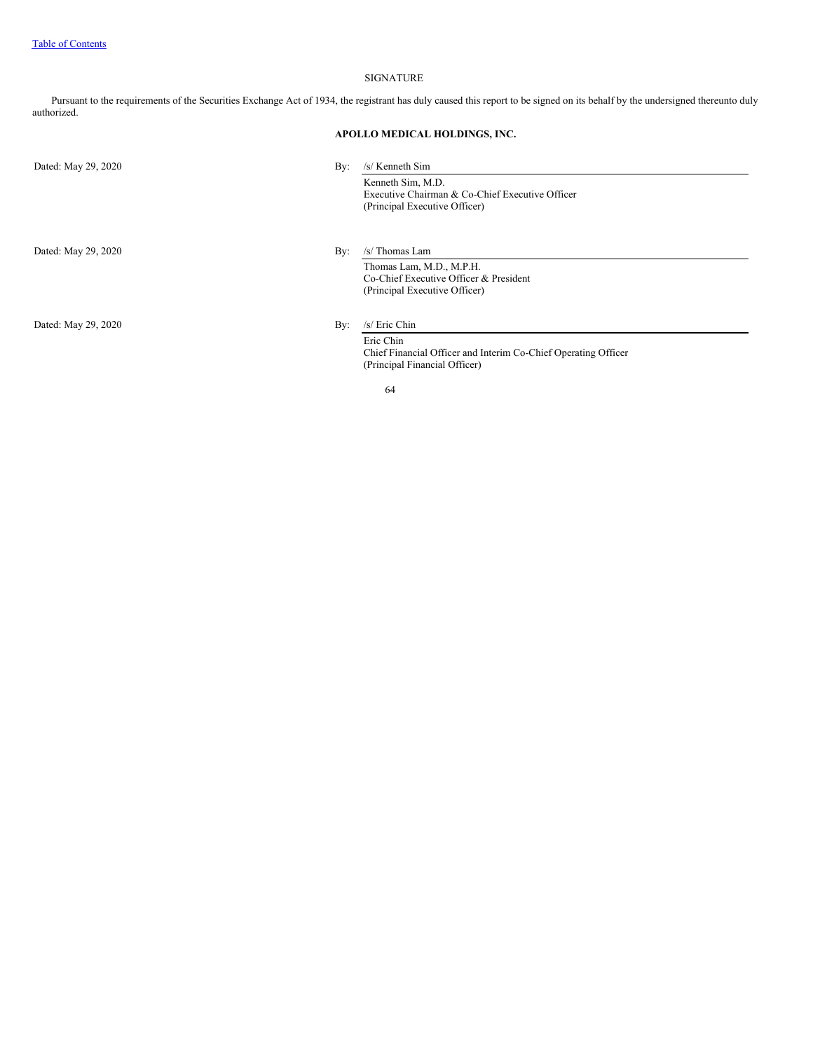SIGNATURE

Pursuant to the requirements of the Securities Exchange Act of 1934, the registrant has duly caused this report to be signed on its behalf by the undersigned thereunto duly authorized.

**APOLLO MEDICAL HOLDINGS, INC.**

Dated: May 29, 2020

By: /s/ Kenneth Sim

Kenneth Sim, M.D.
Executive Chairman & Co-Chief Executive Officer
(Principal Executive Officer)

Dated: May 29, 2020

By: /s/ Thomas Lam

Thomas Lam, M.D., M.P.H.
Co-Chief Executive Officer & President
(Principal Executive Officer)

Dated: May 29, 2020

By: /s/ Eric Chin

Eric Chin
Chief Financial Officer and Interim Co-Chief Operating Officer
(Principal Financial Officer)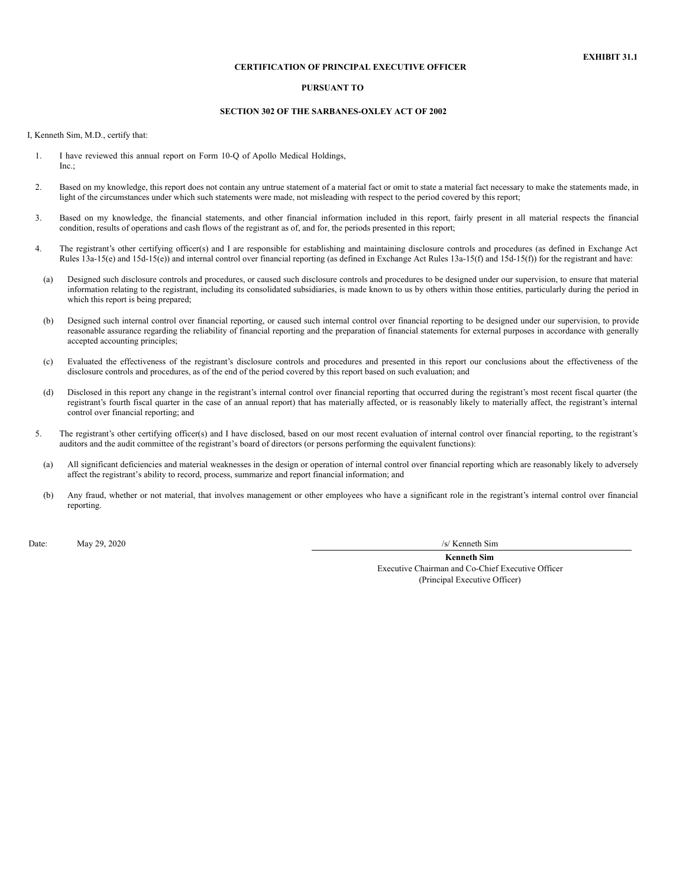**EXHIBIT 31.1**

**CERTIFICATION OF PRINCIPAL EXECUTIVE OFFICER**

**PURSUANT TO**

**SECTION 302 OF THE SARBANES-OXLEY ACT OF 2002**

I, Kenneth Sim, M.D., certify that:

1. I have reviewed this annual report on Form 10-Q of Apollo Medical Holdings, Inc.;

2. Based on my knowledge, this report does not contain any untrue statement of a material fact or omit to state a material fact necessary to make the statements made, in light of the circumstances under which such statements were made, not misleading with respect to the period covered by this report;

3. Based on my knowledge, the financial statements, and other financial information included in this report, fairly present in all material respects the financial condition, results of operations and cash flows of the registrant as of, and for, the periods presented in this report;

4. The registrant's other certifying officer(s) and I are responsible for establishing and maintaining disclosure controls and procedures (as defined in Exchange Act Rules 13a-15(e) and 15d-15(e)) and internal control over financial reporting (as defined in Exchange Act Rules 13a-15(f) and 15d-15(f)) for the registrant and have:

   (a) Designed such disclosure controls and procedures, or caused such disclosure controls and procedures to be designed under our supervision, to ensure that material information relating to the registrant, including its consolidated subsidiaries, is made known to us by others within those entities, particularly during the period in which this report is being prepared;

   (b) Designed such internal control over financial reporting, or caused such internal control over financial reporting to be designed under our supervision, to provide reasonable assurance regarding the reliability of financial reporting and the preparation of financial statements for external purposes in accordance with generally accepted accounting principles;

   (c) Evaluated the effectiveness of the registrant's disclosure controls and procedures and presented in this report our conclusions about the effectiveness of the disclosure controls and procedures, as of the end of the period covered by this report based on such evaluation; and

   (d) Disclosed in this report any change in the registrant's internal control over financial reporting that occurred during the registrant's most recent fiscal quarter (the registrant's fourth fiscal quarter in the case of an annual report) that has materially affected, or is reasonably likely to materially affect, the registrant's internal control over financial reporting; and

5. The registrant's other certifying officer(s) and I have disclosed, based on our most recent evaluation of internal control over financial reporting, to the registrant's auditors and the audit committee of the registrant's board of directors (or persons performing the equivalent functions):

   (a) All significant deficiencies and material weaknesses in the design or operation of internal control over financial reporting which are reasonably likely to adversely affect the registrant's ability to record, process, summarize and report financial information; and

   (b) Any fraud, whether or not material, that involves management or other employees who have a significant role in the registrant's internal control over financial reporting.

Date: May 29, 2020

/s/ Kenneth Sim

**Kenneth Sim**
Executive Chairman and Co-Chief Executive Officer
(Principal Executive Officer)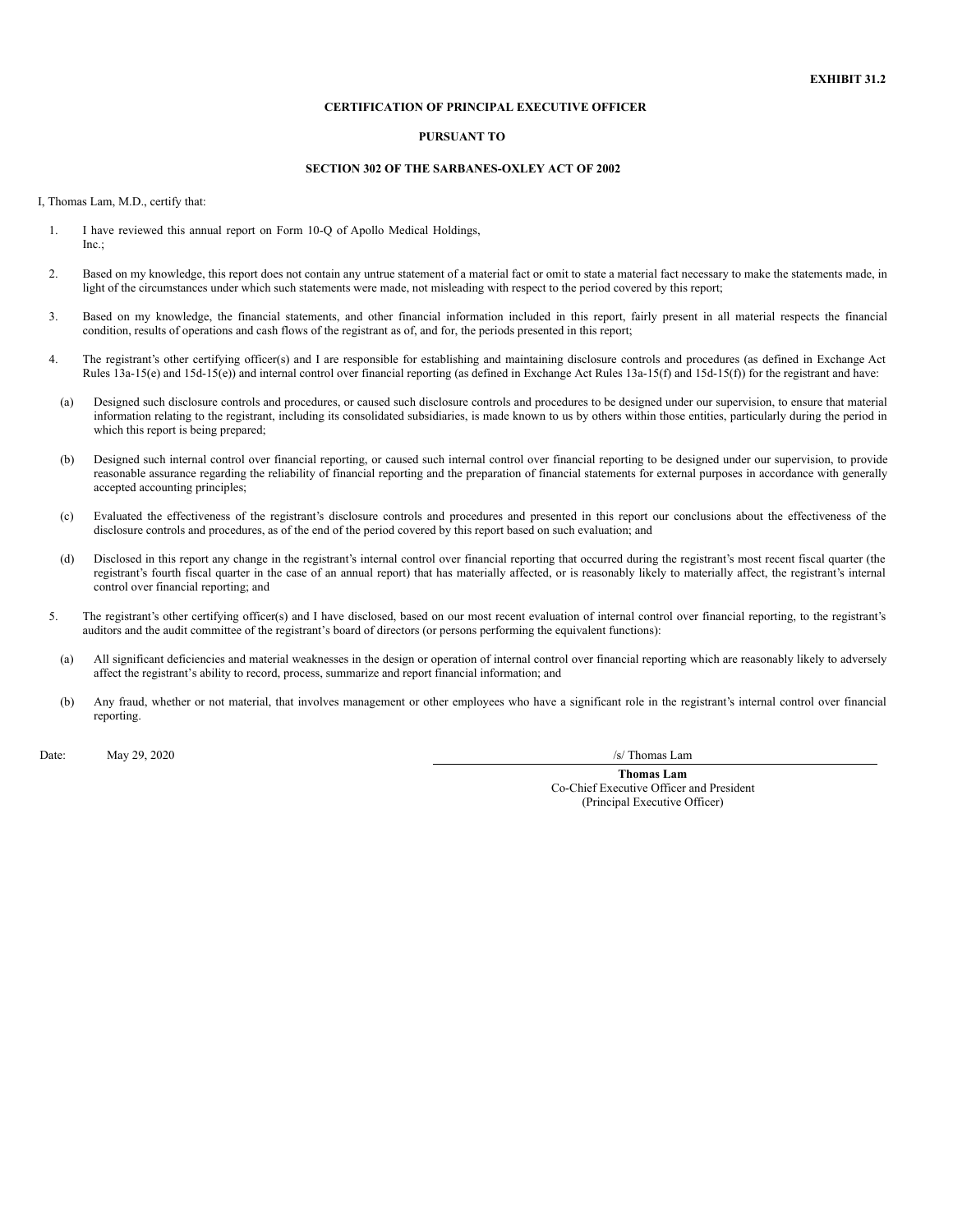**EXHIBIT 31.2**

**CERTIFICATION OF PRINCIPAL EXECUTIVE OFFICER**

**PURSUANT TO**

**SECTION 302 OF THE SARBANES-OXLEY ACT OF 2002**

I, Thomas Lam, M.D., certify that:

1. I have reviewed this annual report on Form 10-Q of Apollo Medical Holdings, Inc.;

2. Based on my knowledge, this report does not contain any untrue statement of a material fact or omit to state a material fact necessary to make the statements made, in light of the circumstances under which such statements were made, not misleading with respect to the period covered by this report;

3. Based on my knowledge, the financial statements, and other financial information included in this report, fairly present in all material respects the financial condition, results of operations and cash flows of the registrant as of, and for, the periods presented in this report;

4. The registrant's other certifying officer(s) and I are responsible for establishing and maintaining disclosure controls and procedures (as defined in Exchange Act Rules 13a-15(e) and 15d-15(e)) and internal control over financial reporting (as defined in Exchange Act Rules 13a-15(f) and 15d-15(f)) for the registrant and have:

   (a) Designed such disclosure controls and procedures, or caused such disclosure controls and procedures to be designed under our supervision, to ensure that material information relating to the registrant, including its consolidated subsidiaries, is made known to us by others within those entities, particularly during the period in which this report is being prepared;

   (b) Designed such internal control over financial reporting, or caused such internal control over financial reporting to be designed under our supervision, to provide reasonable assurance regarding the reliability of financial reporting and the preparation of financial statements for external purposes in accordance with generally accepted accounting principles;

   (c) Evaluated the effectiveness of the registrant's disclosure controls and procedures and presented in this report our conclusions about the effectiveness of the disclosure controls and procedures, as of the end of the period covered by this report based on such evaluation; and

   (d) Disclosed in this report any change in the registrant's internal control over financial reporting that occurred during the registrant's most recent fiscal quarter (the registrant's fourth fiscal quarter in the case of an annual report) that has materially affected, or is reasonably likely to materially affect, the registrant's internal control over financial reporting; and

5. The registrant's other certifying officer(s) and I have disclosed, based on our most recent evaluation of internal control over financial reporting, to the registrant's auditors and the audit committee of the registrant's board of directors (or persons performing the equivalent functions):

   (a) All significant deficiencies and material weaknesses in the design or operation of internal control over financial reporting which are reasonably likely to adversely affect the registrant's ability to record, process, summarize and report financial information; and

   (b) Any fraud, whether or not material, that involves management or other employees who have a significant role in the registrant's internal control over financial reporting.

Date: May 29, 2020

/s/ Thomas Lam

**Thomas Lam**
Co-Chief Executive Officer and President
(Principal Executive Officer)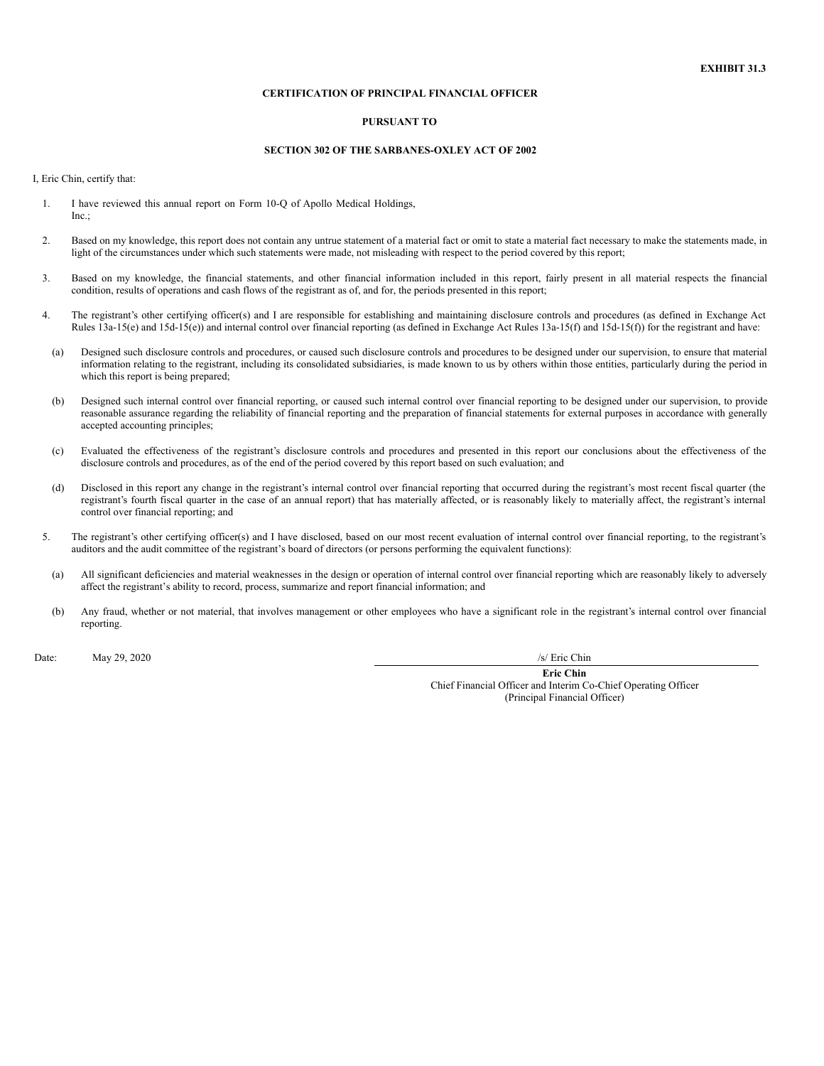**EXHIBIT 31.3**

**CERTIFICATION OF PRINCIPAL FINANCIAL OFFICER**

**PURSUANT TO**

**SECTION 302 OF THE SARBANES-OXLEY ACT OF 2002**

I, Eric Chin, certify that:

1. I have reviewed this annual report on Form 10-Q of Apollo Medical Holdings, Inc.;

2. Based on my knowledge, this report does not contain any untrue statement of a material fact or omit to state a material fact necessary to make the statements made, in light of the circumstances under which such statements were made, not misleading with respect to the period covered by this report;

3. Based on my knowledge, the financial statements, and other financial information included in this report, fairly present in all material respects the financial condition, results of operations and cash flows of the registrant as of, and for, the periods presented in this report;

4. The registrant's other certifying officer(s) and I are responsible for establishing and maintaining disclosure controls and procedures (as defined in Exchange Act Rules 13a-15(e) and 15d-15(e)) and internal control over financial reporting (as defined in Exchange Act Rules 13a-15(f) and 15d-15(f)) for the registrant and have:

   (a) Designed such disclosure controls and procedures, or caused such disclosure controls and procedures to be designed under our supervision, to ensure that material information relating to the registrant, including its consolidated subsidiaries, is made known to us by others within those entities, particularly during the period in which this report is being prepared;

   (b) Designed such internal control over financial reporting, or caused such internal control over financial reporting to be designed under our supervision, to provide reasonable assurance regarding the reliability of financial reporting and the preparation of financial statements for external purposes in accordance with generally accepted accounting principles;

   (c) Evaluated the effectiveness of the registrant's disclosure controls and procedures and presented in this report our conclusions about the effectiveness of the disclosure controls and procedures, as of the end of the period covered by this report based on such evaluation; and

   (d) Disclosed in this report any change in the registrant's internal control over financial reporting that occurred during the registrant's most recent fiscal quarter (the registrant's fourth fiscal quarter in the case of an annual report) that has materially affected, or is reasonably likely to materially affect, the registrant's internal control over financial reporting; and

5. The registrant's other certifying officer(s) and I have disclosed, based on our most recent evaluation of internal control over financial reporting, to the registrant's auditors and the audit committee of the registrant's board of directors (or persons performing the equivalent functions):

   (a) All significant deficiencies and material weaknesses in the design or operation of internal control over financial reporting which are reasonably likely to adversely affect the registrant's ability to record, process, summarize and report financial information; and

   (b) Any fraud, whether or not material, that involves management or other employees who have a significant role in the registrant's internal control over financial reporting.

Date: May 29, 2020

/s/ Eric Chin

**Eric Chin**
Chief Financial Officer and Interim Co-Chief Operating Officer
(Principal Financial Officer)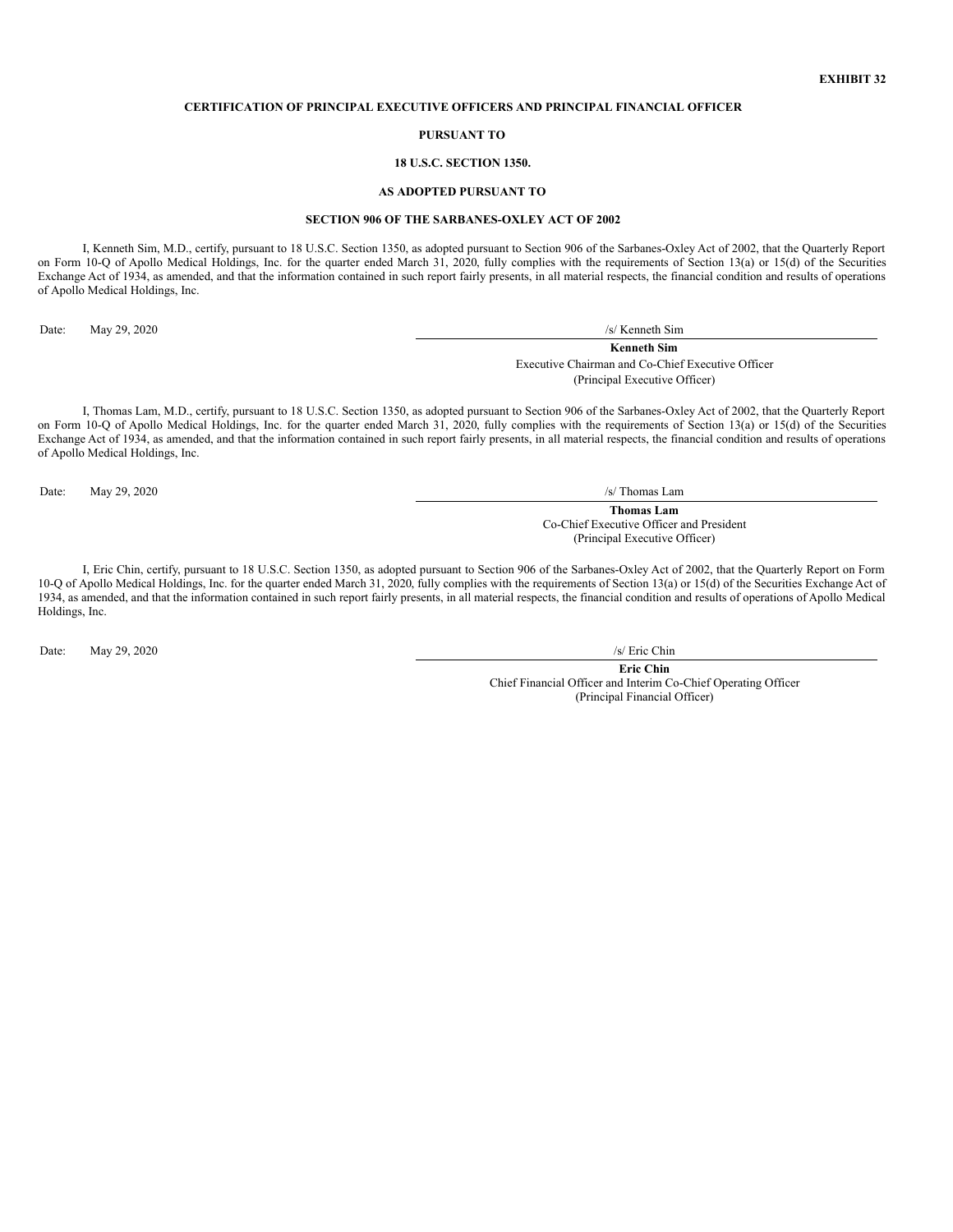**EXHIBIT 32**

**CERTIFICATION OF PRINCIPAL EXECUTIVE OFFICERS AND PRINCIPAL FINANCIAL OFFICER**

**PURSUANT TO**

**18 U.S.C. SECTION 1350.**

**AS ADOPTED PURSUANT TO**

**SECTION 906 OF THE SARBANES-OXLEY ACT OF 2002**

I, Kenneth Sim, M.D., certify, pursuant to 18 U.S.C. Section 1350, as adopted pursuant to Section 906 of the Sarbanes-Oxley Act of 2002, that the Quarterly Report on Form 10-Q of Apollo Medical Holdings, Inc. for the quarter ended March 31, 2020, fully complies with the requirements of Section 13(a) or 15(d) of the Securities Exchange Act of 1934, as amended, and that the information contained in such report fairly presents, in all material respects, the financial condition and results of operations of Apollo Medical Holdings, Inc.

Date: May 29, 2020

/s/ Kenneth Sim

**Kenneth Sim**
Executive Chairman and Co-Chief Executive Officer
(Principal Executive Officer)

I, Thomas Lam, M.D., certify, pursuant to 18 U.S.C. Section 1350, as adopted pursuant to Section 906 of the Sarbanes-Oxley Act of 2002, that the Quarterly Report on Form 10-Q of Apollo Medical Holdings, Inc. for the quarter ended March 31, 2020, fully complies with the requirements of Section 13(a) or 15(d) of the Securities Exchange Act of 1934, as amended, and that the information contained in such report fairly presents, in all material respects, the financial condition and results of operations of Apollo Medical Holdings, Inc.

Date: May 29, 2020

/s/ Thomas Lam

**Thomas Lam**
Co-Chief Executive Officer and President
(Principal Executive Officer)

I, Eric Chin, certify, pursuant to 18 U.S.C. Section 1350, as adopted pursuant to Section 906 of the Sarbanes-Oxley Act of 2002, that the Quarterly Report on Form 10-Q of Apollo Medical Holdings, Inc. for the quarter ended March 31, 2020, fully complies with the requirements of Section 13(a) or 15(d) of the Securities Exchange Act of 1934, as amended, and that the information contained in such report fairly presents, in all material respects, the financial condition and results of operations of Apollo Medical Holdings, Inc.

Date: May 29, 2020

/s/ Eric Chin

**Eric Chin**
Chief Financial Officer and Interim Co-Chief Operating Officer
(Principal Financial Officer)